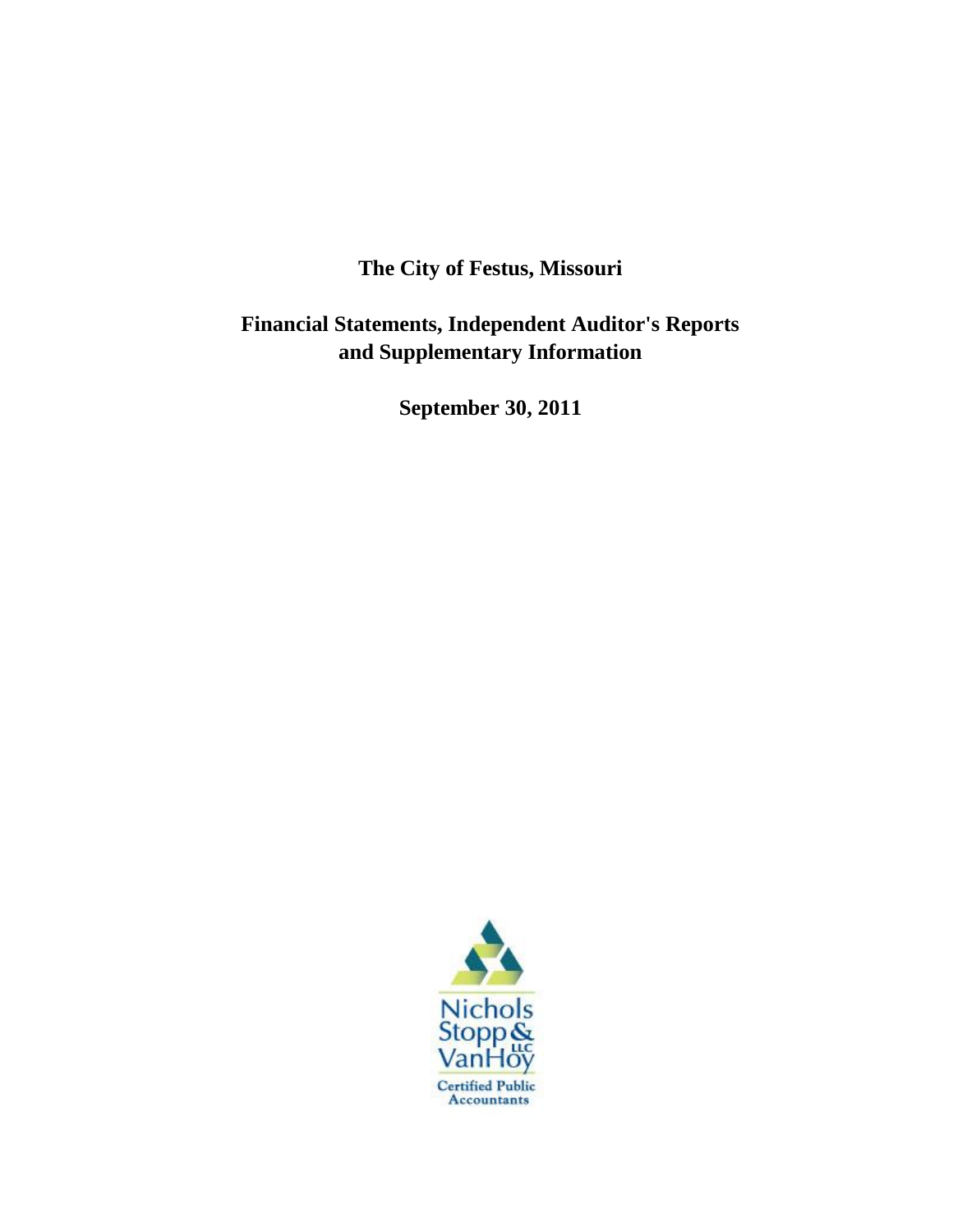# The City of Festus, Missouri

## Financial Statements, Independent Auditor's Reports and Supplementary Information

**September 30, 2011**

Nichols Stopp & VanHoy LLC

Certified Public Accountants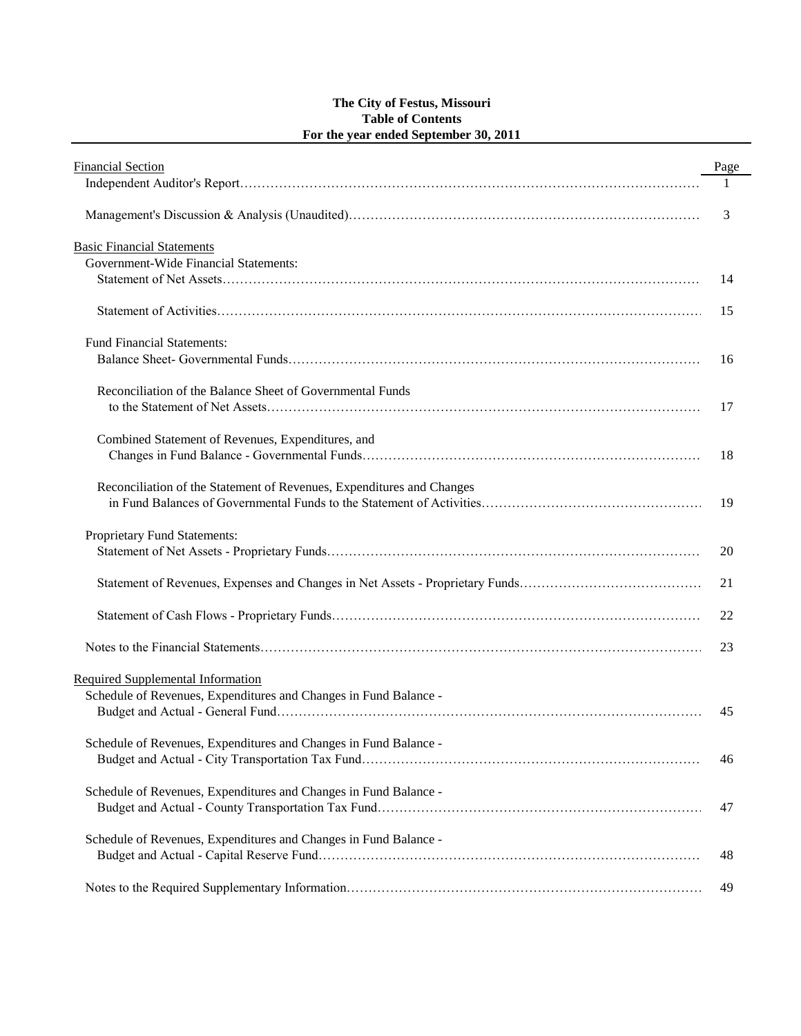**The City of Festus, Missouri**
**Table of Contents**
**For the year ended September 30, 2011**

| Financial Section | Page |
|---|---|
| Independent Auditor's Report | 1 |
| Management's Discussion & Analysis (Unaudited) | 3 |
| **Basic Financial Statements** | |
| Government-Wide Financial Statements: | |
| Statement of Net Assets | 14 |
| Statement of Activities | 15 |
| Fund Financial Statements: | |
| Balance Sheet- Governmental Funds | 16 |
| Reconciliation of the Balance Sheet of Governmental Funds to the Statement of Net Assets | 17 |
| Combined Statement of Revenues, Expenditures, and Changes in Fund Balance - Governmental Funds | 18 |
| Reconciliation of the Statement of Revenues, Expenditures and Changes in Fund Balances of Governmental Funds to the Statement of Activities | 19 |
| Proprietary Fund Statements: | |
| Statement of Net Assets - Proprietary Funds | 20 |
| Statement of Revenues, Expenses and Changes in Net Assets - Proprietary Funds | 21 |
| Statement of Cash Flows - Proprietary Funds | 22 |
| Notes to the Financial Statements | 23 |
| **Required Supplemental Information** | |
| Schedule of Revenues, Expenditures and Changes in Fund Balance - Budget and Actual - General Fund | 45 |
| Schedule of Revenues, Expenditures and Changes in Fund Balance - Budget and Actual - City Transportation Tax Fund | 46 |
| Schedule of Revenues, Expenditures and Changes in Fund Balance - Budget and Actual - County Transportation Tax Fund | 47 |
| Schedule of Revenues, Expenditures and Changes in Fund Balance - Budget and Actual - Capital Reserve Fund | 48 |
| Notes to the Required Supplementary Information | 49 |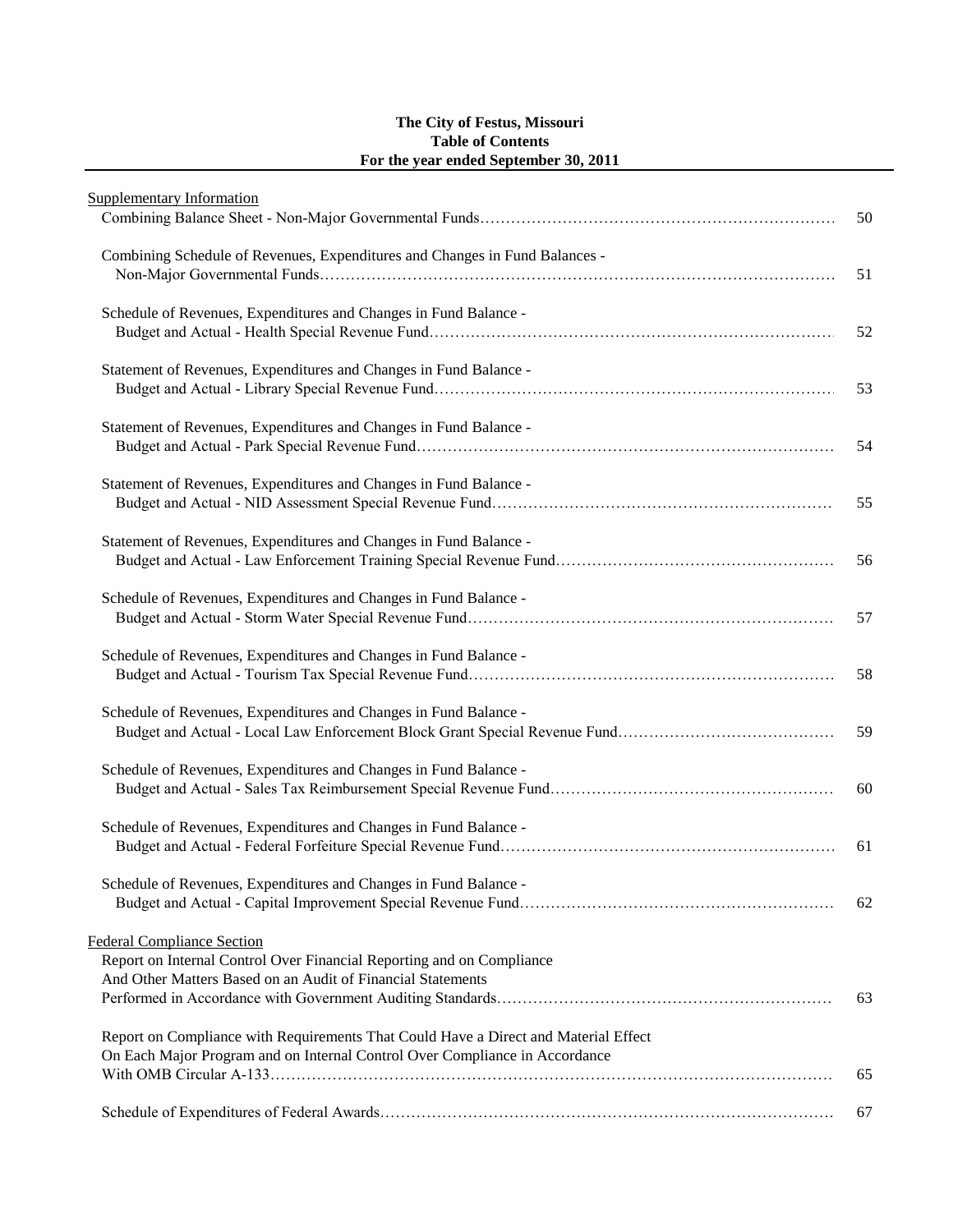**The City of Festus, Missouri**
**Table of Contents**
**For the year ended September 30, 2011**

| | |
|---|---|
| Supplementary Information | |
| Combining Balance Sheet - Non-Major Governmental Funds | 50 |
| Combining Schedule of Revenues, Expenditures and Changes in Fund Balances - Non-Major Governmental Funds | 51 |
| Schedule of Revenues, Expenditures and Changes in Fund Balance - Budget and Actual - Health Special Revenue Fund | 52 |
| Statement of Revenues, Expenditures and Changes in Fund Balance - Budget and Actual - Library Special Revenue Fund | 53 |
| Statement of Revenues, Expenditures and Changes in Fund Balance - Budget and Actual - Park Special Revenue Fund | 54 |
| Statement of Revenues, Expenditures and Changes in Fund Balance - Budget and Actual - NID Assessment Special Revenue Fund | 55 |
| Statement of Revenues, Expenditures and Changes in Fund Balance - Budget and Actual - Law Enforcement Training Special Revenue Fund | 56 |
| Schedule of Revenues, Expenditures and Changes in Fund Balance - Budget and Actual - Storm Water Special Revenue Fund | 57 |
| Schedule of Revenues, Expenditures and Changes in Fund Balance - Budget and Actual - Tourism Tax Special Revenue Fund | 58 |
| Schedule of Revenues, Expenditures and Changes in Fund Balance - Budget and Actual - Local Law Enforcement Block Grant Special Revenue Fund | 59 |
| Schedule of Revenues, Expenditures and Changes in Fund Balance - Budget and Actual - Sales Tax Reimbursement Special Revenue Fund | 60 |
| Schedule of Revenues, Expenditures and Changes in Fund Balance - Budget and Actual - Federal Forfeiture Special Revenue Fund | 61 |
| Schedule of Revenues, Expenditures and Changes in Fund Balance - Budget and Actual - Capital Improvement Special Revenue Fund | 62 |
| Federal Compliance Section | |
| Report on Internal Control Over Financial Reporting and on Compliance And Other Matters Based on an Audit of Financial Statements Performed in Accordance with Government Auditing Standards | 63 |
| Report on Compliance with Requirements That Could Have a Direct and Material Effect On Each Major Program and on Internal Control Over Compliance in Accordance With OMB Circular A-133 | 65 |
| Schedule of Expenditures of Federal Awards | 67 |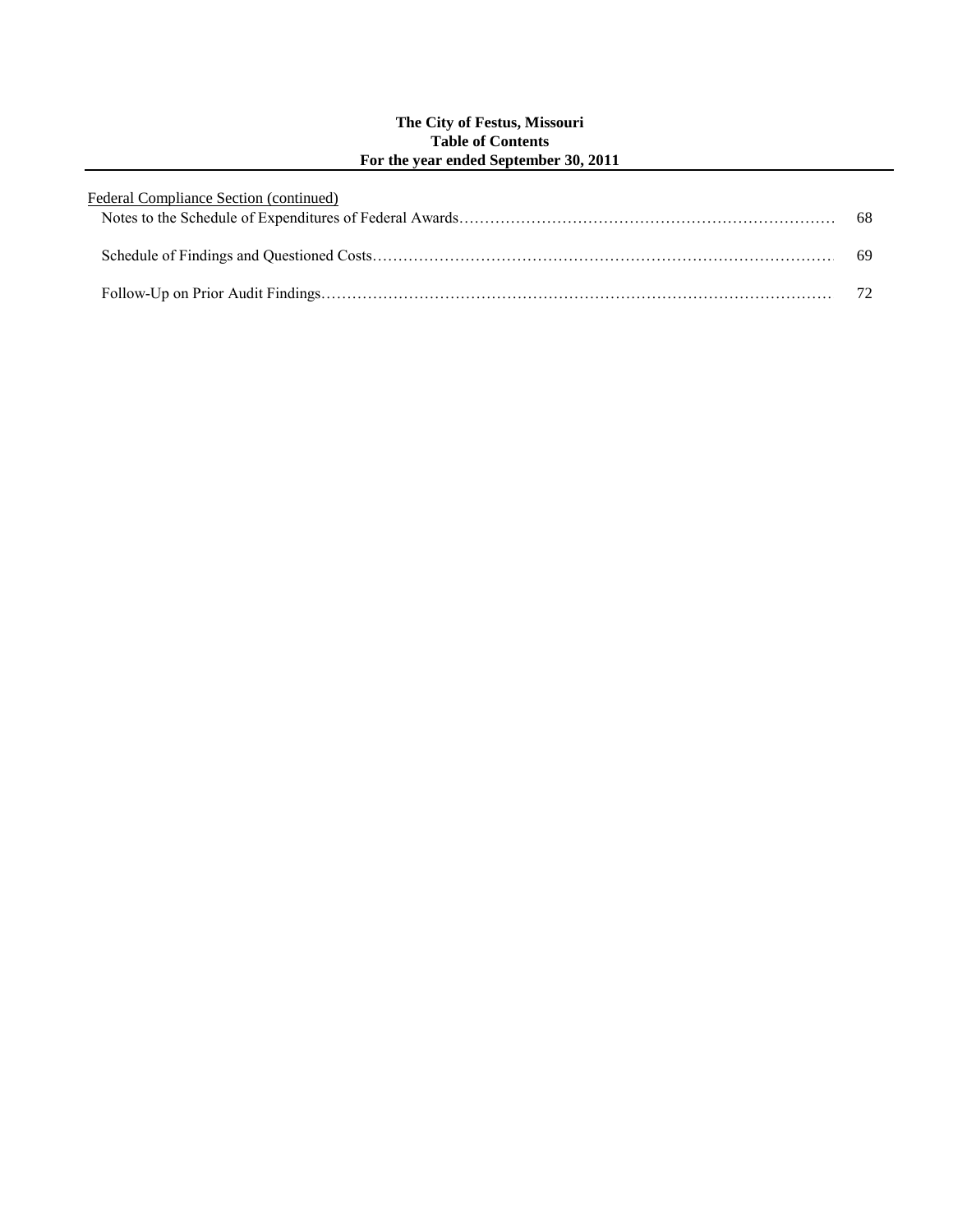**The City of Festus, Missouri**
**Table of Contents**
**For the year ended September 30, 2011**

Federal Compliance Section (continued)

| | |
|---|---|
| Notes to the Schedule of Expenditures of Federal Awards | 68 |
| Schedule of Findings and Questioned Costs | 69 |
| Follow-Up on Prior Audit Findings | 72 |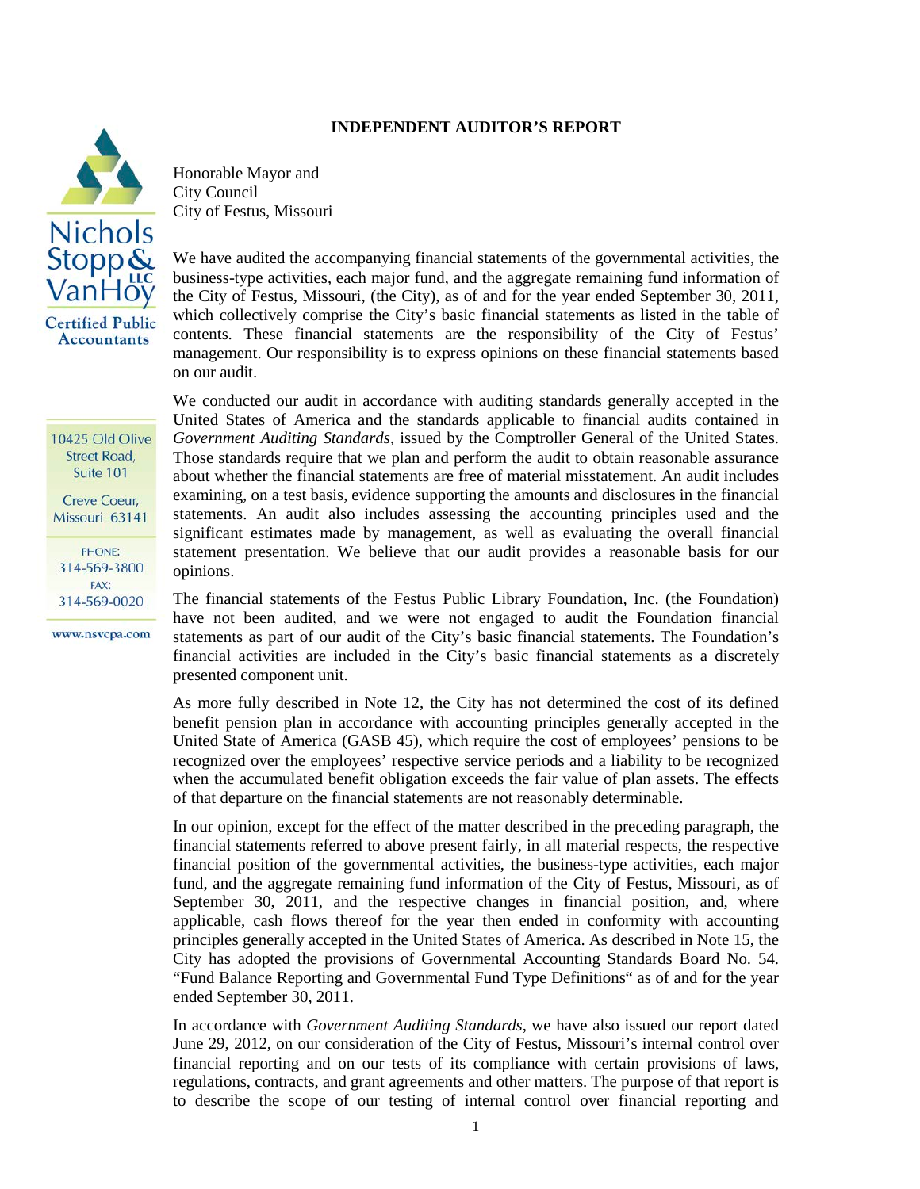# INDEPENDENT AUDITOR'S REPORT

Nichols Stopp & VanHoy LLC
Certified Public Accountants

10425 Old Olive Street Road, Suite 101

Creve Coeur, Missouri 63141

PHONE: 314-569-3800
FAX: 314-569-0020

www.nsvcpa.com

Honorable Mayor and
City Council
City of Festus, Missouri

We have audited the accompanying financial statements of the governmental activities, the business-type activities, each major fund, and the aggregate remaining fund information of the City of Festus, Missouri, (the City), as of and for the year ended September 30, 2011, which collectively comprise the City's basic financial statements as listed in the table of contents. These financial statements are the responsibility of the City of Festus' management. Our responsibility is to express opinions on these financial statements based on our audit.

We conducted our audit in accordance with auditing standards generally accepted in the United States of America and the standards applicable to financial audits contained in *Government Auditing Standards*, issued by the Comptroller General of the United States. Those standards require that we plan and perform the audit to obtain reasonable assurance about whether the financial statements are free of material misstatement. An audit includes examining, on a test basis, evidence supporting the amounts and disclosures in the financial statements. An audit also includes assessing the accounting principles used and the significant estimates made by management, as well as evaluating the overall financial statement presentation. We believe that our audit provides a reasonable basis for our opinions.

The financial statements of the Festus Public Library Foundation, Inc. (the Foundation) have not been audited, and we were not engaged to audit the Foundation financial statements as part of our audit of the City's basic financial statements. The Foundation's financial activities are included in the City's basic financial statements as a discretely presented component unit.

As more fully described in Note 12, the City has not determined the cost of its defined benefit pension plan in accordance with accounting principles generally accepted in the United State of America (GASB 45), which require the cost of employees' pensions to be recognized over the employees' respective service periods and a liability to be recognized when the accumulated benefit obligation exceeds the fair value of plan assets. The effects of that departure on the financial statements are not reasonably determinable.

In our opinion, except for the effect of the matter described in the preceding paragraph, the financial statements referred to above present fairly, in all material respects, the respective financial position of the governmental activities, the business-type activities, each major fund, and the aggregate remaining fund information of the City of Festus, Missouri, as of September 30, 2011, and the respective changes in financial position, and, where applicable, cash flows thereof for the year then ended in conformity with accounting principles generally accepted in the United States of America. As described in Note 15, the City has adopted the provisions of Governmental Accounting Standards Board No. 54. "Fund Balance Reporting and Governmental Fund Type Definitions" as of and for the year ended September 30, 2011.

In accordance with *Government Auditing Standards*, we have also issued our report dated June 29, 2012, on our consideration of the City of Festus, Missouri's internal control over financial reporting and on our tests of its compliance with certain provisions of laws, regulations, contracts, and grant agreements and other matters. The purpose of that report is to describe the scope of our testing of internal control over financial reporting and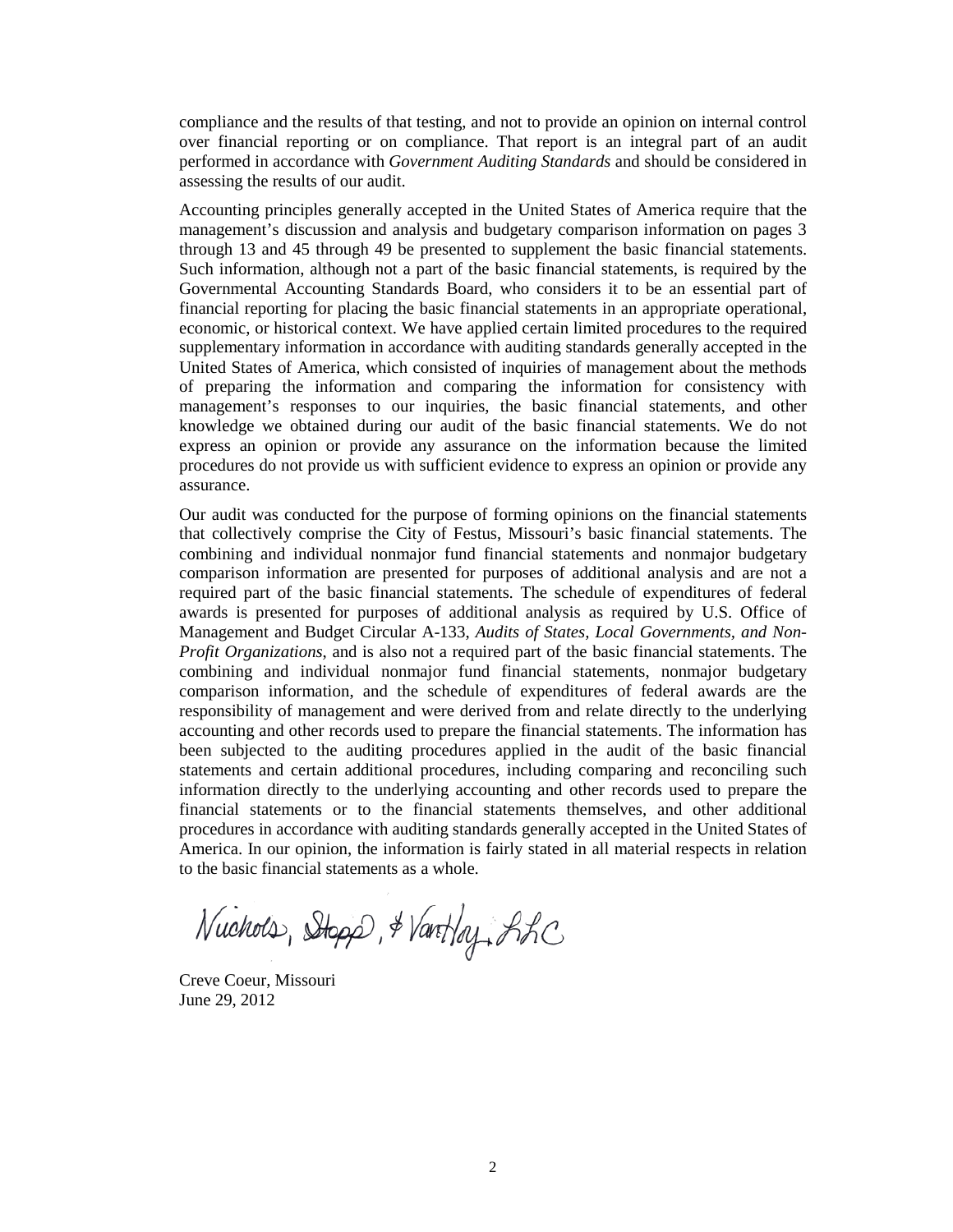compliance and the results of that testing, and not to provide an opinion on internal control over financial reporting or on compliance. That report is an integral part of an audit performed in accordance with *Government Auditing Standards* and should be considered in assessing the results of our audit.

Accounting principles generally accepted in the United States of America require that the management's discussion and analysis and budgetary comparison information on pages 3 through 13 and 45 through 49 be presented to supplement the basic financial statements. Such information, although not a part of the basic financial statements, is required by the Governmental Accounting Standards Board, who considers it to be an essential part of financial reporting for placing the basic financial statements in an appropriate operational, economic, or historical context. We have applied certain limited procedures to the required supplementary information in accordance with auditing standards generally accepted in the United States of America, which consisted of inquiries of management about the methods of preparing the information and comparing the information for consistency with management's responses to our inquiries, the basic financial statements, and other knowledge we obtained during our audit of the basic financial statements. We do not express an opinion or provide any assurance on the information because the limited procedures do not provide us with sufficient evidence to express an opinion or provide any assurance.

Our audit was conducted for the purpose of forming opinions on the financial statements that collectively comprise the City of Festus, Missouri's basic financial statements. The combining and individual nonmajor fund financial statements and nonmajor budgetary comparison information are presented for purposes of additional analysis and are not a required part of the basic financial statements. The schedule of expenditures of federal awards is presented for purposes of additional analysis as required by U.S. Office of Management and Budget Circular A-133, *Audits of States, Local Governments, and Non-Profit Organizations*, and is also not a required part of the basic financial statements. The combining and individual nonmajor fund financial statements, nonmajor budgetary comparison information, and the schedule of expenditures of federal awards are the responsibility of management and were derived from and relate directly to the underlying accounting and other records used to prepare the financial statements. The information has been subjected to the auditing procedures applied in the audit of the basic financial statements and certain additional procedures, including comparing and reconciling such information directly to the underlying accounting and other records used to prepare the financial statements or to the financial statements themselves, and other additional procedures in accordance with auditing standards generally accepted in the United States of America. In our opinion, the information is fairly stated in all material respects in relation to the basic financial statements as a whole.

Nichols, Stopp, & VanHoy, LLC

Creve Coeur, Missouri
June 29, 2012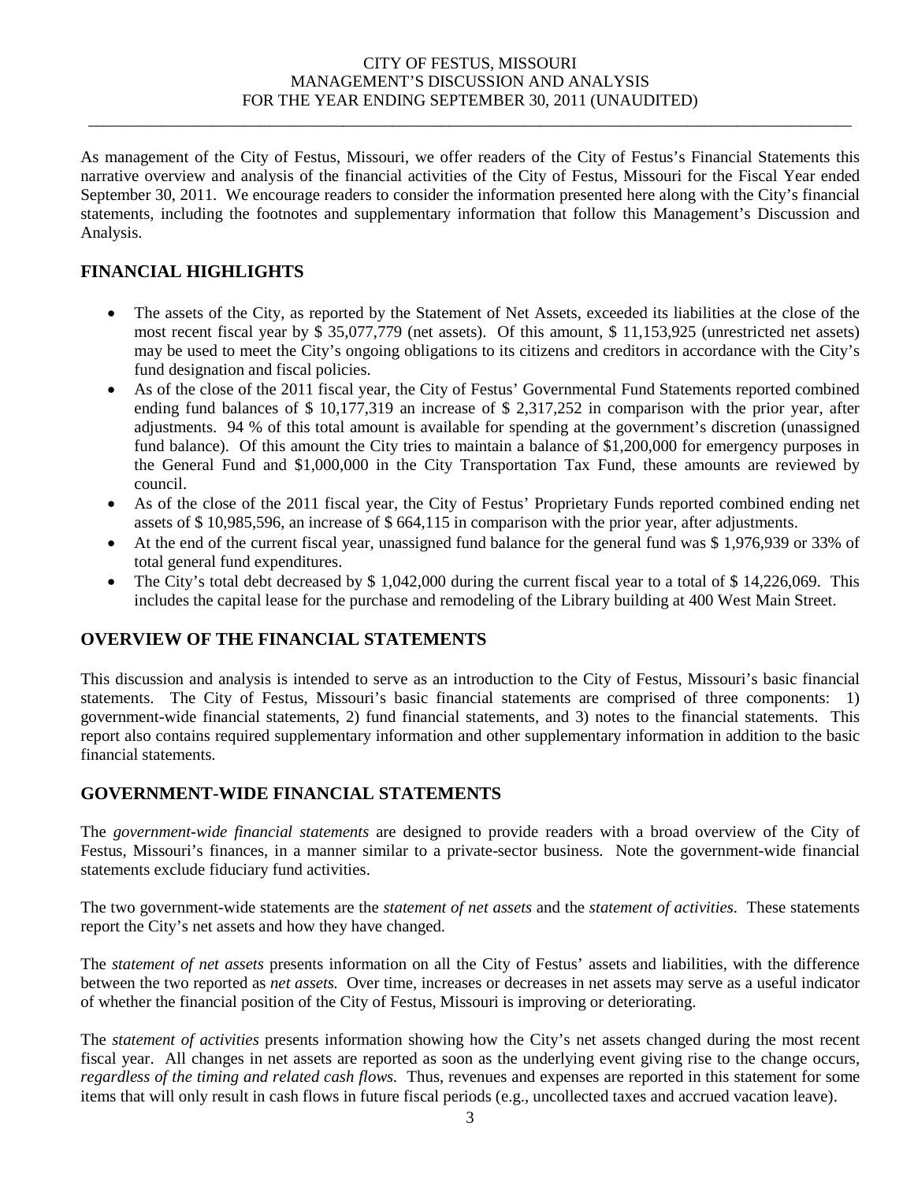CITY OF FESTUS, MISSOURI
MANAGEMENT'S DISCUSSION AND ANALYSIS
FOR THE YEAR ENDING SEPTEMBER 30, 2011 (UNAUDITED)

As management of the City of Festus, Missouri, we offer readers of the City of Festus's Financial Statements this narrative overview and analysis of the financial activities of the City of Festus, Missouri for the Fiscal Year ended September 30, 2011. We encourage readers to consider the information presented here along with the City's financial statements, including the footnotes and supplementary information that follow this Management's Discussion and Analysis.

## FINANCIAL HIGHLIGHTS

- The assets of the City, as reported by the Statement of Net Assets, exceeded its liabilities at the close of the most recent fiscal year by $ 35,077,779 (net assets). Of this amount, $ 11,153,925 (unrestricted net assets) may be used to meet the City's ongoing obligations to its citizens and creditors in accordance with the City's fund designation and fiscal policies.
- As of the close of the 2011 fiscal year, the City of Festus' Governmental Fund Statements reported combined ending fund balances of $ 10,177,319 an increase of $ 2,317,252 in comparison with the prior year, after adjustments. 94 % of this total amount is available for spending at the government's discretion (unassigned fund balance). Of this amount the City tries to maintain a balance of $1,200,000 for emergency purposes in the General Fund and $1,000,000 in the City Transportation Tax Fund, these amounts are reviewed by council.
- As of the close of the 2011 fiscal year, the City of Festus' Proprietary Funds reported combined ending net assets of $ 10,985,596, an increase of $ 664,115 in comparison with the prior year, after adjustments.
- At the end of the current fiscal year, unassigned fund balance for the general fund was $ 1,976,939 or 33% of total general fund expenditures.
- The City's total debt decreased by $ 1,042,000 during the current fiscal year to a total of $ 14,226,069. This includes the capital lease for the purchase and remodeling of the Library building at 400 West Main Street.

## OVERVIEW OF THE FINANCIAL STATEMENTS

This discussion and analysis is intended to serve as an introduction to the City of Festus, Missouri's basic financial statements. The City of Festus, Missouri's basic financial statements are comprised of three components: 1) government-wide financial statements, 2) fund financial statements, and 3) notes to the financial statements. This report also contains required supplementary information and other supplementary information in addition to the basic financial statements.

## GOVERNMENT-WIDE FINANCIAL STATEMENTS

The *government-wide financial statements* are designed to provide readers with a broad overview of the City of Festus, Missouri's finances, in a manner similar to a private-sector business. Note the government-wide financial statements exclude fiduciary fund activities.

The two government-wide statements are the *statement of net assets* and the *statement of activities*. These statements report the City's net assets and how they have changed.

The *statement of net assets* presents information on all the City of Festus' assets and liabilities, with the difference between the two reported as *net assets.* Over time, increases or decreases in net assets may serve as a useful indicator of whether the financial position of the City of Festus, Missouri is improving or deteriorating.

The *statement of activities* presents information showing how the City's net assets changed during the most recent fiscal year. All changes in net assets are reported as soon as the underlying event giving rise to the change occurs, *regardless of the timing and related cash flows.* Thus, revenues and expenses are reported in this statement for some items that will only result in cash flows in future fiscal periods (e.g., uncollected taxes and accrued vacation leave).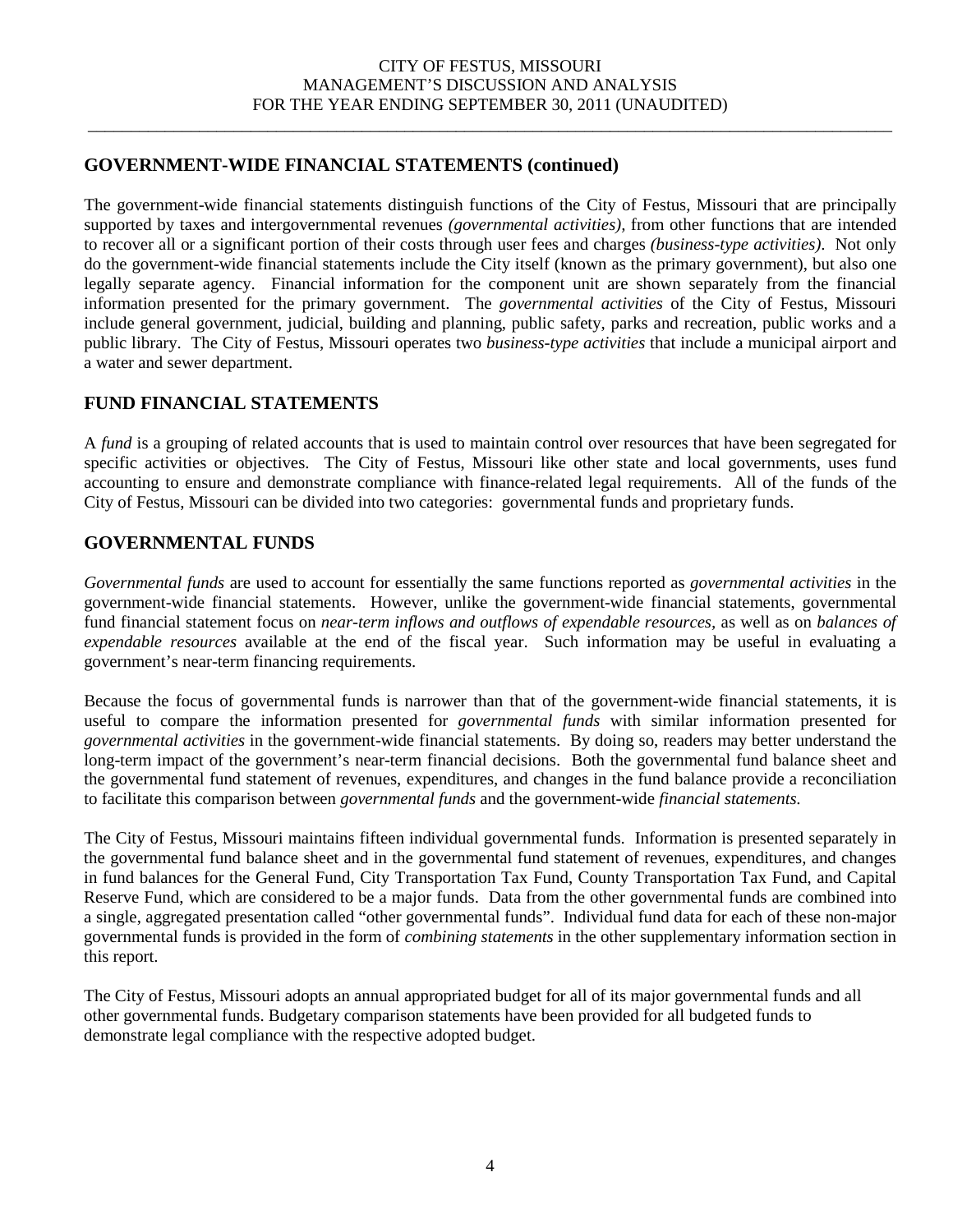## GOVERNMENT-WIDE FINANCIAL STATEMENTS (continued)

The government-wide financial statements distinguish functions of the City of Festus, Missouri that are principally supported by taxes and intergovernmental revenues *(governmental activities)*, from other functions that are intended to recover all or a significant portion of their costs through user fees and charges *(business-type activities)*. Not only do the government-wide financial statements include the City itself (known as the primary government), but also one legally separate agency. Financial information for the component unit are shown separately from the financial information presented for the primary government. The *governmental activities* of the City of Festus, Missouri include general government, judicial, building and planning, public safety, parks and recreation, public works and a public library. The City of Festus, Missouri operates two *business-type activities* that include a municipal airport and a water and sewer department.

## FUND FINANCIAL STATEMENTS

A *fund* is a grouping of related accounts that is used to maintain control over resources that have been segregated for specific activities or objectives. The City of Festus, Missouri like other state and local governments, uses fund accounting to ensure and demonstrate compliance with finance-related legal requirements. All of the funds of the City of Festus, Missouri can be divided into two categories: governmental funds and proprietary funds.

## GOVERNMENTAL FUNDS

*Governmental funds* are used to account for essentially the same functions reported as *governmental activities* in the government-wide financial statements. However, unlike the government-wide financial statements, governmental fund financial statement focus on *near-term inflows and outflows of expendable resources,* as well as on *balances of expendable resources* available at the end of the fiscal year. Such information may be useful in evaluating a government's near-term financing requirements.

Because the focus of governmental funds is narrower than that of the government-wide financial statements, it is useful to compare the information presented for *governmental funds* with similar information presented for *governmental activities* in the government-wide financial statements. By doing so, readers may better understand the long-term impact of the government's near-term financial decisions. Both the governmental fund balance sheet and the governmental fund statement of revenues, expenditures, and changes in the fund balance provide a reconciliation to facilitate this comparison between *governmental funds* and the government-wide *financial statements.*

The City of Festus, Missouri maintains fifteen individual governmental funds. Information is presented separately in the governmental fund balance sheet and in the governmental fund statement of revenues, expenditures, and changes in fund balances for the General Fund, City Transportation Tax Fund, County Transportation Tax Fund, and Capital Reserve Fund, which are considered to be a major funds. Data from the other governmental funds are combined into a single, aggregated presentation called "other governmental funds". Individual fund data for each of these non-major governmental funds is provided in the form of *combining statements* in the other supplementary information section in this report.

The City of Festus, Missouri adopts an annual appropriated budget for all of its major governmental funds and all other governmental funds. Budgetary comparison statements have been provided for all budgeted funds to demonstrate legal compliance with the respective adopted budget.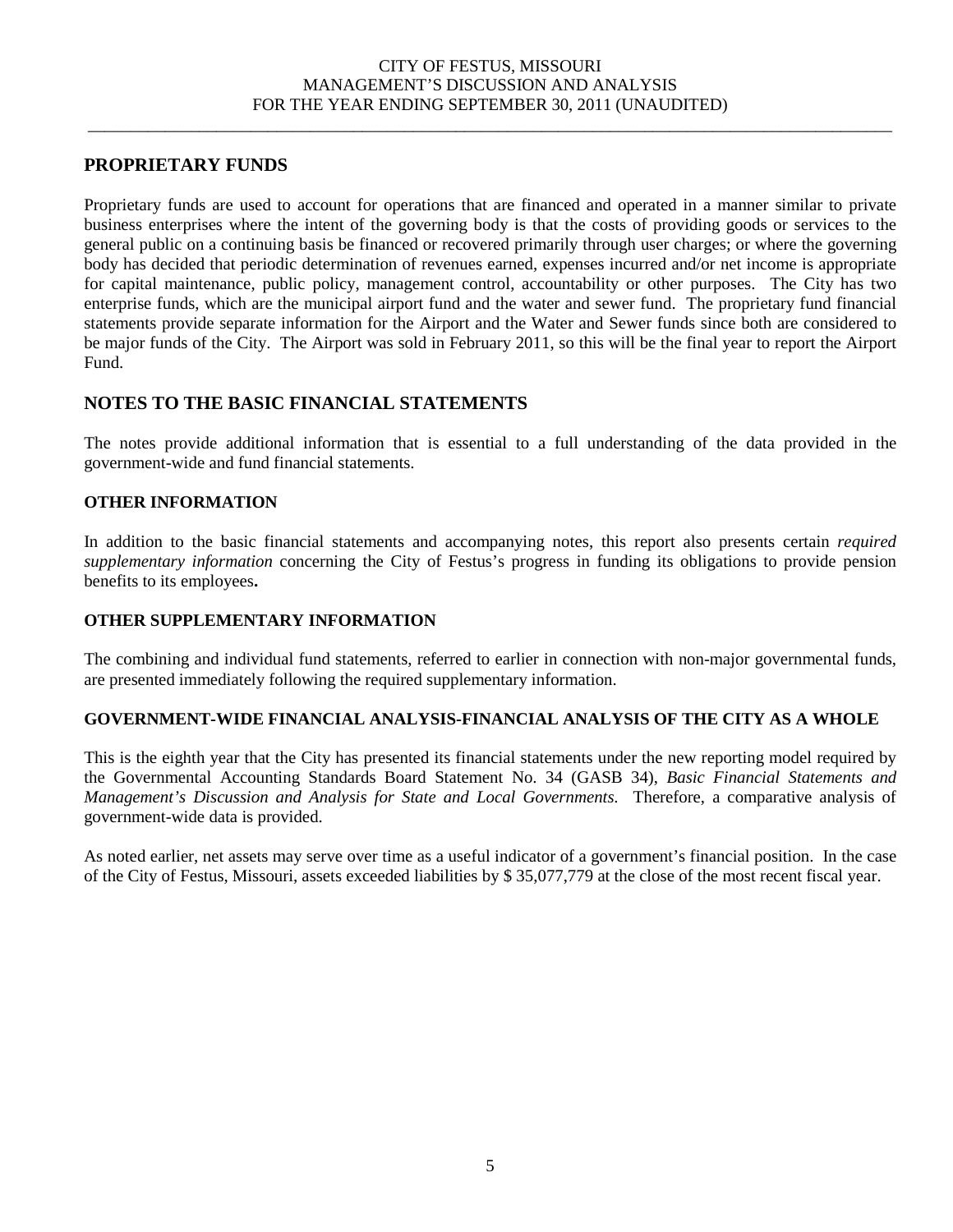## PROPRIETARY FUNDS

Proprietary funds are used to account for operations that are financed and operated in a manner similar to private business enterprises where the intent of the governing body is that the costs of providing goods or services to the general public on a continuing basis be financed or recovered primarily through user charges; or where the governing body has decided that periodic determination of revenues earned, expenses incurred and/or net income is appropriate for capital maintenance, public policy, management control, accountability or other purposes. The City has two enterprise funds, which are the municipal airport fund and the water and sewer fund. The proprietary fund financial statements provide separate information for the Airport and the Water and Sewer funds since both are considered to be major funds of the City. The Airport was sold in February 2011, so this will be the final year to report the Airport Fund.

## NOTES TO THE BASIC FINANCIAL STATEMENTS

The notes provide additional information that is essential to a full understanding of the data provided in the government-wide and fund financial statements.

### OTHER INFORMATION

In addition to the basic financial statements and accompanying notes, this report also presents certain *required supplementary information* concerning the City of Festus's progress in funding its obligations to provide pension benefits to its employees**.**

### OTHER SUPPLEMENTARY INFORMATION

The combining and individual fund statements, referred to earlier in connection with non-major governmental funds, are presented immediately following the required supplementary information.

### GOVERNMENT-WIDE FINANCIAL ANALYSIS-FINANCIAL ANALYSIS OF THE CITY AS A WHOLE

This is the eighth year that the City has presented its financial statements under the new reporting model required by the Governmental Accounting Standards Board Statement No. 34 (GASB 34), *Basic Financial Statements and Management's Discussion and Analysis for State and Local Governments.* Therefore, a comparative analysis of government-wide data is provided.

As noted earlier, net assets may serve over time as a useful indicator of a government's financial position. In the case of the City of Festus, Missouri, assets exceeded liabilities by $ 35,077,779 at the close of the most recent fiscal year.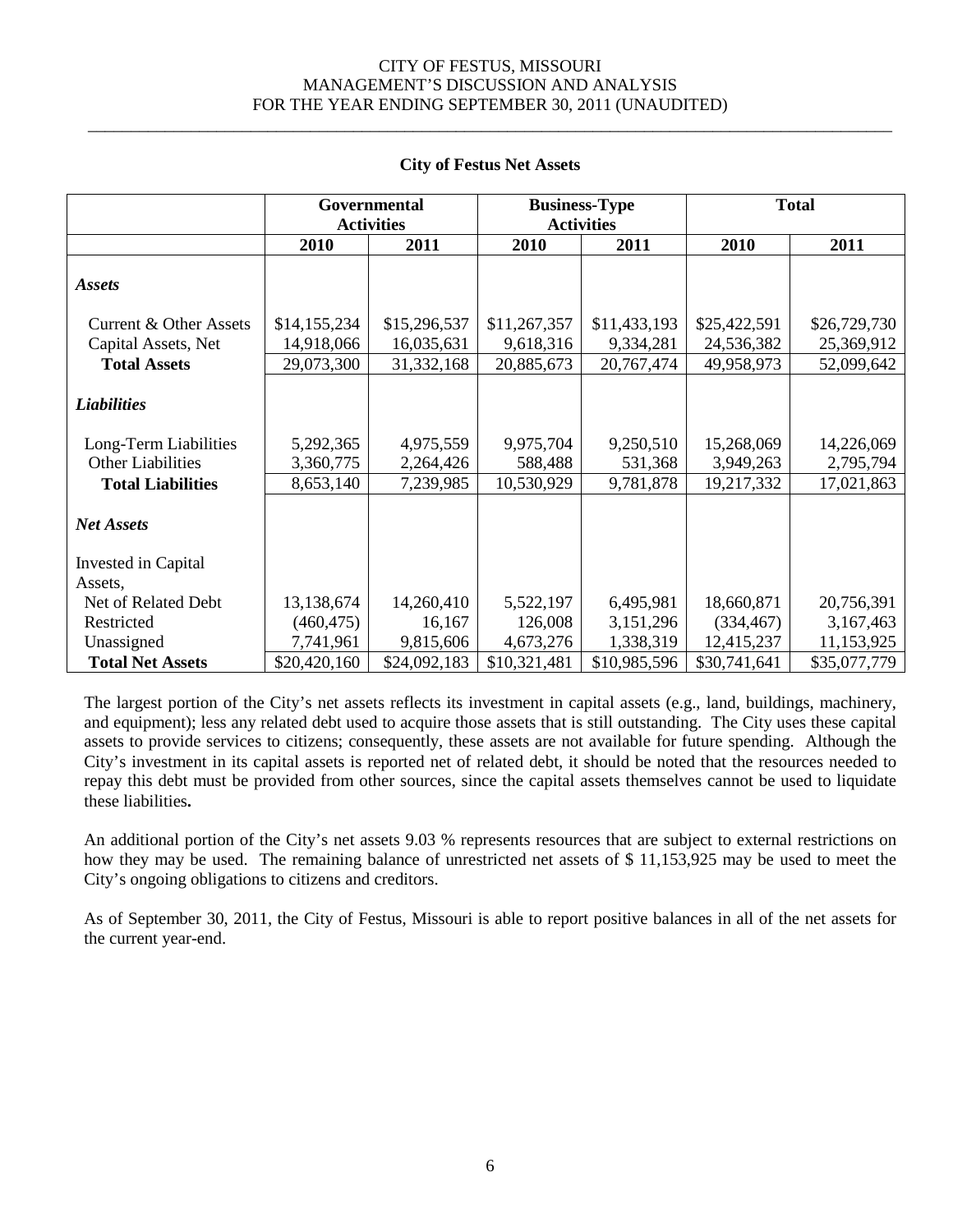**City of Festus Net Assets**

| | Governmental Activities | | Business-Type Activities | | Total | |
|---|---|---|---|---|---|---|
| | 2010 | 2011 | 2010 | 2011 | 2010 | 2011 |
| ***Assets*** | | | | | | |
| Current & Other Assets | $14,155,234 | $15,296,537 | $11,267,357 | $11,433,193 | $25,422,591 | $26,729,730 |
| Capital Assets, Net | 14,918,066 | 16,035,631 | 9,618,316 | 9,334,281 | 24,536,382 | 25,369,912 |
| **Total Assets** | 29,073,300 | 31,332,168 | 20,885,673 | 20,767,474 | 49,958,973 | 52,099,642 |
| ***Liabilities*** | | | | | | |
| Long-Term Liabilities | 5,292,365 | 4,975,559 | 9,975,704 | 9,250,510 | 15,268,069 | 14,226,069 |
| Other Liabilities | 3,360,775 | 2,264,426 | 588,488 | 531,368 | 3,949,263 | 2,795,794 |
| **Total Liabilities** | 8,653,140 | 7,239,985 | 10,530,929 | 9,781,878 | 19,217,332 | 17,021,863 |
| ***Net Assets*** | | | | | | |
| Invested in Capital Assets, Net of Related Debt | 13,138,674 | 14,260,410 | 5,522,197 | 6,495,981 | 18,660,871 | 20,756,391 |
| Restricted | (460,475) | 16,167 | 126,008 | 3,151,296 | (334,467) | 3,167,463 |
| Unassigned | 7,741,961 | 9,815,606 | 4,673,276 | 1,338,319 | 12,415,237 | 11,153,925 |
| **Total Net Assets** | $20,420,160 | $24,092,183 | $10,321,481 | $10,985,596 | $30,741,641 | $35,077,779 |

The largest portion of the City's net assets reflects its investment in capital assets (e.g., land, buildings, machinery, and equipment); less any related debt used to acquire those assets that is still outstanding. The City uses these capital assets to provide services to citizens; consequently, these assets are not available for future spending. Although the City's investment in its capital assets is reported net of related debt, it should be noted that the resources needed to repay this debt must be provided from other sources, since the capital assets themselves cannot be used to liquidate these liabilities**.**

An additional portion of the City's net assets 9.03 % represents resources that are subject to external restrictions on how they may be used. The remaining balance of unrestricted net assets of $ 11,153,925 may be used to meet the City's ongoing obligations to citizens and creditors.

As of September 30, 2011, the City of Festus, Missouri is able to report positive balances in all of the net assets for the current year-end.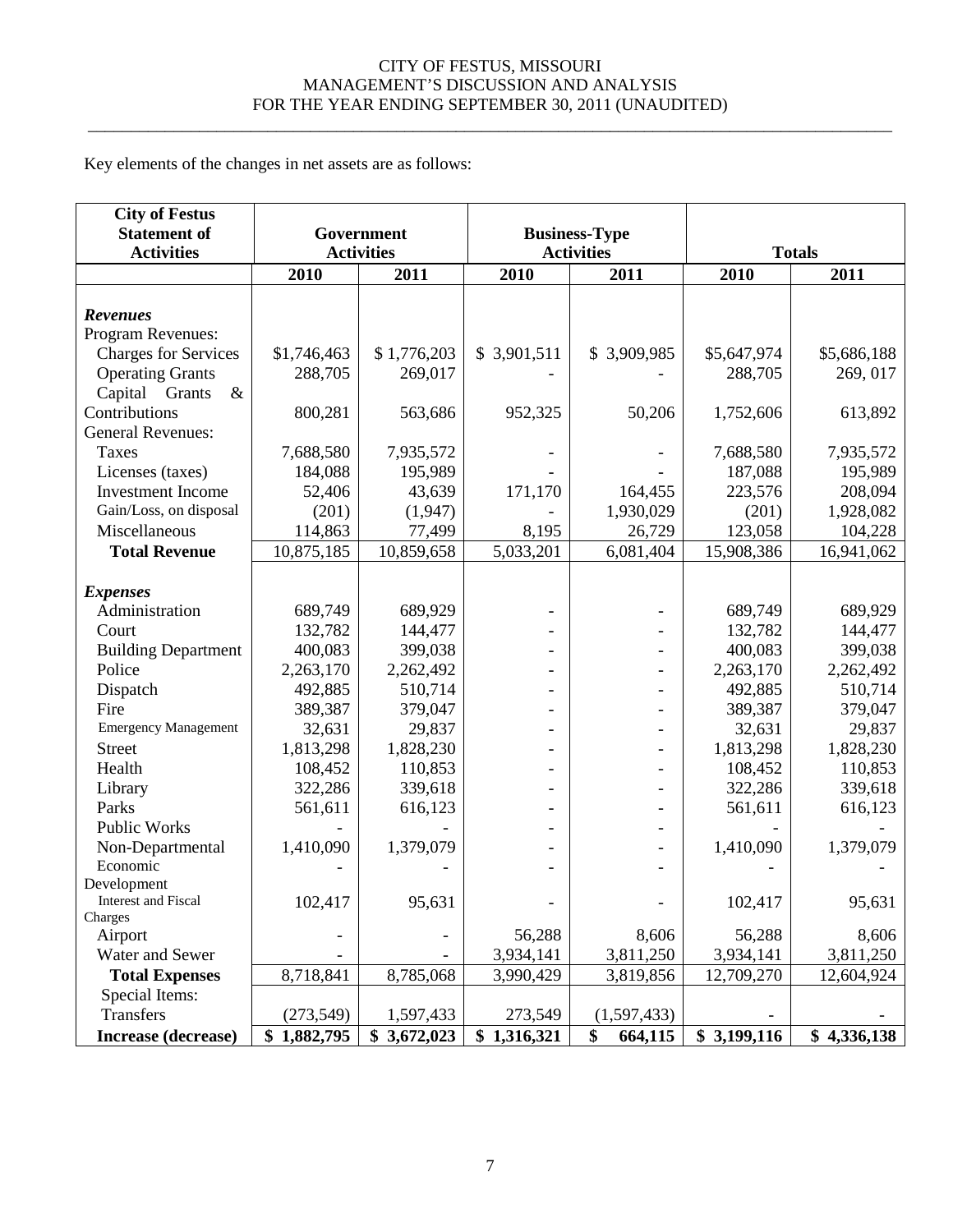Key elements of the changes in net assets are as follows:

| City of Festus Statement of Activities | Government Activities | | Business-Type Activities | | Totals | |
|---|---|---|---|---|---|---|
| | 2010 | 2011 | 2010 | 2011 | 2010 | 2011 |
| ***Revenues*** | | | | | | |
| Program Revenues: | | | | | | |
| Charges for Services | $1,746,463 | $ 1,776,203 | $ 3,901,511 | $ 3,909,985 | $5,647,974 | $5,686,188 |
| Operating Grants | 288,705 | 269,017 | - | - | 288,705 | 269, 017 |
| Capital Grants & Contributions | 800,281 | 563,686 | 952,325 | 50,206 | 1,752,606 | 613,892 |
| General Revenues: | | | | | | |
| Taxes | 7,688,580 | 7,935,572 | - | - | 7,688,580 | 7,935,572 |
| Licenses (taxes) | 184,088 | 195,989 | - | - | 187,088 | 195,989 |
| Investment Income | 52,406 | 43,639 | 171,170 | 164,455 | 223,576 | 208,094 |
| Gain/Loss, on disposal | (201) | (1,947) | - | 1,930,029 | (201) | 1,928,082 |
| Miscellaneous | 114,863 | 77,499 | 8,195 | 26,729 | 123,058 | 104,228 |
| **Total Revenue** | 10,875,185 | 10,859,658 | 5,033,201 | 6,081,404 | 15,908,386 | 16,941,062 |
| ***Expenses*** | | | | | | |
| Administration | 689,749 | 689,929 | - | - | 689,749 | 689,929 |
| Court | 132,782 | 144,477 | - | - | 132,782 | 144,477 |
| Building Department | 400,083 | 399,038 | - | - | 400,083 | 399,038 |
| Police | 2,263,170 | 2,262,492 | - | - | 2,263,170 | 2,262,492 |
| Dispatch | 492,885 | 510,714 | - | - | 492,885 | 510,714 |
| Fire | 389,387 | 379,047 | - | - | 389,387 | 379,047 |
| Emergency Management | 32,631 | 29,837 | - | - | 32,631 | 29,837 |
| Street | 1,813,298 | 1,828,230 | - | - | 1,813,298 | 1,828,230 |
| Health | 108,452 | 110,853 | - | - | 108,452 | 110,853 |
| Library | 322,286 | 339,618 | - | - | 322,286 | 339,618 |
| Parks | 561,611 | 616,123 | - | - | 561,611 | 616,123 |
| Public Works | - | - | - | - | - | - |
| Non-Departmental | 1,410,090 | 1,379,079 | - | - | 1,410,090 | 1,379,079 |
| Economic Development | - | - | - | - | - | - |
| Interest and Fiscal Charges | 102,417 | 95,631 | - | - | 102,417 | 95,631 |
| Airport | - | - | 56,288 | 8,606 | 56,288 | 8,606 |
| Water and Sewer | - | - | 3,934,141 | 3,811,250 | 3,934,141 | 3,811,250 |
| **Total Expenses** | 8,718,841 | 8,785,068 | 3,990,429 | 3,819,856 | 12,709,270 | 12,604,924 |
| Special Items: | | | | | | |
| Transfers | (273,549) | 1,597,433 | 273,549 | (1,597,433) | - | - |
| **Increase (decrease)** | **$ 1,882,795** | **$ 3,672,023** | **$ 1,316,321** | **$ 664,115** | **$ 3,199,116** | **$ 4,336,138** |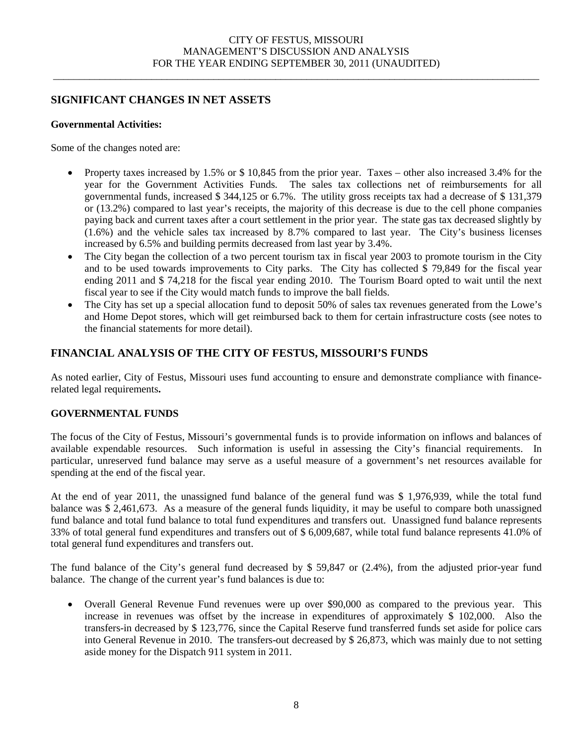## SIGNIFICANT CHANGES IN NET ASSETS

**Governmental Activities:**

Some of the changes noted are:

- Property taxes increased by 1.5% or $ 10,845 from the prior year. Taxes – other also increased 3.4% for the year for the Government Activities Funds. The sales tax collections net of reimbursements for all governmental funds, increased $ 344,125 or 6.7%. The utility gross receipts tax had a decrease of $ 131,379 or (13.2%) compared to last year's receipts, the majority of this decrease is due to the cell phone companies paying back and current taxes after a court settlement in the prior year. The state gas tax decreased slightly by (1.6%) and the vehicle sales tax increased by 8.7% compared to last year. The City's business licenses increased by 6.5% and building permits decreased from last year by 3.4%.
- The City began the collection of a two percent tourism tax in fiscal year 2003 to promote tourism in the City and to be used towards improvements to City parks. The City has collected $ 79,849 for the fiscal year ending 2011 and $ 74,218 for the fiscal year ending 2010. The Tourism Board opted to wait until the next fiscal year to see if the City would match funds to improve the ball fields.
- The City has set up a special allocation fund to deposit 50% of sales tax revenues generated from the Lowe's and Home Depot stores, which will get reimbursed back to them for certain infrastructure costs (see notes to the financial statements for more detail).

## FINANCIAL ANALYSIS OF THE CITY OF FESTUS, MISSOURI'S FUNDS

As noted earlier, City of Festus, Missouri uses fund accounting to ensure and demonstrate compliance with finance-related legal requirements**.**

### GOVERNMENTAL FUNDS

The focus of the City of Festus, Missouri's governmental funds is to provide information on inflows and balances of available expendable resources. Such information is useful in assessing the City's financial requirements. In particular, unreserved fund balance may serve as a useful measure of a government's net resources available for spending at the end of the fiscal year.

At the end of year 2011, the unassigned fund balance of the general fund was $ 1,976,939, while the total fund balance was $ 2,461,673. As a measure of the general funds liquidity, it may be useful to compare both unassigned fund balance and total fund balance to total fund expenditures and transfers out. Unassigned fund balance represents 33% of total general fund expenditures and transfers out of $ 6,009,687, while total fund balance represents 41.0% of total general fund expenditures and transfers out.

The fund balance of the City's general fund decreased by $ 59,847 or (2.4%), from the adjusted prior-year fund balance. The change of the current year's fund balances is due to:

- Overall General Revenue Fund revenues were up over $90,000 as compared to the previous year. This increase in revenues was offset by the increase in expenditures of approximately $ 102,000. Also the transfers-in decreased by $ 123,776, since the Capital Reserve fund transferred funds set aside for police cars into General Revenue in 2010. The transfers-out decreased by $ 26,873, which was mainly due to not setting aside money for the Dispatch 911 system in 2011.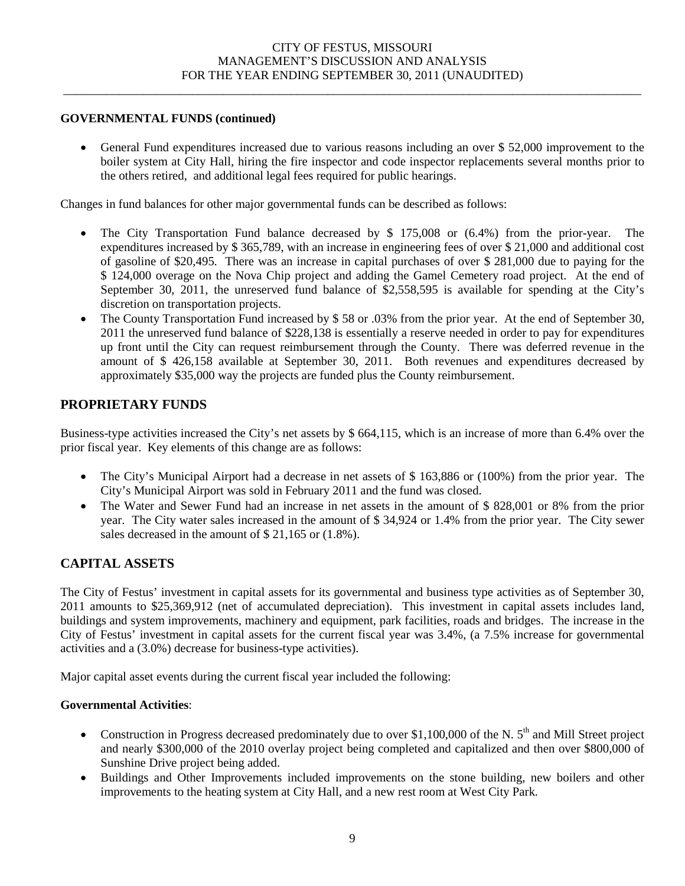**GOVERNMENTAL FUNDS (continued)**

- General Fund expenditures increased due to various reasons including an over $ 52,000 improvement to the boiler system at City Hall, hiring the fire inspector and code inspector replacements several months prior to the others retired, and additional legal fees required for public hearings.

Changes in fund balances for other major governmental funds can be described as follows:

- The City Transportation Fund balance decreased by $ 175,008 or (6.4%) from the prior-year. The expenditures increased by $ 365,789, with an increase in engineering fees of over $ 21,000 and additional cost of gasoline of $20,495. There was an increase in capital purchases of over $ 281,000 due to paying for the $ 124,000 overage on the Nova Chip project and adding the Gamel Cemetery road project. At the end of September 30, 2011, the unreserved fund balance of $2,558,595 is available for spending at the City's discretion on transportation projects.
- The County Transportation Fund increased by $ 58 or .03% from the prior year. At the end of September 30, 2011 the unreserved fund balance of $228,138 is essentially a reserve needed in order to pay for expenditures up front until the City can request reimbursement through the County. There was deferred revenue in the amount of $ 426,158 available at September 30, 2011. Both revenues and expenditures decreased by approximately $35,000 way the projects are funded plus the County reimbursement.

## PROPRIETARY FUNDS

Business-type activities increased the City's net assets by $ 664,115, which is an increase of more than 6.4% over the prior fiscal year. Key elements of this change are as follows:

- The City's Municipal Airport had a decrease in net assets of $ 163,886 or (100%) from the prior year. The City's Municipal Airport was sold in February 2011 and the fund was closed.
- The Water and Sewer Fund had an increase in net assets in the amount of $ 828,001 or 8% from the prior year. The City water sales increased in the amount of $ 34,924 or 1.4% from the prior year. The City sewer sales decreased in the amount of $ 21,165 or (1.8%).

## CAPITAL ASSETS

The City of Festus' investment in capital assets for its governmental and business type activities as of September 30, 2011 amounts to $25,369,912 (net of accumulated depreciation). This investment in capital assets includes land, buildings and system improvements, machinery and equipment, park facilities, roads and bridges. The increase in the City of Festus' investment in capital assets for the current fiscal year was 3.4%, (a 7.5% increase for governmental activities and a (3.0%) decrease for business-type activities).

Major capital asset events during the current fiscal year included the following:

**Governmental Activities**:

- Construction in Progress decreased predominately due to over $1,100,000 of the N. 5th and Mill Street project and nearly $300,000 of the 2010 overlay project being completed and capitalized and then over $800,000 of Sunshine Drive project being added.
- Buildings and Other Improvements included improvements on the stone building, new boilers and other improvements to the heating system at City Hall, and a new rest room at West City Park.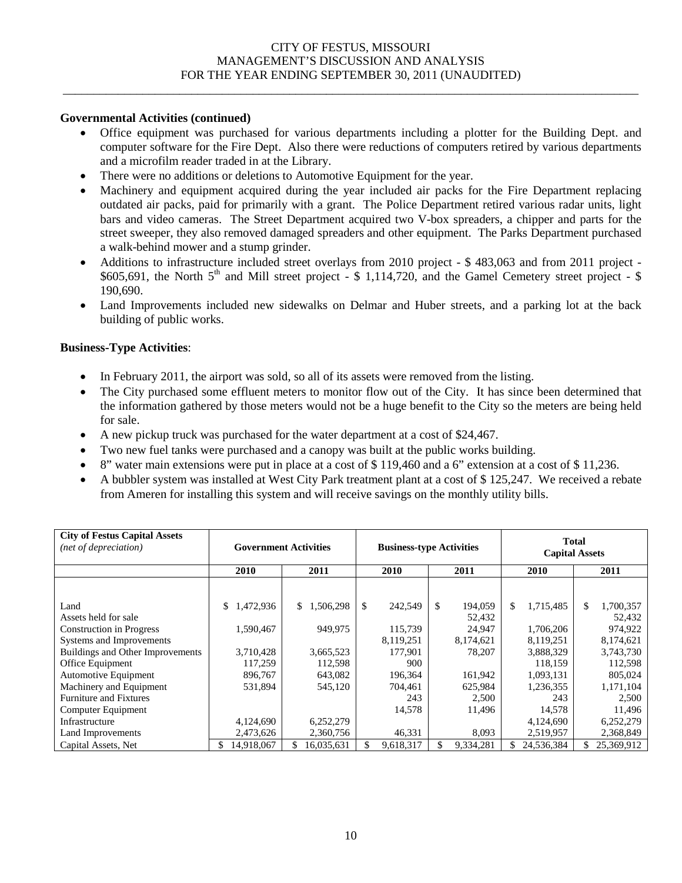### Governmental Activities (continued)

- Office equipment was purchased for various departments including a plotter for the Building Dept. and computer software for the Fire Dept. Also there were reductions of computers retired by various departments and a microfilm reader traded in at the Library.
- There were no additions or deletions to Automotive Equipment for the year.
- Machinery and equipment acquired during the year included air packs for the Fire Department replacing outdated air packs, paid for primarily with a grant. The Police Department retired various radar units, light bars and video cameras. The Street Department acquired two V-box spreaders, a chipper and parts for the street sweeper, they also removed damaged spreaders and other equipment. The Parks Department purchased a walk-behind mower and a stump grinder.
- Additions to infrastructure included street overlays from 2010 project - $ 483,063 and from 2011 project - $605,691, the North 5th and Mill street project - $ 1,114,720, and the Gamel Cemetery street project - $ 190,690.
- Land Improvements included new sidewalks on Delmar and Huber streets, and a parking lot at the back building of public works.

### Business-Type Activities:

- In February 2011, the airport was sold, so all of its assets were removed from the listing.
- The City purchased some effluent meters to monitor flow out of the City. It has since been determined that the information gathered by those meters would not be a huge benefit to the City so the meters are being held for sale.
- A new pickup truck was purchased for the water department at a cost of $24,467.
- Two new fuel tanks were purchased and a canopy was built at the public works building.
- 8" water main extensions were put in place at a cost of $ 119,460 and a 6" extension at a cost of $ 11,236.
- A bubbler system was installed at West City Park treatment plant at a cost of $ 125,247. We received a rebate from Ameren for installing this system and will receive savings on the monthly utility bills.

| **City of Festus Capital Assets** *(net of depreciation)* | **Government Activities** | | **Business-type Activities** | | **Total Capital Assets** | |
|---|---|---|---|---|---|---|
| | **2010** | **2011** | **2010** | **2011** | **2010** | **2011** |
| Land | $ 1,472,936 | $ 1,506,298 | $ 242,549 | $ 194,059 | $ 1,715,485 | $ 1,700,357 |
| Assets held for sale | | | | 52,432 | | 52,432 |
| Construction in Progress | 1,590,467 | 949,975 | 115,739 | 24,947 | 1,706,206 | 974,922 |
| Systems and Improvements | | | 8,119,251 | 8,174,621 | 8,119,251 | 8,174,621 |
| Buildings and Other Improvements | 3,710,428 | 3,665,523 | 177,901 | 78,207 | 3,888,329 | 3,743,730 |
| Office Equipment | 117,259 | 112,598 | 900 | | 118,159 | 112,598 |
| Automotive Equipment | 896,767 | 643,082 | 196,364 | 161,942 | 1,093,131 | 805,024 |
| Machinery and Equipment | 531,894 | 545,120 | 704,461 | 625,984 | 1,236,355 | 1,171,104 |
| Furniture and Fixtures | | | 243 | 2,500 | 243 | 2,500 |
| Computer Equipment | | | 14,578 | 11,496 | 14,578 | 11,496 |
| Infrastructure | 4,124,690 | 6,252,279 | | | 4,124,690 | 6,252,279 |
| Land Improvements | 2,473,626 | 2,360,756 | 46,331 | 8,093 | 2,519,957 | 2,368,849 |
| Capital Assets, Net | $ 14,918,067 | $ 16,035,631 | $ 9,618,317 | $ 9,334,281 | $ 24,536,384 | $ 25,369,912 |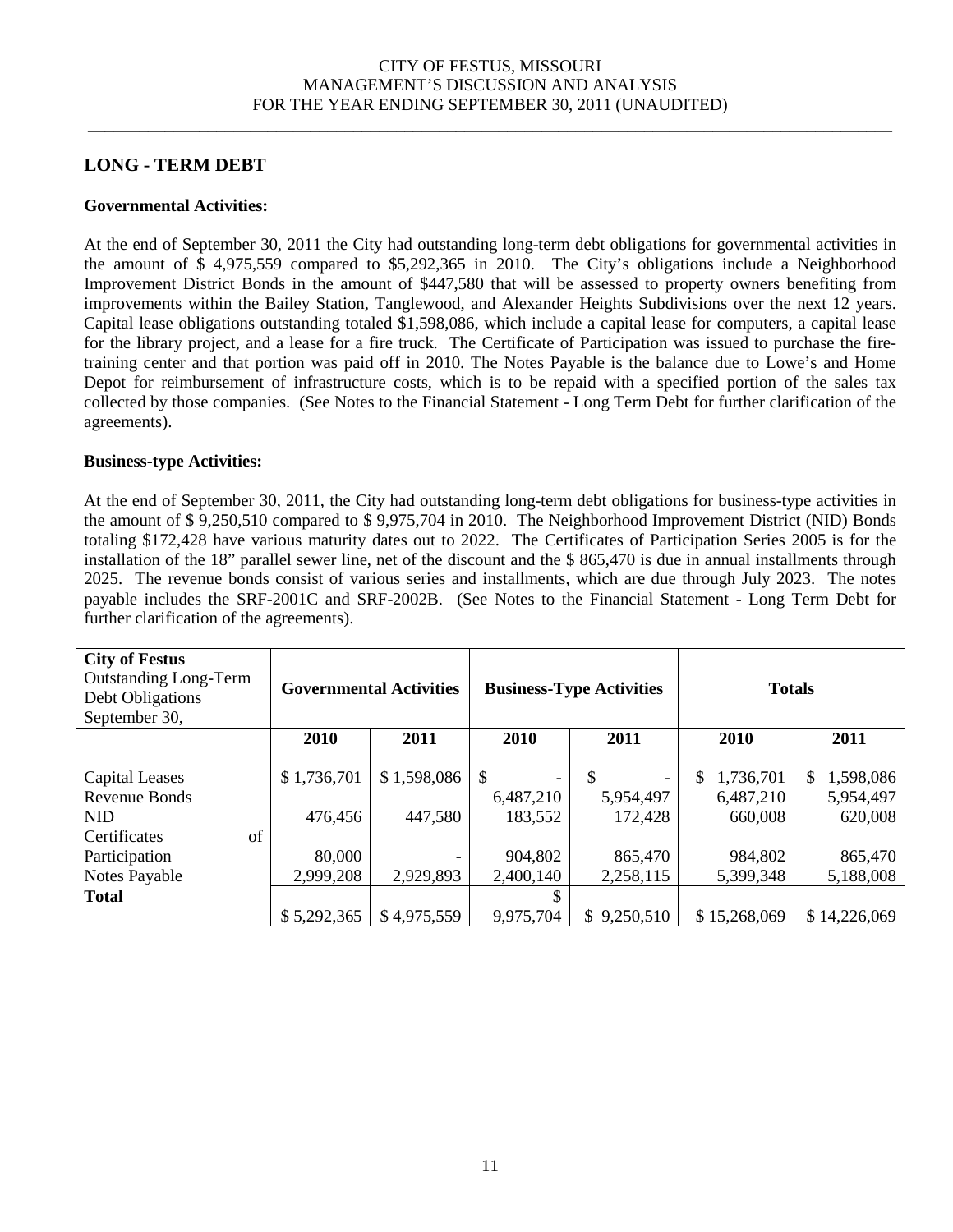## LONG - TERM DEBT

**Governmental Activities:**

At the end of September 30, 2011 the City had outstanding long-term debt obligations for governmental activities in the amount of $ 4,975,559 compared to $5,292,365 in 2010. The City's obligations include a Neighborhood Improvement District Bonds in the amount of $447,580 that will be assessed to property owners benefiting from improvements within the Bailey Station, Tanglewood, and Alexander Heights Subdivisions over the next 12 years. Capital lease obligations outstanding totaled $1,598,086, which include a capital lease for computers, a capital lease for the library project, and a lease for a fire truck. The Certificate of Participation was issued to purchase the fire-training center and that portion was paid off in 2010. The Notes Payable is the balance due to Lowe's and Home Depot for reimbursement of infrastructure costs, which is to be repaid with a specified portion of the sales tax collected by those companies. (See Notes to the Financial Statement - Long Term Debt for further clarification of the agreements).

**Business-type Activities:**

At the end of September 30, 2011, the City had outstanding long-term debt obligations for business-type activities in the amount of $ 9,250,510 compared to $ 9,975,704 in 2010. The Neighborhood Improvement District (NID) Bonds totaling $172,428 have various maturity dates out to 2022. The Certificates of Participation Series 2005 is for the installation of the 18" parallel sewer line, net of the discount and the $ 865,470 is due in annual installments through 2025. The revenue bonds consist of various series and installments, which are due through July 2023. The notes payable includes the SRF-2001C and SRF-2002B. (See Notes to the Financial Statement - Long Term Debt for further clarification of the agreements).

| **City of Festus** Outstanding Long-Term Debt Obligations September 30, | **Governmental Activities** | | **Business-Type Activities** | | **Totals** | |
|---|---|---|---|---|---|---|
| | **2010** | **2011** | **2010** | **2011** | **2010** | **2011** |
| Capital Leases | $ 1,736,701 | $ 1,598,086 | $ - | $ - | $ 1,736,701 | $ 1,598,086 |
| Revenue Bonds | | | 6,487,210 | 5,954,497 | 6,487,210 | 5,954,497 |
| NID | 476,456 | 447,580 | 183,552 | 172,428 | 660,008 | 620,008 |
| Certificates of Participation | 80,000 | - | 904,802 | 865,470 | 984,802 | 865,470 |
| Notes Payable | 2,999,208 | 2,929,893 | 2,400,140 | 2,258,115 | 5,399,348 | 5,188,008 |
| **Total** | $ 5,292,365 | $ 4,975,559 | $ 9,975,704 | $ 9,250,510 | $ 15,268,069 | $ 14,226,069 |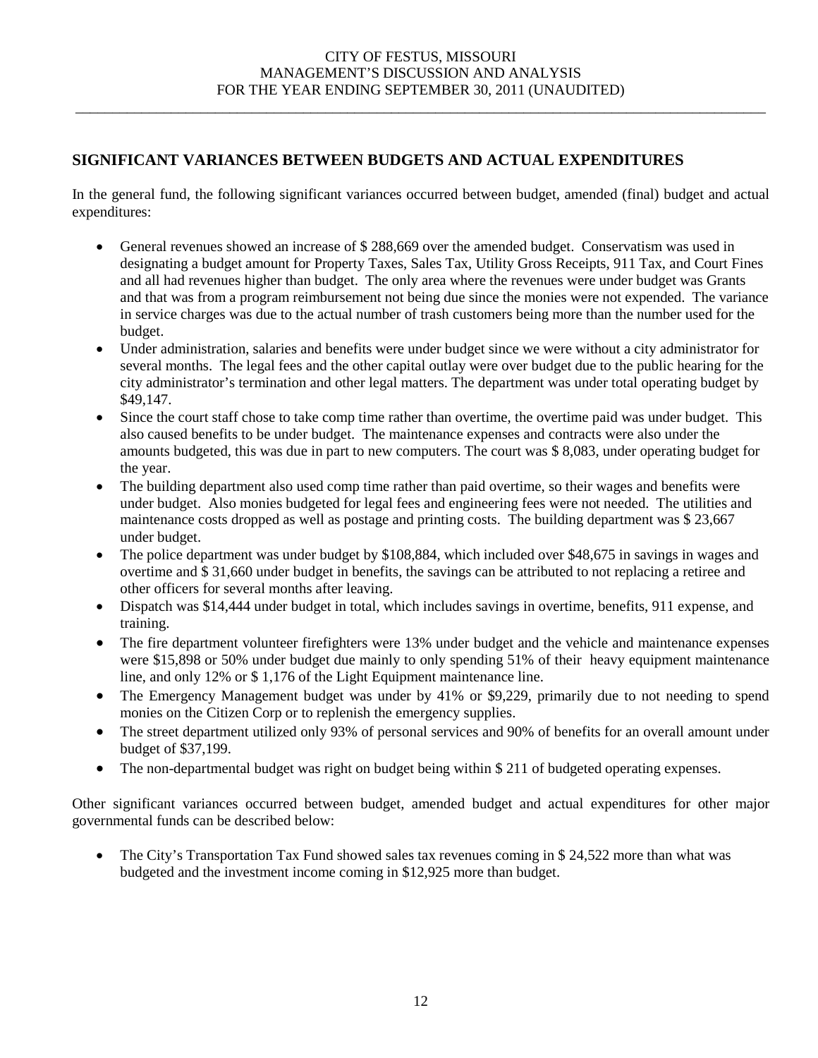## SIGNIFICANT VARIANCES BETWEEN BUDGETS AND ACTUAL EXPENDITURES

In the general fund, the following significant variances occurred between budget, amended (final) budget and actual expenditures:

- General revenues showed an increase of $ 288,669 over the amended budget. Conservatism was used in designating a budget amount for Property Taxes, Sales Tax, Utility Gross Receipts, 911 Tax, and Court Fines and all had revenues higher than budget. The only area where the revenues were under budget was Grants and that was from a program reimbursement not being due since the monies were not expended. The variance in service charges was due to the actual number of trash customers being more than the number used for the budget.
- Under administration, salaries and benefits were under budget since we were without a city administrator for several months. The legal fees and the other capital outlay were over budget due to the public hearing for the city administrator's termination and other legal matters. The department was under total operating budget by $49,147.
- Since the court staff chose to take comp time rather than overtime, the overtime paid was under budget. This also caused benefits to be under budget. The maintenance expenses and contracts were also under the amounts budgeted, this was due in part to new computers. The court was $ 8,083, under operating budget for the year.
- The building department also used comp time rather than paid overtime, so their wages and benefits were under budget. Also monies budgeted for legal fees and engineering fees were not needed. The utilities and maintenance costs dropped as well as postage and printing costs. The building department was $ 23,667 under budget.
- The police department was under budget by $108,884, which included over $48,675 in savings in wages and overtime and $ 31,660 under budget in benefits, the savings can be attributed to not replacing a retiree and other officers for several months after leaving.
- Dispatch was $14,444 under budget in total, which includes savings in overtime, benefits, 911 expense, and training.
- The fire department volunteer firefighters were 13% under budget and the vehicle and maintenance expenses were $15,898 or 50% under budget due mainly to only spending 51% of their heavy equipment maintenance line, and only 12% or $ 1,176 of the Light Equipment maintenance line.
- The Emergency Management budget was under by 41% or $9,229, primarily due to not needing to spend monies on the Citizen Corp or to replenish the emergency supplies.
- The street department utilized only 93% of personal services and 90% of benefits for an overall amount under budget of $37,199.
- The non-departmental budget was right on budget being within $ 211 of budgeted operating expenses.

Other significant variances occurred between budget, amended budget and actual expenditures for other major governmental funds can be described below:

- The City's Transportation Tax Fund showed sales tax revenues coming in $ 24,522 more than what was budgeted and the investment income coming in $12,925 more than budget.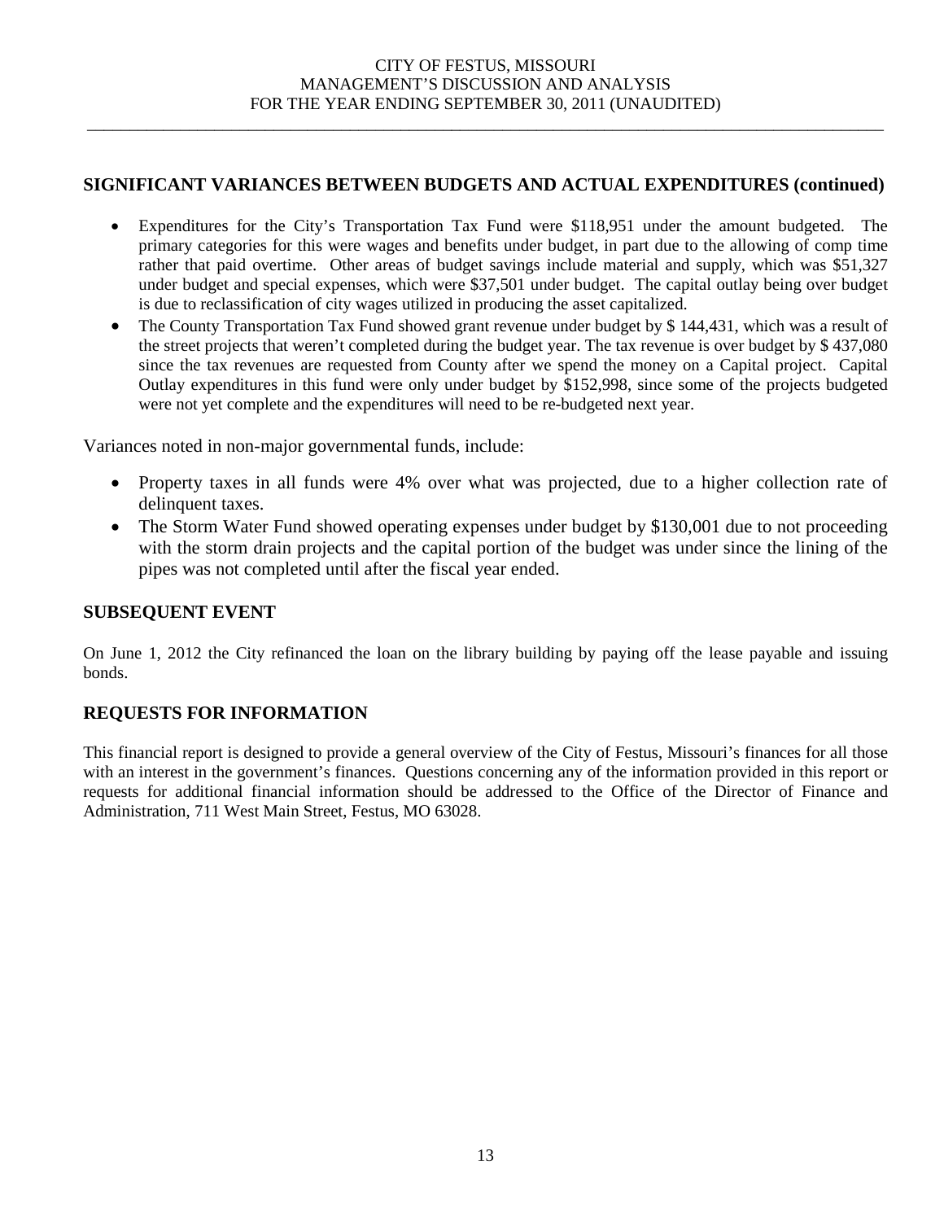## SIGNIFICANT VARIANCES BETWEEN BUDGETS AND ACTUAL EXPENDITURES (continued)

- Expenditures for the City's Transportation Tax Fund were $118,951 under the amount budgeted. The primary categories for this were wages and benefits under budget, in part due to the allowing of comp time rather that paid overtime. Other areas of budget savings include material and supply, which was $51,327 under budget and special expenses, which were $37,501 under budget. The capital outlay being over budget is due to reclassification of city wages utilized in producing the asset capitalized.
- The County Transportation Tax Fund showed grant revenue under budget by $ 144,431, which was a result of the street projects that weren't completed during the budget year. The tax revenue is over budget by $ 437,080 since the tax revenues are requested from County after we spend the money on a Capital project. Capital Outlay expenditures in this fund were only under budget by $152,998, since some of the projects budgeted were not yet complete and the expenditures will need to be re-budgeted next year.

Variances noted in non-major governmental funds, include:

- Property taxes in all funds were 4% over what was projected, due to a higher collection rate of delinquent taxes.
- The Storm Water Fund showed operating expenses under budget by $130,001 due to not proceeding with the storm drain projects and the capital portion of the budget was under since the lining of the pipes was not completed until after the fiscal year ended.

## SUBSEQUENT EVENT

On June 1, 2012 the City refinanced the loan on the library building by paying off the lease payable and issuing bonds.

## REQUESTS FOR INFORMATION

This financial report is designed to provide a general overview of the City of Festus, Missouri's finances for all those with an interest in the government's finances. Questions concerning any of the information provided in this report or requests for additional financial information should be addressed to the Office of the Director of Finance and Administration, 711 West Main Street, Festus, MO 63028.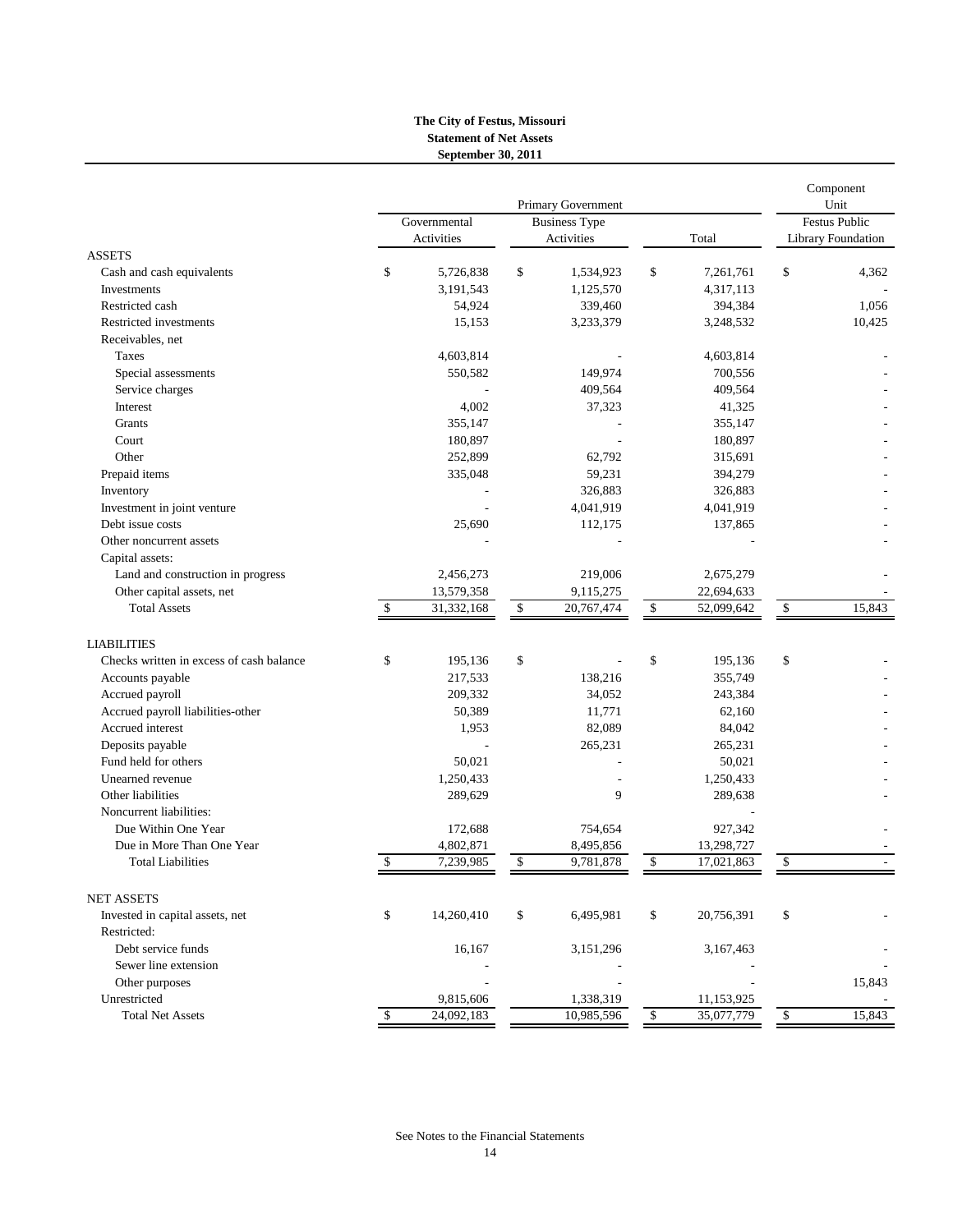**The City of Festus, Missouri**
**Statement of Net Assets**
**September 30, 2011**

| | Primary Government | | | Component Unit |
|---|---|---|---|---|
| | Governmental Activities | Business Type Activities | Total | Festus Public Library Foundation |
| **ASSETS** | | | | |
| Cash and cash equivalents | $ 5,726,838 | $ 1,534,923 | $ 7,261,761 | $ 4,362 |
| Investments | 3,191,543 | 1,125,570 | 4,317,113 | - |
| Restricted cash | 54,924 | 339,460 | 394,384 | 1,056 |
| Restricted investments | 15,153 | 3,233,379 | 3,248,532 | 10,425 |
| Receivables, net | | | | |
| Taxes | 4,603,814 | - | 4,603,814 | - |
| Special assessments | 550,582 | 149,974 | 700,556 | - |
| Service charges | - | 409,564 | 409,564 | - |
| Interest | 4,002 | 37,323 | 41,325 | - |
| Grants | 355,147 | - | 355,147 | - |
| Court | 180,897 | - | 180,897 | - |
| Other | 252,899 | 62,792 | 315,691 | - |
| Prepaid items | 335,048 | 59,231 | 394,279 | - |
| Inventory | - | 326,883 | 326,883 | - |
| Investment in joint venture | - | 4,041,919 | 4,041,919 | - |
| Debt issue costs | 25,690 | 112,175 | 137,865 | - |
| Other noncurrent assets | - | - | - | - |
| Capital assets: | | | | |
| Land and construction in progress | 2,456,273 | 219,006 | 2,675,279 | - |
| Other capital assets, net | 13,579,358 | 9,115,275 | 22,694,633 | - |
| Total Assets | $ 31,332,168 | $ 20,767,474 | $ 52,099,642 | $ 15,843 |
| **LIABILITIES** | | | | |
| Checks written in excess of cash balance | $ 195,136 | $ - | $ 195,136 | $ - |
| Accounts payable | 217,533 | 138,216 | 355,749 | - |
| Accrued payroll | 209,332 | 34,052 | 243,384 | - |
| Accrued payroll liabilities-other | 50,389 | 11,771 | 62,160 | - |
| Accrued interest | 1,953 | 82,089 | 84,042 | - |
| Deposits payable | - | 265,231 | 265,231 | - |
| Fund held for others | 50,021 | - | 50,021 | - |
| Unearned revenue | 1,250,433 | - | 1,250,433 | - |
| Other liabilities | 289,629 | 9 | 289,638 | - |
| Noncurrent liabilities: | | | - | |
| Due Within One Year | 172,688 | 754,654 | 927,342 | - |
| Due in More Than One Year | 4,802,871 | 8,495,856 | 13,298,727 | - |
| Total Liabilities | $ 7,239,985 | $ 9,781,878 | $ 17,021,863 | $ - |
| **NET ASSETS** | | | | |
| Invested in capital assets, net | $ 14,260,410 | $ 6,495,981 | $ 20,756,391 | $ - |
| Restricted: | | | | |
| Debt service funds | 16,167 | 3,151,296 | 3,167,463 | - |
| Sewer line extension | - | - | - | - |
| Other purposes | - | - | - | 15,843 |
| Unrestricted | 9,815,606 | 1,338,319 | 11,153,925 | - |
| Total Net Assets | $ 24,092,183 | 10,985,596 | $ 35,077,779 | $ 15,843 |

See Notes to the Financial Statements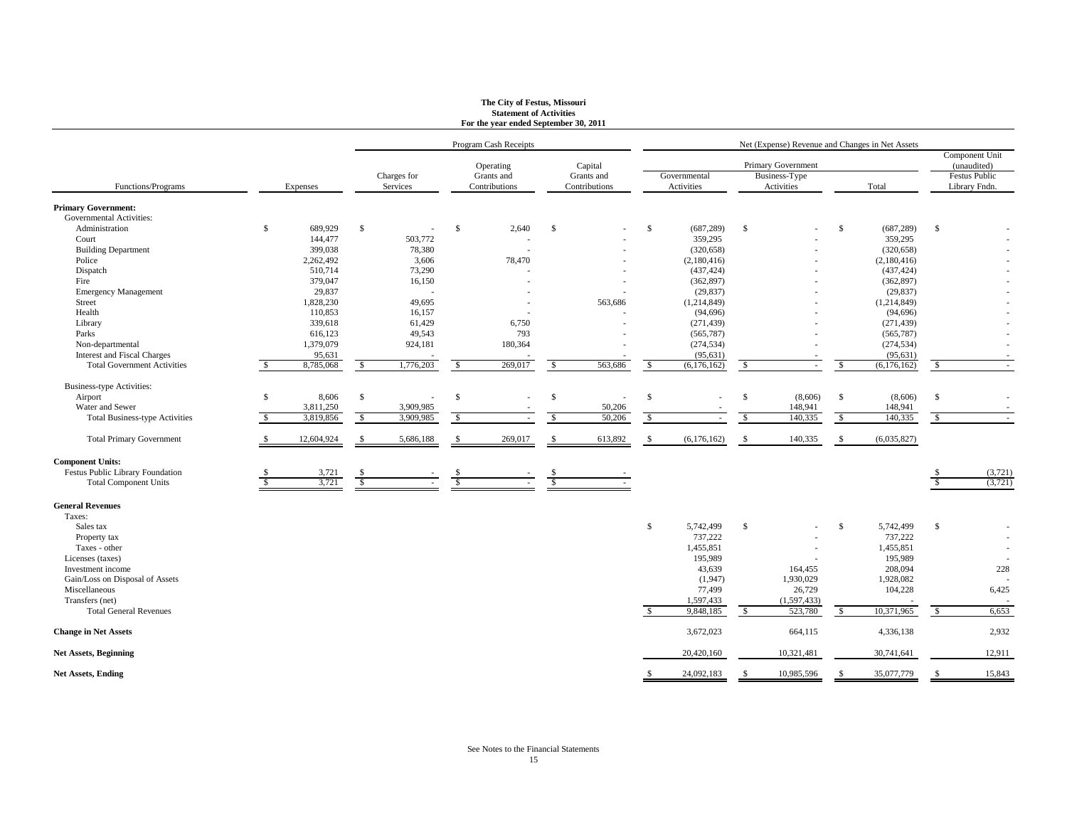**The City of Festus, Missouri**
**Statement of Activities**
**For the year ended September 30, 2011**

| | | Program Cash Receipts | | | Net (Expense) Revenue and Changes in Net Assets | | | |
|---|---|---|---|---|---|---|---|---|
| | | | | | Primary Government | | | Component Unit (unaudited) |
| Functions/Programs | Expenses | Charges for Services | Operating Grants and Contributions | Capital Grants and Contributions | Governmental Activities | Business-Type Activities | Total | Festus Public Library Fndn. |
| **Primary Government:** | | | | | | | | |
| Governmental Activities: | | | | | | | | |
| Administration | $ 689,929 | $ - | $ 2,640 | $ - | $ (687,289) | $ - | $ (687,289) | $ - |
| Court | 144,477 | 503,772 | - | - | 359,295 | - | 359,295 | - |
| Building Department | 399,038 | 78,380 | - | - | (320,658) | - | (320,658) | - |
| Police | 2,262,492 | 3,606 | 78,470 | - | (2,180,416) | - | (2,180,416) | - |
| Dispatch | 510,714 | 73,290 | - | - | (437,424) | - | (437,424) | - |
| Fire | 379,047 | 16,150 | - | - | (362,897) | - | (362,897) | - |
| Emergency Management | 29,837 | - | - | - | (29,837) | - | (29,837) | - |
| Street | 1,828,230 | 49,695 | - | 563,686 | (1,214,849) | - | (1,214,849) | - |
| Health | 110,853 | 16,157 | - | - | (94,696) | - | (94,696) | - |
| Library | 339,618 | 61,429 | 6,750 | - | (271,439) | - | (271,439) | - |
| Parks | 616,123 | 49,543 | 793 | - | (565,787) | - | (565,787) | - |
| Non-departmental | 1,379,079 | 924,181 | 180,364 | - | (274,534) | - | (274,534) | - |
| Interest and Fiscal Charges | 95,631 | - | - | - | (95,631) | - | (95,631) | - |
| Total Government Activities | $ 8,785,068 | $ 1,776,203 | $ 269,017 | $ 563,686 | $ (6,176,162) | $ - | $ (6,176,162) | $ - |
| Business-type Activities: | | | | | | | | |
| Airport | $ 8,606 | $ - | $ - | $ - | $ - | $ (8,606) | $ (8,606) | $ - |
| Water and Sewer | 3,811,250 | 3,909,985 | - | 50,206 | - | 148,941 | 148,941 | - |
| Total Business-type Activities | $ 3,819,856 | $ 3,909,985 | $ - | $ 50,206 | $ - | $ 140,335 | $ 140,335 | $ - |
| Total Primary Government | $ 12,604,924 | $ 5,686,188 | $ 269,017 | $ 613,892 | $ (6,176,162) | $ 140,335 | $ (6,035,827) | |
| **Component Units:** | | | | | | | | |
| Festus Public Library Foundation | $ 3,721 | $ - | $ - | $ - | | | | $ (3,721) |
| Total Component Units | $ 3,721 | $ - | $ - | $ - | | | | $ (3,721) |
| **General Revenues** | | | | | | | | |
| Taxes: | | | | | | | | |
| Sales tax | | | | | $ 5,742,499 | $ - | $ 5,742,499 | $ - |
| Property tax | | | | | 737,222 | - | 737,222 | - |
| Taxes - other | | | | | 1,455,851 | - | 1,455,851 | - |
| Licenses (taxes) | | | | | 195,989 | - | 195,989 | - |
| Investment income | | | | | 43,639 | 164,455 | 208,094 | 228 |
| Gain/Loss on Disposal of Assets | | | | | (1,947) | 1,930,029 | 1,928,082 | - |
| Miscellaneous | | | | | 77,499 | 26,729 | 104,228 | 6,425 |
| Transfers (net) | | | | | 1,597,433 | (1,597,433) | - | - |
| Total General Revenues | | | | | $ 9,848,185 | $ 523,780 | $ 10,371,965 | $ 6,653 |
| **Change in Net Assets** | | | | | 3,672,023 | 664,115 | 4,336,138 | 2,932 |
| **Net Assets, Beginning** | | | | | 20,420,160 | 10,321,481 | 30,741,641 | 12,911 |
| **Net Assets, Ending** | | | | | $ 24,092,183 | $ 10,985,596 | $ 35,077,779 | $ 15,843 |

See Notes to the Financial Statements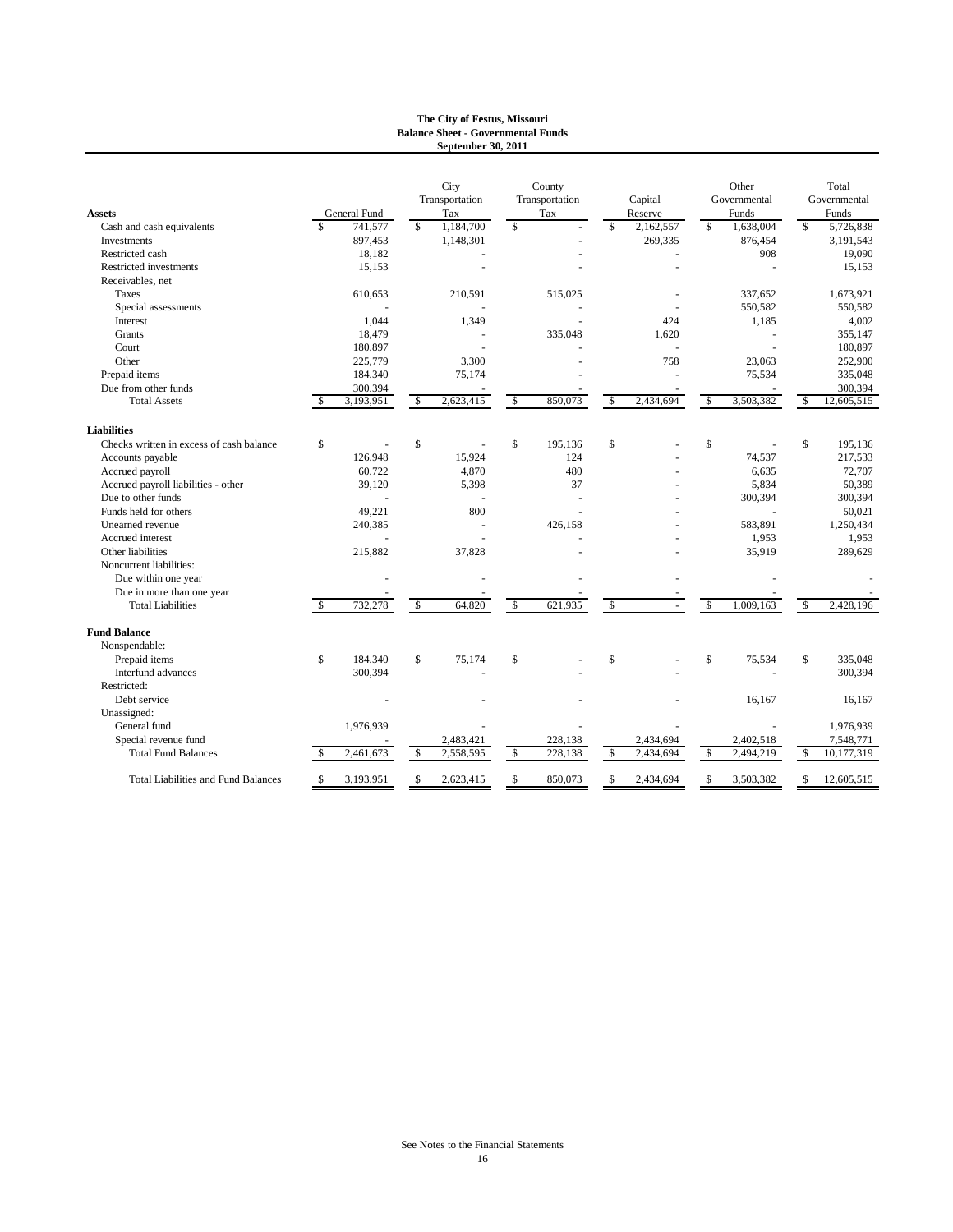**The City of Festus, Missouri**
**Balance Sheet - Governmental Funds**
**September 30, 2011**

| **Assets** | General Fund | City Transportation Tax | County Transportation Tax | Capital Reserve | Other Governmental Funds | Total Governmental Funds |
|---|---|---|---|---|---|---|
| Cash and cash equivalents | $ 741,577 | $ 1,184,700 | $ - | $ 2,162,557 | $ 1,638,004 | $ 5,726,838 |
| Investments | 897,453 | 1,148,301 | - | 269,335 | 876,454 | 3,191,543 |
| Restricted cash | 18,182 | - | - | - | 908 | 19,090 |
| Restricted investments | 15,153 | - | - | - | - | 15,153 |
| Receivables, net | | | | | | |
| Taxes | 610,653 | 210,591 | 515,025 | - | 337,652 | 1,673,921 |
| Special assessments | - | - | - | - | 550,582 | 550,582 |
| Interest | 1,044 | 1,349 | - | 424 | 1,185 | 4,002 |
| Grants | 18,479 | - | 335,048 | 1,620 | - | 355,147 |
| Court | 180,897 | - | - | - | - | 180,897 |
| Other | 225,779 | 3,300 | - | 758 | 23,063 | 252,900 |
| Prepaid items | 184,340 | 75,174 | - | - | 75,534 | 335,048 |
| Due from other funds | 300,394 | - | - | - | - | 300,394 |
| Total Assets | $ 3,193,951 | $ 2,623,415 | $ 850,073 | $ 2,434,694 | $ 3,503,382 | $ 12,605,515 |
| **Liabilities** | | | | | | |
| Checks written in excess of cash balance | $ - | $ - | $ 195,136 | $ - | $ - | $ 195,136 |
| Accounts payable | 126,948 | 15,924 | 124 | - | 74,537 | 217,533 |
| Accrued payroll | 60,722 | 4,870 | 480 | - | 6,635 | 72,707 |
| Accrued payroll liabilities - other | 39,120 | 5,398 | 37 | - | 5,834 | 50,389 |
| Due to other funds | - | - | - | - | 300,394 | 300,394 |
| Funds held for others | 49,221 | 800 | - | - | - | 50,021 |
| Unearned revenue | 240,385 | - | 426,158 | - | 583,891 | 1,250,434 |
| Accrued interest | - | - | - | - | 1,953 | 1,953 |
| Other liabilities | 215,882 | 37,828 | - | - | 35,919 | 289,629 |
| Noncurrent liabilities: | | | | | | |
| Due within one year | - | - | - | - | - | - |
| Due in more than one year | - | - | - | - | - | - |
| Total Liabilities | $ 732,278 | $ 64,820 | $ 621,935 | $ - | $ 1,009,163 | $ 2,428,196 |
| **Fund Balance** | | | | | | |
| Nonspendable: | | | | | | |
| Prepaid items | $ 184,340 | $ 75,174 | $ - | $ - | $ 75,534 | $ 335,048 |
| Interfund advances | 300,394 | - | - | - | - | 300,394 |
| Restricted: | | | | | | |
| Debt service | - | - | - | - | 16,167 | 16,167 |
| Unassigned: | | | | | | |
| General fund | 1,976,939 | - | - | - | - | 1,976,939 |
| Special revenue fund | - | 2,483,421 | 228,138 | 2,434,694 | 2,402,518 | 7,548,771 |
| Total Fund Balances | $ 2,461,673 | $ 2,558,595 | $ 228,138 | $ 2,434,694 | $ 2,494,219 | $ 10,177,319 |
| Total Liabilities and Fund Balances | $ 3,193,951 | $ 2,623,415 | $ 850,073 | $ 2,434,694 | $ 3,503,382 | $ 12,605,515 |

See Notes to the Financial Statements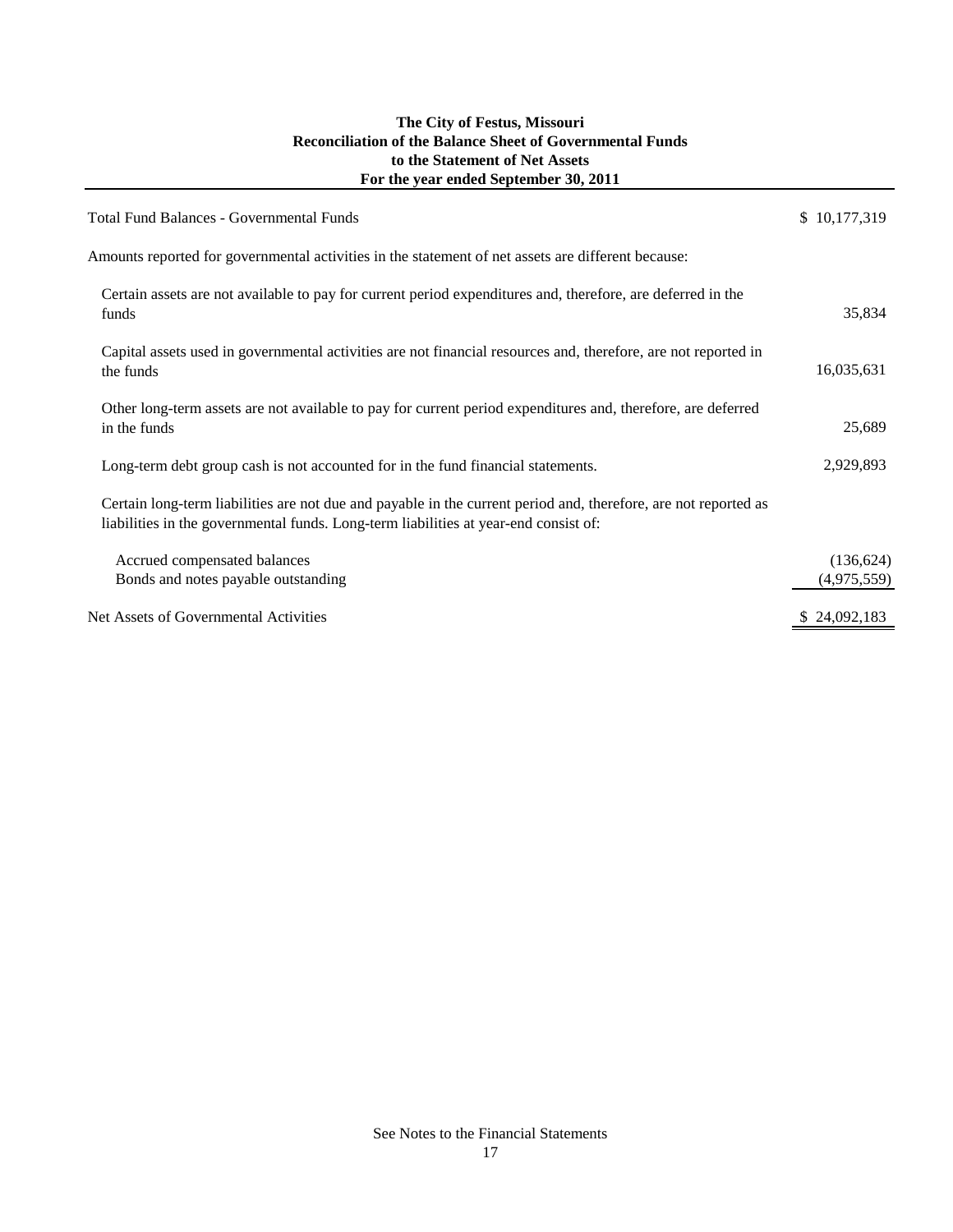# The City of Festus, Missouri
## Reconciliation of the Balance Sheet of Governmental Funds to the Statement of Net Assets
### For the year ended September 30, 2011

| | |
|---|---|
| Total Fund Balances - Governmental Funds | $ 10,177,319 |
| Amounts reported for governmental activities in the statement of net assets are different because: | |
| Certain assets are not available to pay for current period expenditures and, therefore, are deferred in the funds | 35,834 |
| Capital assets used in governmental activities are not financial resources and, therefore, are not reported in the funds | 16,035,631 |
| Other long-term assets are not available to pay for current period expenditures and, therefore, are deferred in the funds | 25,689 |
| Long-term debt group cash is not accounted for in the fund financial statements. | 2,929,893 |
| Certain long-term liabilities are not due and payable in the current period and, therefore, are not reported as liabilities in the governmental funds. Long-term liabilities at year-end consist of: | |
| Accrued compensated balances | (136,624) |
| Bonds and notes payable outstanding | (4,975,559) |
| Net Assets of Governmental Activities | $ 24,092,183 |

See Notes to the Financial Statements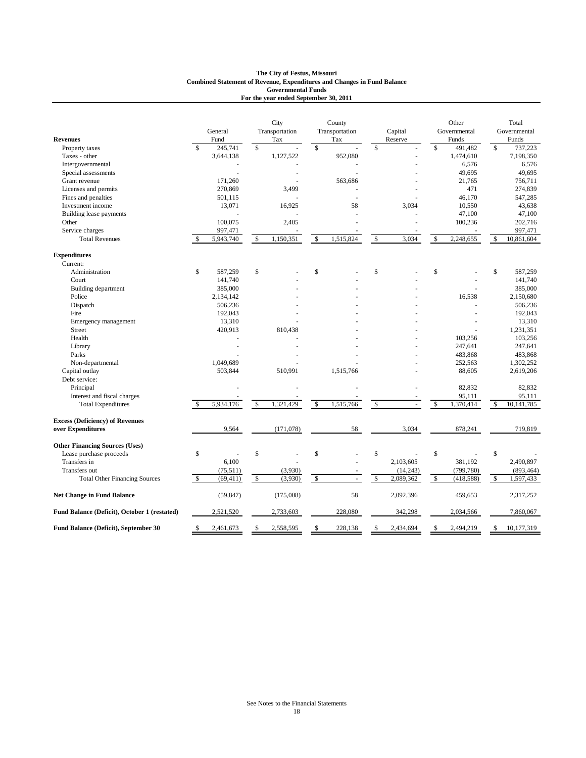**The City of Festus, Missouri**
**Combined Statement of Revenue, Expenditures and Changes in Fund Balance**
**Governmental Funds**
**For the year ended September 30, 2011**

| **Revenues** | General Fund | City Transportation Tax | County Transportation Tax | Capital Reserve | Other Governmental Funds | Total Governmental Funds |
|---|---|---|---|---|---|---|
| Property taxes | $ 245,741 | $ - | $ - | $ - | $ 491,482 | $ 737,223 |
| Taxes - other | 3,644,138 | 1,127,522 | 952,080 | - | 1,474,610 | 7,198,350 |
| Intergovernmental | - | - | - | - | 6,576 | 6,576 |
| Special assessments | - | - | - | - | 49,695 | 49,695 |
| Grant revenue | 171,260 | - | 563,686 | - | 21,765 | 756,711 |
| Licenses and permits | 270,869 | 3,499 | - | - | 471 | 274,839 |
| Fines and penalties | 501,115 | - | - | - | 46,170 | 547,285 |
| Investment income | 13,071 | 16,925 | 58 | 3,034 | 10,550 | 43,638 |
| Building lease payments | - | - | - | - | 47,100 | 47,100 |
| Other | 100,075 | 2,405 | - | - | 100,236 | 202,716 |
| Service charges | 997,471 | - | - | - | - | 997,471 |
| Total Revenues | $ 5,943,740 | $ 1,150,351 | $ 1,515,824 | $ 3,034 | $ 2,248,655 | $ 10,861,604 |
| **Expenditures** | | | | | | |
| Current: | | | | | | |
| Administration | $ 587,259 | $ - | $ - | $ - | $ - | $ 587,259 |
| Court | 141,740 | - | - | - | - | 141,740 |
| Building department | 385,000 | - | - | - | - | 385,000 |
| Police | 2,134,142 | - | - | - | 16,538 | 2,150,680 |
| Dispatch | 506,236 | - | - | - | - | 506,236 |
| Fire | 192,043 | - | - | - | - | 192,043 |
| Emergency management | 13,310 | - | - | - | - | 13,310 |
| Street | 420,913 | 810,438 | - | - | - | 1,231,351 |
| Health | - | - | - | - | 103,256 | 103,256 |
| Library | - | - | - | - | 247,641 | 247,641 |
| Parks | - | - | - | - | 483,868 | 483,868 |
| Non-departmental | 1,049,689 | - | - | - | 252,563 | 1,302,252 |
| Capital outlay | 503,844 | 510,991 | 1,515,766 | - | 88,605 | 2,619,206 |
| Debt service: | | | | | | |
| Principal | - | - | - | - | 82,832 | 82,832 |
| Interest and fiscal charges | - | - | - | - | 95,111 | 95,111 |
| Total Expenditures | $ 5,934,176 | $ 1,321,429 | $ 1,515,766 | $ - | $ 1,370,414 | $ 10,141,785 |
| **Excess (Deficiency) of Revenues over Expenditures** | 9,564 | (171,078) | 58 | 3,034 | 878,241 | 719,819 |
| **Other Financing Sources (Uses)** | | | | | | |
| Lease purchase proceeds | $ - | $ - | $ - | $ - | $ - | $ - |
| Transfers in | 6,100 | - | - | 2,103,605 | 381,192 | 2,490,897 |
| Transfers out | (75,511) | (3,930) | - | (14,243) | (799,780) | (893,464) |
| Total Other Financing Sources | $ (69,411) | $ (3,930) | $ - | $ 2,089,362 | $ (418,588) | $ 1,597,433 |
| **Net Change in Fund Balance** | (59,847) | (175,008) | 58 | 2,092,396 | 459,653 | 2,317,252 |
| **Fund Balance (Deficit), October 1 (restated)** | 2,521,520 | 2,733,603 | 228,080 | 342,298 | 2,034,566 | 7,860,067 |
| **Fund Balance (Deficit), September 30** | $ 2,461,673 | $ 2,558,595 | $ 228,138 | $ 2,434,694 | $ 2,494,219 | $ 10,177,319 |

See Notes to the Financial Statements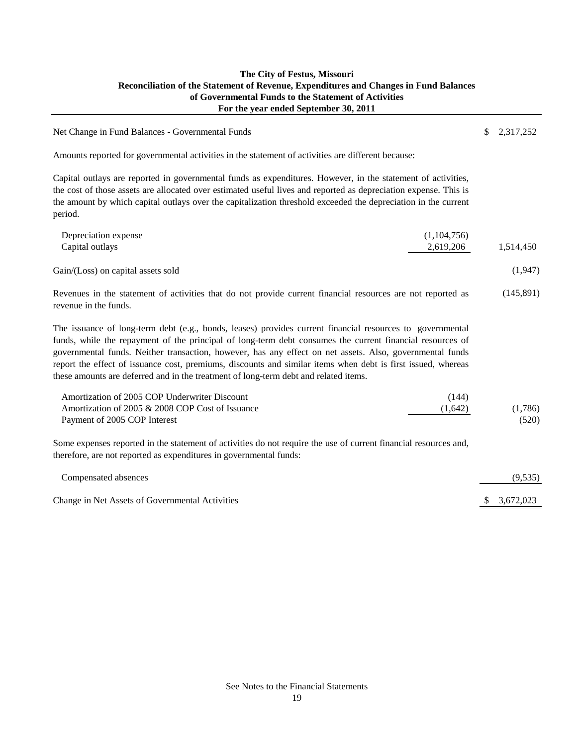**The City of Festus, Missouri**
**Reconciliation of the Statement of Revenue, Expenditures and Changes in Fund Balances**
**of Governmental Funds to the Statement of Activities**
**For the year ended September 30, 2011**

| | | |
|---|---|---|
| Net Change in Fund Balances - Governmental Funds | | $ 2,317,252 |
| Amounts reported for governmental activities in the statement of activities are different because: | | |
| Capital outlays are reported in governmental funds as expenditures. However, in the statement of activities, the cost of those assets are allocated over estimated useful lives and reported as depreciation expense. This is the amount by which capital outlays over the capitalization threshold exceeded the depreciation in the current period. | | |
| Depreciation expense | (1,104,756) | |
| Capital outlays | 2,619,206 | 1,514,450 |
| Gain/(Loss) on capital assets sold | | (1,947) |
| Revenues in the statement of activities that do not provide current financial resources are not reported as revenue in the funds. | | (145,891) |
| The issuance of long-term debt (e.g., bonds, leases) provides current financial resources to governmental funds, while the repayment of the principal of long-term debt consumes the current financial resources of governmental funds. Neither transaction, however, has any effect on net assets. Also, governmental funds report the effect of issuance cost, premiums, discounts and similar items when debt is first issued, whereas these amounts are deferred and in the treatment of long-term debt and related items. | | |
| Amortization of 2005 COP Underwriter Discount | (144) | |
| Amortization of 2005 & 2008 COP Cost of Issuance | (1,642) | (1,786) |
| Payment of 2005 COP Interest | | (520) |
| Some expenses reported in the statement of activities do not require the use of current financial resources and, therefore, are not reported as expenditures in governmental funds: | | |
| Compensated absences | | (9,535) |
| Change in Net Assets of Governmental Activities | | $ 3,672,023 |

See Notes to the Financial Statements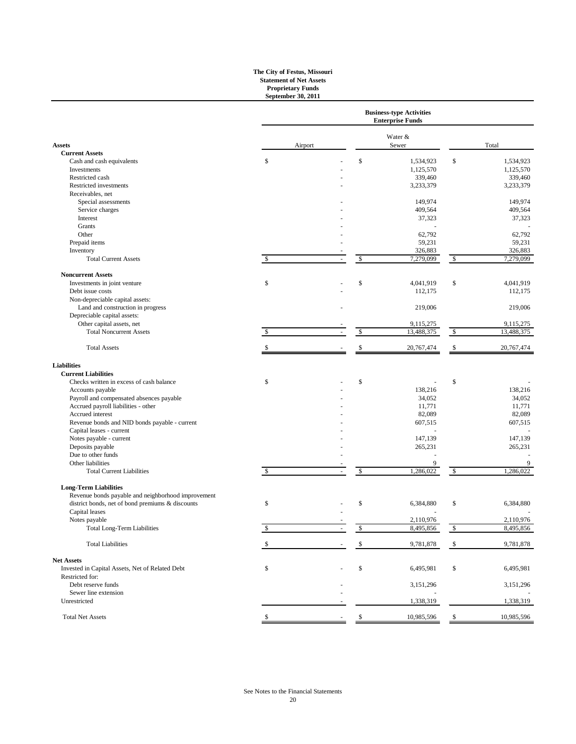**The City of Festus, Missouri**
**Statement of Net Assets**
**Proprietary Funds**
**September 30, 2011**

| | Business-type Activities Enterprise Funds | | |
|---|---|---|---|
| **Assets** | Airport | Water & Sewer | Total |
| **Current Assets** | | | |
| Cash and cash equivalents | $ - | $ 1,534,923 | $ 1,534,923 |
| Investments | - | 1,125,570 | 1,125,570 |
| Restricted cash | - | 339,460 | 339,460 |
| Restricted investments | - | 3,233,379 | 3,233,379 |
| Receivables, net | | | |
| Special assessments | - | 149,974 | 149,974 |
| Service charges | - | 409,564 | 409,564 |
| Interest | - | 37,323 | 37,323 |
| Grants | - | - | - |
| Other | - | 62,792 | 62,792 |
| Prepaid items | - | 59,231 | 59,231 |
| Inventory | - | 326,883 | 326,883 |
| Total Current Assets | $ - | $ 7,279,099 | $ 7,279,099 |
| **Noncurrent Assets** | | | |
| Investments in joint venture | $ - | $ 4,041,919 | $ 4,041,919 |
| Debt issue costs | - | 112,175 | 112,175 |
| Non-depreciable capital assets: | | | |
| Land and construction in progress | - | 219,006 | 219,006 |
| Depreciable capital assets: | | | |
| Other capital assets, net | - | 9,115,275 | 9,115,275 |
| Total Noncurrent Assets | $ - | $ 13,488,375 | $ 13,488,375 |
| Total Assets | $ - | $ 20,767,474 | $ 20,767,474 |
| **Liabilities** | | | |
| **Current Liabilities** | | | |
| Checks written in excess of cash balance | $ - | $ - | $ - |
| Accounts payable | - | 138,216 | 138,216 |
| Payroll and compensated absences payable | - | 34,052 | 34,052 |
| Accrued payroll liabilities - other | - | 11,771 | 11,771 |
| Accrued interest | - | 82,089 | 82,089 |
| Revenue bonds and NID bonds payable - current | - | 607,515 | 607,515 |
| Capital leases - current | - | - | - |
| Notes payable - current | - | 147,139 | 147,139 |
| Deposits payable | - | 265,231 | 265,231 |
| Due to other funds | - | - | - |
| Other liabilities | - | 9 | 9 |
| Total Current Liabilities | $ - | $ 1,286,022 | $ 1,286,022 |
| **Long-Term Liabilities** | | | |
| Revenue bonds payable and neighborhood improvement district bonds, net of bond premiums & discounts | $ - | $ 6,384,880 | $ 6,384,880 |
| Capital leases | - | - | - |
| Notes payable | - | 2,110,976 | 2,110,976 |
| Total Long-Term Liabilities | $ - | $ 8,495,856 | $ 8,495,856 |
| Total Liabilities | $ - | $ 9,781,878 | $ 9,781,878 |
| **Net Assets** | | | |
| Invested in Capital Assets, Net of Related Debt | $ - | $ 6,495,981 | $ 6,495,981 |
| Restricted for: | | | |
| Debt reserve funds | - | 3,151,296 | 3,151,296 |
| Sewer line extension | - | - | - |
| Unrestricted | - | 1,338,319 | 1,338,319 |
| Total Net Assets | $ - | $ 10,985,596 | $ 10,985,596 |

See Notes to the Financial Statements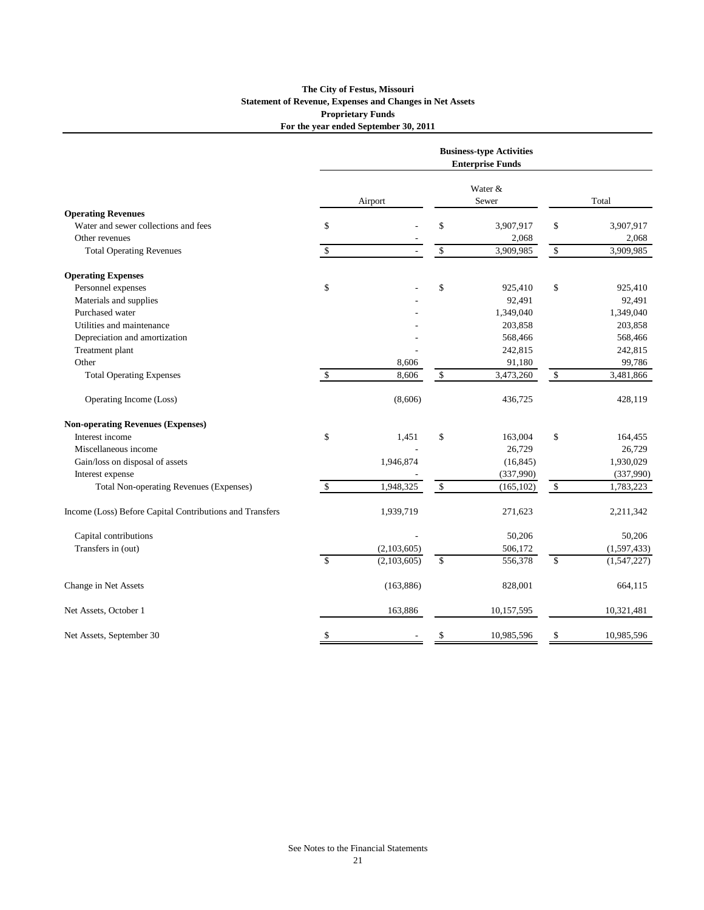**The City of Festus, Missouri**
**Statement of Revenue, Expenses and Changes in Net Assets**
**Proprietary Funds**
**For the year ended September 30, 2011**

| | Business-type Activities Enterprise Funds | | |
|---|---|---|---|
| | Airport | Water & Sewer | Total |
| **Operating Revenues** | | | |
| Water and sewer collections and fees | $ - | $ 3,907,917 | $ 3,907,917 |
| Other revenues | - | 2,068 | 2,068 |
| Total Operating Revenues | $ - | $ 3,909,985 | $ 3,909,985 |
| **Operating Expenses** | | | |
| Personnel expenses | $ - | $ 925,410 | $ 925,410 |
| Materials and supplies | - | 92,491 | 92,491 |
| Purchased water | - | 1,349,040 | 1,349,040 |
| Utilities and maintenance | - | 203,858 | 203,858 |
| Depreciation and amortization | - | 568,466 | 568,466 |
| Treatment plant | - | 242,815 | 242,815 |
| Other | 8,606 | 91,180 | 99,786 |
| Total Operating Expenses | $ 8,606 | $ 3,473,260 | $ 3,481,866 |
| Operating Income (Loss) | (8,606) | 436,725 | 428,119 |
| **Non-operating Revenues (Expenses)** | | | |
| Interest income | $ 1,451 | $ 163,004 | $ 164,455 |
| Miscellaneous income | - | 26,729 | 26,729 |
| Gain/loss on disposal of assets | 1,946,874 | (16,845) | 1,930,029 |
| Interest expense | - | (337,990) | (337,990) |
| Total Non-operating Revenues (Expenses) | $ 1,948,325 | $ (165,102) | $ 1,783,223 |
| Income (Loss) Before Capital Contributions and Transfers | 1,939,719 | 271,623 | 2,211,342 |
| Capital contributions | - | 50,206 | 50,206 |
| Transfers in (out) | (2,103,605) | 506,172 | (1,597,433) |
| | $ (2,103,605) | $ 556,378 | $ (1,547,227) |
| Change in Net Assets | (163,886) | 828,001 | 664,115 |
| Net Assets, October 1 | 163,886 | 10,157,595 | 10,321,481 |
| Net Assets, September 30 | $ - | $ 10,985,596 | $ 10,985,596 |

See Notes to the Financial Statements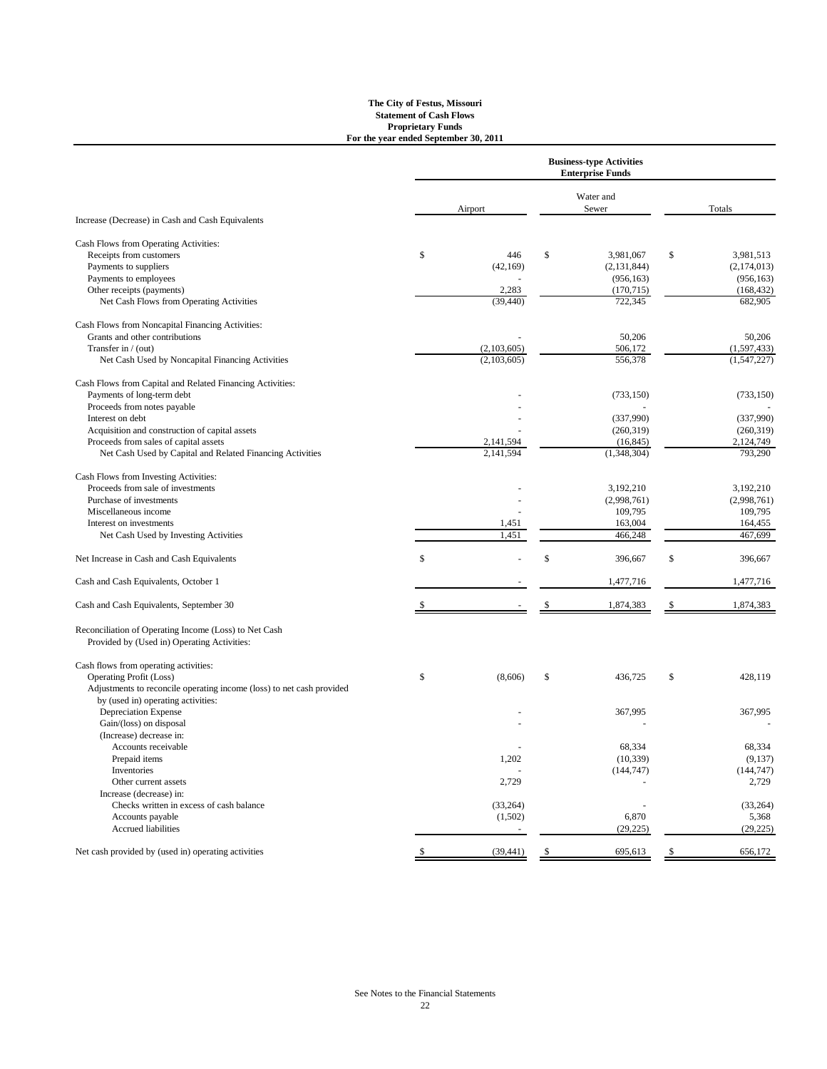**The City of Festus, Missouri**
**Statement of Cash Flows**
**Proprietary Funds**
**For the year ended September 30, 2011**

| | Business-type Activities Enterprise Funds | | |
|---|---|---|---|
| | Airport | Water and Sewer | Totals |
| Increase (Decrease) in Cash and Cash Equivalents | | | |
| Cash Flows from Operating Activities: | | | |
| Receipts from customers | $ 446 | $ 3,981,067 | $ 3,981,513 |
| Payments to suppliers | (42,169) | (2,131,844) | (2,174,013) |
| Payments to employees | - | (956,163) | (956,163) |
| Other receipts (payments) | 2,283 | (170,715) | (168,432) |
| Net Cash Flows from Operating Activities | (39,440) | 722,345 | 682,905 |
| Cash Flows from Noncapital Financing Activities: | | | |
| Grants and other contributions | - | 50,206 | 50,206 |
| Transfer in / (out) | (2,103,605) | 506,172 | (1,597,433) |
| Net Cash Used by Noncapital Financing Activities | (2,103,605) | 556,378 | (1,547,227) |
| Cash Flows from Capital and Related Financing Activities: | | | |
| Payments of long-term debt | - | (733,150) | (733,150) |
| Proceeds from notes payable | - | - | - |
| Interest on debt | - | (337,990) | (337,990) |
| Acquisition and construction of capital assets | - | (260,319) | (260,319) |
| Proceeds from sales of capital assets | 2,141,594 | (16,845) | 2,124,749 |
| Net Cash Used by Capital and Related Financing Activities | 2,141,594 | (1,348,304) | 793,290 |
| Cash Flows from Investing Activities: | | | |
| Proceeds from sale of investments | - | 3,192,210 | 3,192,210 |
| Purchase of investments | - | (2,998,761) | (2,998,761) |
| Miscellaneous income | - | 109,795 | 109,795 |
| Interest on investments | 1,451 | 163,004 | 164,455 |
| Net Cash Used by Investing Activities | 1,451 | 466,248 | 467,699 |
| Net Increase in Cash and Cash Equivalents | $ - | $ 396,667 | $ 396,667 |
| Cash and Cash Equivalents, October 1 | - | 1,477,716 | 1,477,716 |
| Cash and Cash Equivalents, September 30 | $ - | $ 1,874,383 | $ 1,874,383 |
| Reconciliation of Operating Income (Loss) to Net Cash Provided by (Used in) Operating Activities: | | | |
| Cash flows from operating activities: | | | |
| Operating Profit (Loss) | $ (8,606) | $ 436,725 | $ 428,119 |
| Adjustments to reconcile operating income (loss) to net cash provided by (used in) operating activities: | | | |
| Depreciation Expense | - | 367,995 | 367,995 |
| Gain/(loss) on disposal | - | - | - |
| (Increase) decrease in: | | | |
| Accounts receivable | - | 68,334 | 68,334 |
| Prepaid items | 1,202 | (10,339) | (9,137) |
| Inventories | - | (144,747) | (144,747) |
| Other current assets | 2,729 | - | 2,729 |
| Increase (decrease) in: | | | |
| Checks written in excess of cash balance | (33,264) | - | (33,264) |
| Accounts payable | (1,502) | 6,870 | 5,368 |
| Accrued liabilities | - | (29,225) | (29,225) |
| Net cash provided by (used in) operating activities | $ (39,441) | $ 695,613 | $ 656,172 |

See Notes to the Financial Statements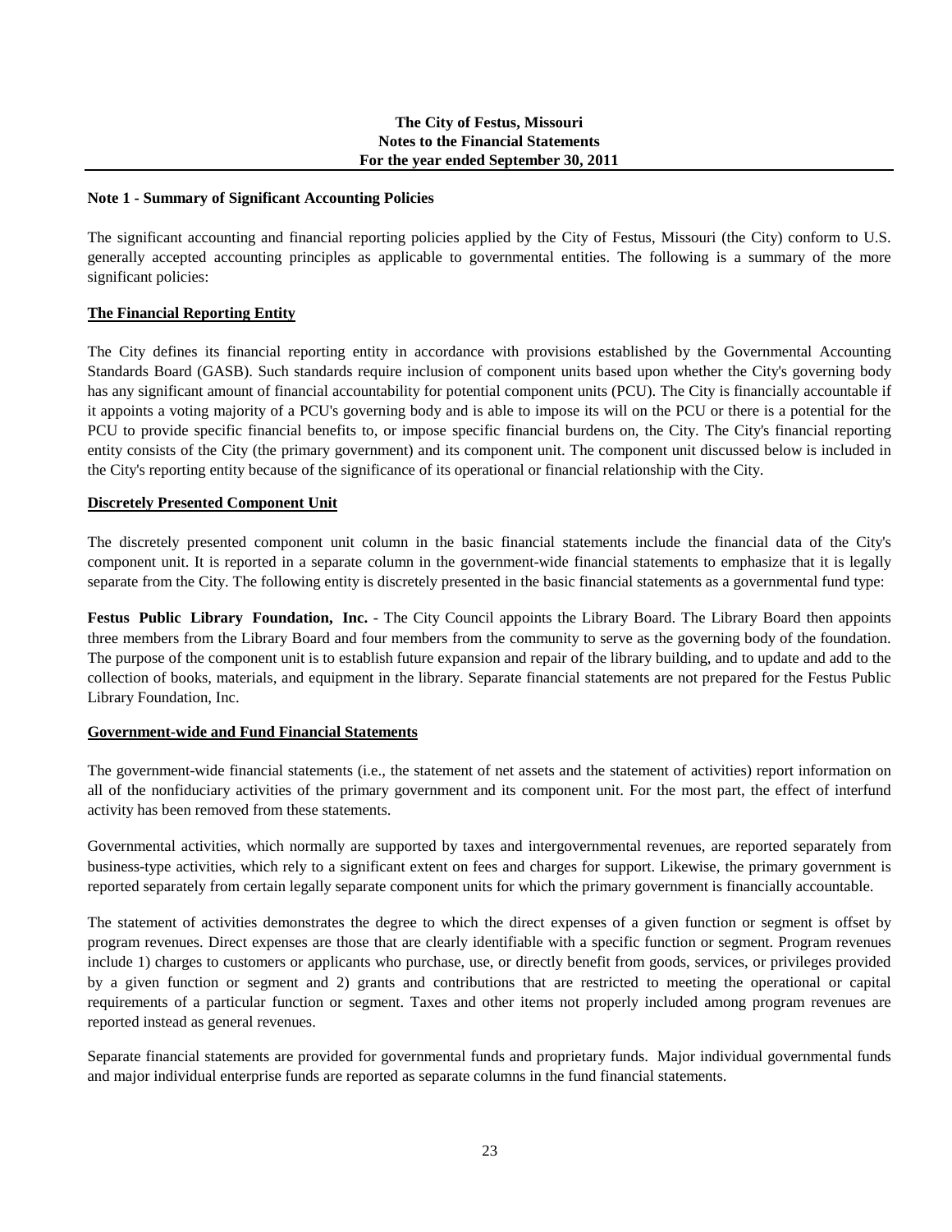**The City of Festus, Missouri**
**Notes to the Financial Statements**
**For the year ended September 30, 2011**

## Note 1 - Summary of Significant Accounting Policies

The significant accounting and financial reporting policies applied by the City of Festus, Missouri (the City) conform to U.S. generally accepted accounting principles as applicable to governmental entities. The following is a summary of the more significant policies:

### The Financial Reporting Entity

The City defines its financial reporting entity in accordance with provisions established by the Governmental Accounting Standards Board (GASB). Such standards require inclusion of component units based upon whether the City's governing body has any significant amount of financial accountability for potential component units (PCU). The City is financially accountable if it appoints a voting majority of a PCU's governing body and is able to impose its will on the PCU or there is a potential for the PCU to provide specific financial benefits to, or impose specific financial burdens on, the City. The City's financial reporting entity consists of the City (the primary government) and its component unit. The component unit discussed below is included in the City's reporting entity because of the significance of its operational or financial relationship with the City.

### Discretely Presented Component Unit

The discretely presented component unit column in the basic financial statements include the financial data of the City's component unit. It is reported in a separate column in the government-wide financial statements to emphasize that it is legally separate from the City. The following entity is discretely presented in the basic financial statements as a governmental fund type:

**Festus Public Library Foundation, Inc.** - The City Council appoints the Library Board. The Library Board then appoints three members from the Library Board and four members from the community to serve as the governing body of the foundation. The purpose of the component unit is to establish future expansion and repair of the library building, and to update and add to the collection of books, materials, and equipment in the library. Separate financial statements are not prepared for the Festus Public Library Foundation, Inc.

### Government-wide and Fund Financial Statements

The government-wide financial statements (i.e., the statement of net assets and the statement of activities) report information on all of the nonfiduciary activities of the primary government and its component unit. For the most part, the effect of interfund activity has been removed from these statements.

Governmental activities, which normally are supported by taxes and intergovernmental revenues, are reported separately from business-type activities, which rely to a significant extent on fees and charges for support. Likewise, the primary government is reported separately from certain legally separate component units for which the primary government is financially accountable.

The statement of activities demonstrates the degree to which the direct expenses of a given function or segment is offset by program revenues. Direct expenses are those that are clearly identifiable with a specific function or segment. Program revenues include 1) charges to customers or applicants who purchase, use, or directly benefit from goods, services, or privileges provided by a given function or segment and 2) grants and contributions that are restricted to meeting the operational or capital requirements of a particular function or segment. Taxes and other items not properly included among program revenues are reported instead as general revenues.

Separate financial statements are provided for governmental funds and proprietary funds. Major individual governmental funds and major individual enterprise funds are reported as separate columns in the fund financial statements.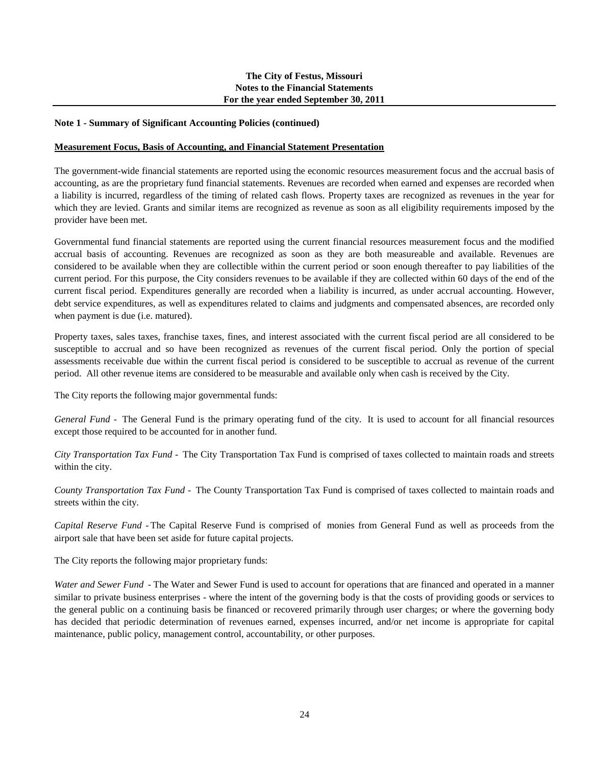### Note 1 - Summary of Significant Accounting Policies (continued)

**Measurement Focus, Basis of Accounting, and Financial Statement Presentation**

The government-wide financial statements are reported using the economic resources measurement focus and the accrual basis of accounting, as are the proprietary fund financial statements. Revenues are recorded when earned and expenses are recorded when a liability is incurred, regardless of the timing of related cash flows. Property taxes are recognized as revenues in the year for which they are levied. Grants and similar items are recognized as revenue as soon as all eligibility requirements imposed by the provider have been met.

Governmental fund financial statements are reported using the current financial resources measurement focus and the modified accrual basis of accounting. Revenues are recognized as soon as they are both measureable and available. Revenues are considered to be available when they are collectible within the current period or soon enough thereafter to pay liabilities of the current period. For this purpose, the City considers revenues to be available if they are collected within 60 days of the end of the current fiscal period. Expenditures generally are recorded when a liability is incurred, as under accrual accounting. However, debt service expenditures, as well as expenditures related to claims and judgments and compensated absences, are recorded only when payment is due (i.e. matured).

Property taxes, sales taxes, franchise taxes, fines, and interest associated with the current fiscal period are all considered to be susceptible to accrual and so have been recognized as revenues of the current fiscal period. Only the portion of special assessments receivable due within the current fiscal period is considered to be susceptible to accrual as revenue of the current period. All other revenue items are considered to be measurable and available only when cash is received by the City.

The City reports the following major governmental funds:

*General Fund* - The General Fund is the primary operating fund of the city. It is used to account for all financial resources except those required to be accounted for in another fund.

*City Transportation Tax Fund* - The City Transportation Tax Fund is comprised of taxes collected to maintain roads and streets within the city.

*County Transportation Tax Fund* - The County Transportation Tax Fund is comprised of taxes collected to maintain roads and streets within the city.

*Capital Reserve Fund* - The Capital Reserve Fund is comprised of monies from General Fund as well as proceeds from the airport sale that have been set aside for future capital projects.

The City reports the following major proprietary funds:

*Water and Sewer Fund* - The Water and Sewer Fund is used to account for operations that are financed and operated in a manner similar to private business enterprises - where the intent of the governing body is that the costs of providing goods or services to the general public on a continuing basis be financed or recovered primarily through user charges; or where the governing body has decided that periodic determination of revenues earned, expenses incurred, and/or net income is appropriate for capital maintenance, public policy, management control, accountability, or other purposes.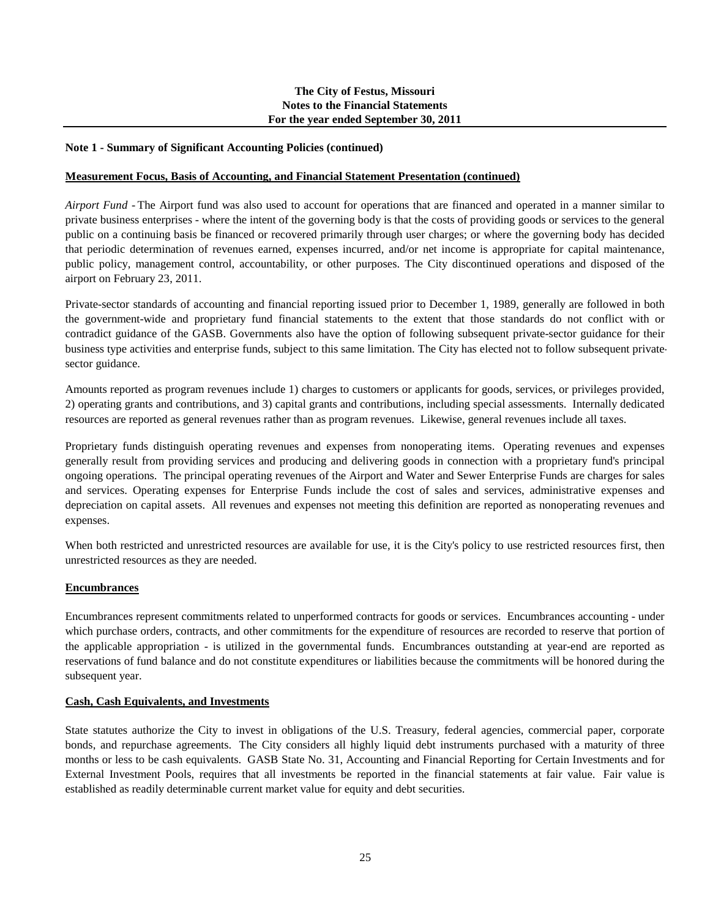**Note 1 - Summary of Significant Accounting Policies (continued)**

**Measurement Focus, Basis of Accounting, and Financial Statement Presentation (continued)**

*Airport Fund* - The Airport fund was also used to account for operations that are financed and operated in a manner similar to private business enterprises - where the intent of the governing body is that the costs of providing goods or services to the general public on a continuing basis be financed or recovered primarily through user charges; or where the governing body has decided that periodic determination of revenues earned, expenses incurred, and/or net income is appropriate for capital maintenance, public policy, management control, accountability, or other purposes. The City discontinued operations and disposed of the airport on February 23, 2011.

Private-sector standards of accounting and financial reporting issued prior to December 1, 1989, generally are followed in both the government-wide and proprietary fund financial statements to the extent that those standards do not conflict with or contradict guidance of the GASB. Governments also have the option of following subsequent private-sector guidance for their business type activities and enterprise funds, subject to this same limitation. The City has elected not to follow subsequent private-sector guidance.

Amounts reported as program revenues include 1) charges to customers or applicants for goods, services, or privileges provided, 2) operating grants and contributions, and 3) capital grants and contributions, including special assessments. Internally dedicated resources are reported as general revenues rather than as program revenues. Likewise, general revenues include all taxes.

Proprietary funds distinguish operating revenues and expenses from nonoperating items. Operating revenues and expenses generally result from providing services and producing and delivering goods in connection with a proprietary fund's principal ongoing operations. The principal operating revenues of the Airport and Water and Sewer Enterprise Funds are charges for sales and services. Operating expenses for Enterprise Funds include the cost of sales and services, administrative expenses and depreciation on capital assets. All revenues and expenses not meeting this definition are reported as nonoperating revenues and expenses.

When both restricted and unrestricted resources are available for use, it is the City's policy to use restricted resources first, then unrestricted resources as they are needed.

**Encumbrances**

Encumbrances represent commitments related to unperformed contracts for goods or services. Encumbrances accounting - under which purchase orders, contracts, and other commitments for the expenditure of resources are recorded to reserve that portion of the applicable appropriation - is utilized in the governmental funds. Encumbrances outstanding at year-end are reported as reservations of fund balance and do not constitute expenditures or liabilities because the commitments will be honored during the subsequent year.

**Cash, Cash Equivalents, and Investments**

State statutes authorize the City to invest in obligations of the U.S. Treasury, federal agencies, commercial paper, corporate bonds, and repurchase agreements. The City considers all highly liquid debt instruments purchased with a maturity of three months or less to be cash equivalents. GASB State No. 31, Accounting and Financial Reporting for Certain Investments and for External Investment Pools, requires that all investments be reported in the financial statements at fair value. Fair value is established as readily determinable current market value for equity and debt securities.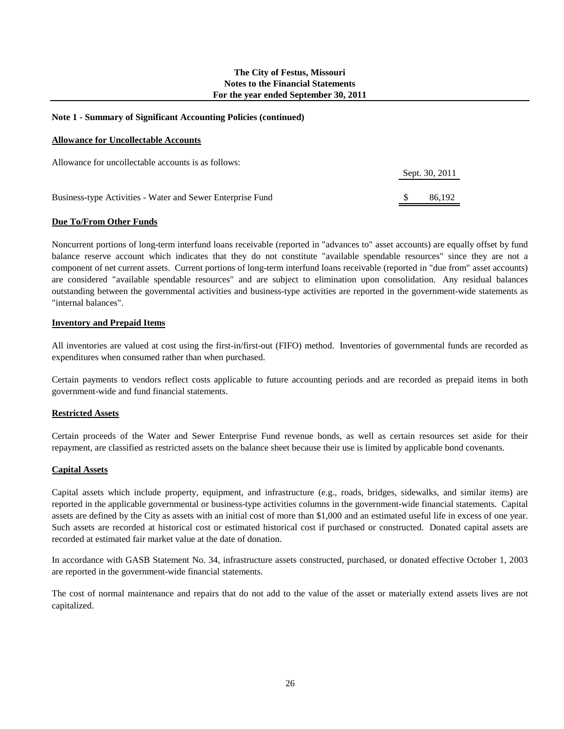**Note 1 - Summary of Significant Accounting Policies (continued)**

**Allowance for Uncollectable Accounts**

Allowance for uncollectable accounts is as follows:

| | Sept. 30, 2011 |
|---|---|
| Business-type Activities - Water and Sewer Enterprise Fund | $ 86,192 |

**Due To/From Other Funds**

Noncurrent portions of long-term interfund loans receivable (reported in "advances to" asset accounts) are equally offset by fund balance reserve account which indicates that they do not constitute "available spendable resources" since they are not a component of net current assets. Current portions of long-term interfund loans receivable (reported in "due from" asset accounts) are considered "available spendable resources" and are subject to elimination upon consolidation. Any residual balances outstanding between the governmental activities and business-type activities are reported in the government-wide statements as "internal balances".

**Inventory and Prepaid Items**

All inventories are valued at cost using the first-in/first-out (FIFO) method. Inventories of governmental funds are recorded as expenditures when consumed rather than when purchased.

Certain payments to vendors reflect costs applicable to future accounting periods and are recorded as prepaid items in both government-wide and fund financial statements.

**Restricted Assets**

Certain proceeds of the Water and Sewer Enterprise Fund revenue bonds, as well as certain resources set aside for their repayment, are classified as restricted assets on the balance sheet because their use is limited by applicable bond covenants.

**Capital Assets**

Capital assets which include property, equipment, and infrastructure (e.g., roads, bridges, sidewalks, and similar items) are reported in the applicable governmental or business-type activities columns in the government-wide financial statements. Capital assets are defined by the City as assets with an initial cost of more than $1,000 and an estimated useful life in excess of one year. Such assets are recorded at historical cost or estimated historical cost if purchased or constructed. Donated capital assets are recorded at estimated fair market value at the date of donation.

In accordance with GASB Statement No. 34, infrastructure assets constructed, purchased, or donated effective October 1, 2003 are reported in the government-wide financial statements.

The cost of normal maintenance and repairs that do not add to the value of the asset or materially extend assets lives are not capitalized.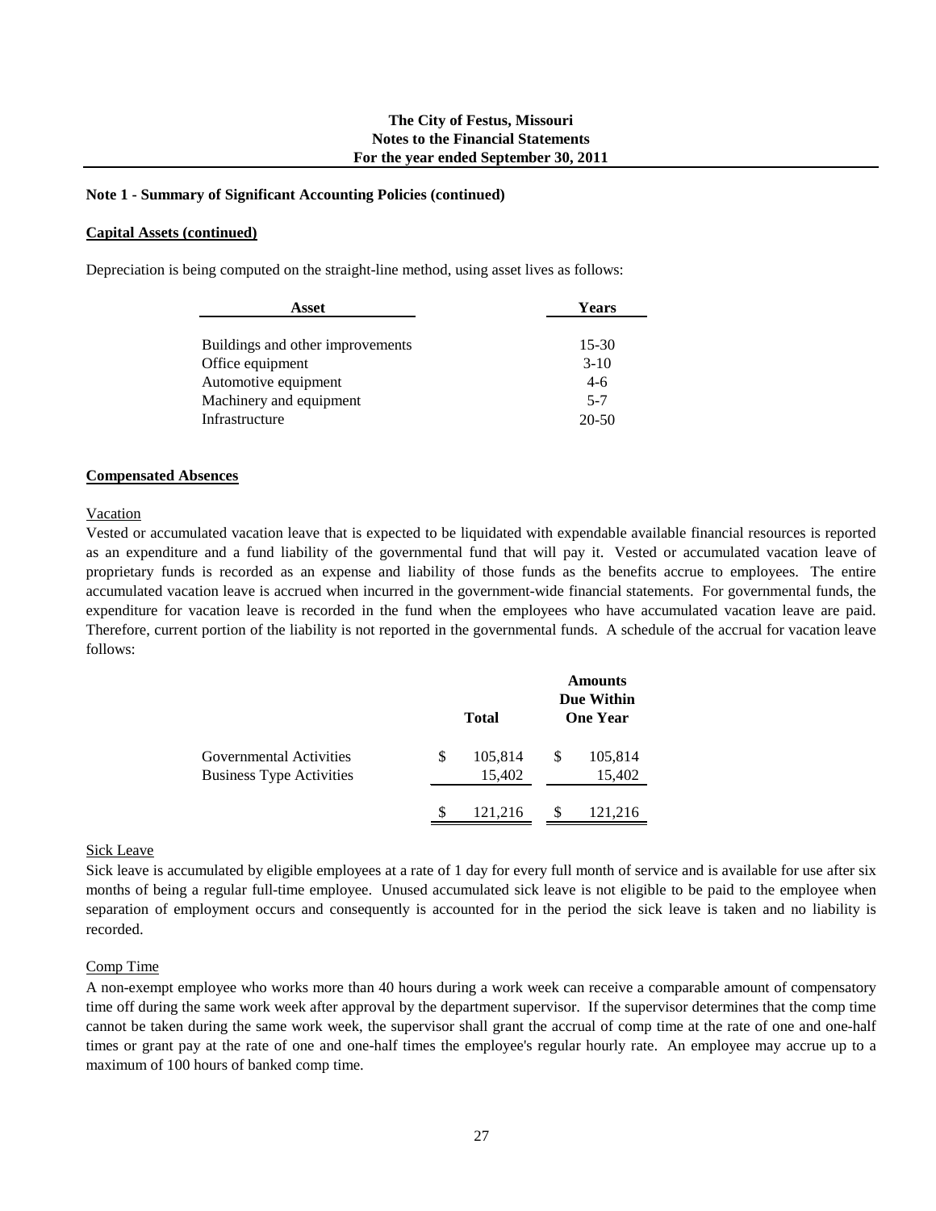**Note 1 - Summary of Significant Accounting Policies (continued)**

**Capital Assets (continued)**

Depreciation is being computed on the straight-line method, using asset lives as follows:

| Asset | Years |
|---|---|
| Buildings and other improvements | 15-30 |
| Office equipment | 3-10 |
| Automotive equipment | 4-6 |
| Machinery and equipment | 5-7 |
| Infrastructure | 20-50 |

**Compensated Absences**

Vacation

Vested or accumulated vacation leave that is expected to be liquidated with expendable available financial resources is reported as an expenditure and a fund liability of the governmental fund that will pay it. Vested or accumulated vacation leave of proprietary funds is recorded as an expense and liability of those funds as the benefits accrue to employees. The entire accumulated vacation leave is accrued when incurred in the government-wide financial statements. For governmental funds, the expenditure for vacation leave is recorded in the fund when the employees who have accumulated vacation leave are paid. Therefore, current portion of the liability is not reported in the governmental funds. A schedule of the accrual for vacation leave follows:

| | Total | Amounts Due Within One Year |
|---|---|---|
| Governmental Activities | $ 105,814 | $ 105,814 |
| Business Type Activities | 15,402 | 15,402 |
| | $ 121,216 | $ 121,216 |

Sick Leave

Sick leave is accumulated by eligible employees at a rate of 1 day for every full month of service and is available for use after six months of being a regular full-time employee. Unused accumulated sick leave is not eligible to be paid to the employee when separation of employment occurs and consequently is accounted for in the period the sick leave is taken and no liability is recorded.

Comp Time

A non-exempt employee who works more than 40 hours during a work week can receive a comparable amount of compensatory time off during the same work week after approval by the department supervisor. If the supervisor determines that the comp time cannot be taken during the same work week, the supervisor shall grant the accrual of comp time at the rate of one and one-half times or grant pay at the rate of one and one-half times the employee's regular hourly rate. An employee may accrue up to a maximum of 100 hours of banked comp time.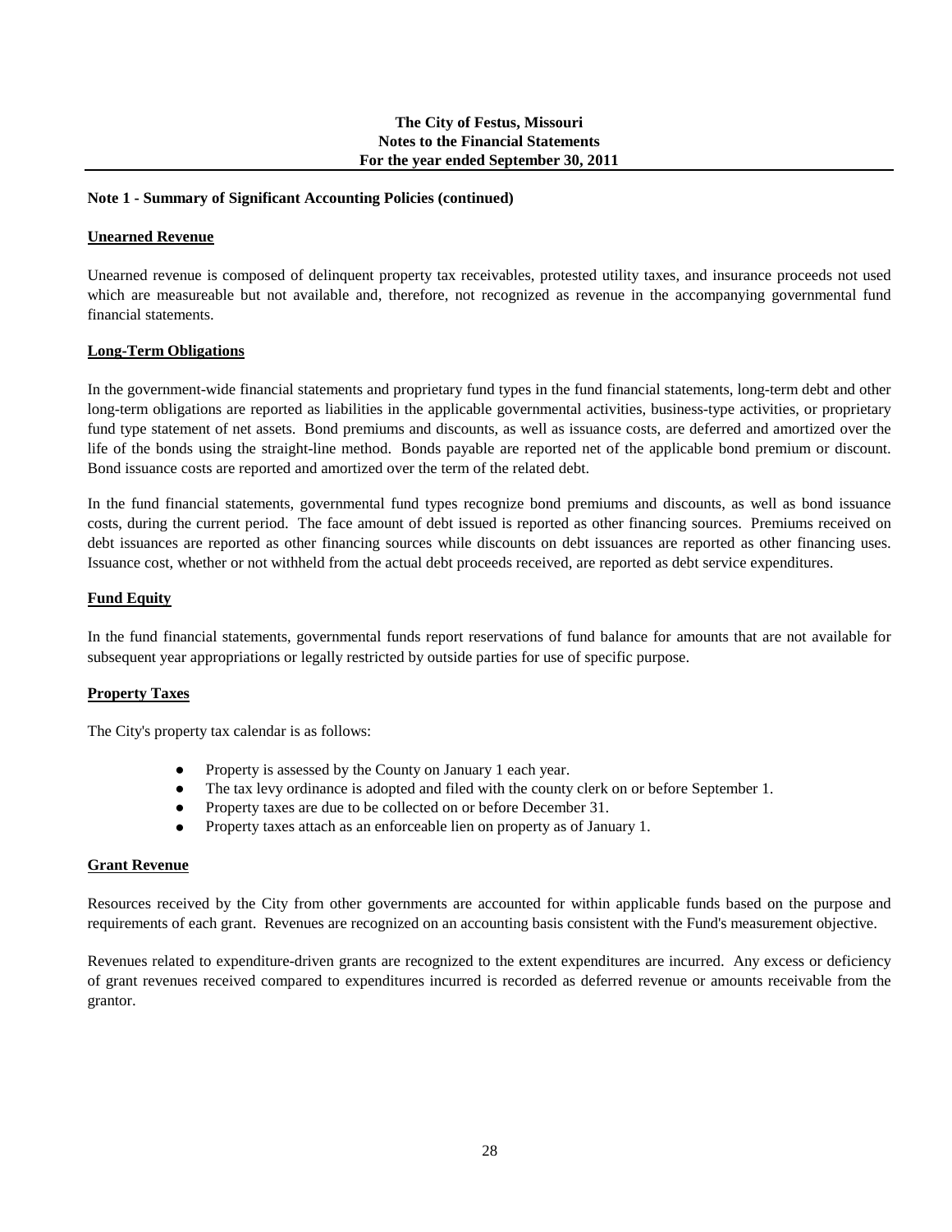## Note 1 - Summary of Significant Accounting Policies (continued)

### Unearned Revenue

Unearned revenue is composed of delinquent property tax receivables, protested utility taxes, and insurance proceeds not used which are measureable but not available and, therefore, not recognized as revenue in the accompanying governmental fund financial statements.

### Long-Term Obligations

In the government-wide financial statements and proprietary fund types in the fund financial statements, long-term debt and other long-term obligations are reported as liabilities in the applicable governmental activities, business-type activities, or proprietary fund type statement of net assets. Bond premiums and discounts, as well as issuance costs, are deferred and amortized over the life of the bonds using the straight-line method. Bonds payable are reported net of the applicable bond premium or discount. Bond issuance costs are reported and amortized over the term of the related debt.

In the fund financial statements, governmental fund types recognize bond premiums and discounts, as well as bond issuance costs, during the current period. The face amount of debt issued is reported as other financing sources. Premiums received on debt issuances are reported as other financing sources while discounts on debt issuances are reported as other financing uses. Issuance cost, whether or not withheld from the actual debt proceeds received, are reported as debt service expenditures.

### Fund Equity

In the fund financial statements, governmental funds report reservations of fund balance for amounts that are not available for subsequent year appropriations or legally restricted by outside parties for use of specific purpose.

### Property Taxes

The City's property tax calendar is as follows:

- Property is assessed by the County on January 1 each year.
- The tax levy ordinance is adopted and filed with the county clerk on or before September 1.
- Property taxes are due to be collected on or before December 31.
- Property taxes attach as an enforceable lien on property as of January 1.

### Grant Revenue

Resources received by the City from other governments are accounted for within applicable funds based on the purpose and requirements of each grant. Revenues are recognized on an accounting basis consistent with the Fund's measurement objective.

Revenues related to expenditure-driven grants are recognized to the extent expenditures are incurred. Any excess or deficiency of grant revenues received compared to expenditures incurred is recorded as deferred revenue or amounts receivable from the grantor.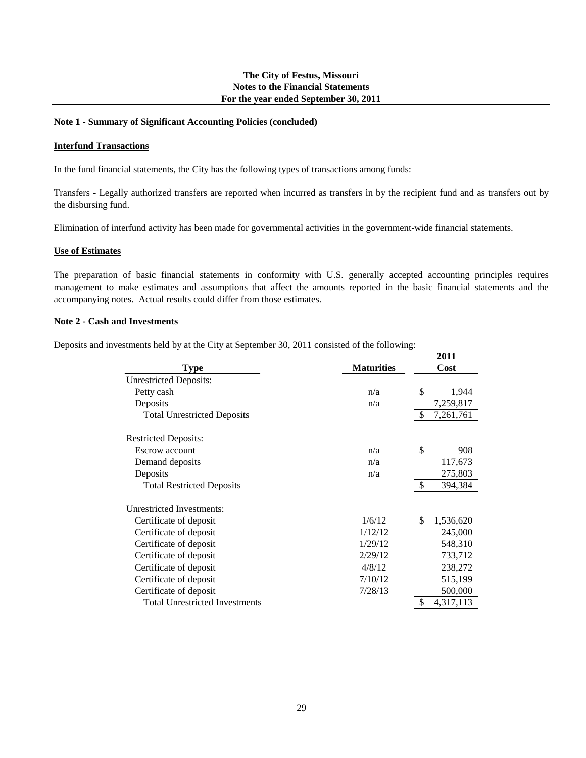**The City of Festus, Missouri**
**Notes to the Financial Statements**
**For the year ended September 30, 2011**

## Note 1 - Summary of Significant Accounting Policies (concluded)

### Interfund Transactions

In the fund financial statements, the City has the following types of transactions among funds:

Transfers - Legally authorized transfers are reported when incurred as transfers in by the recipient fund and as transfers out by the disbursing fund.

Elimination of interfund activity has been made for governmental activities in the government-wide financial statements.

### Use of Estimates

The preparation of basic financial statements in conformity with U.S. generally accepted accounting principles requires management to make estimates and assumptions that affect the amounts reported in the basic financial statements and the accompanying notes. Actual results could differ from those estimates.

## Note 2 - Cash and Investments

Deposits and investments held by at the City at September 30, 2011 consisted of the following:

| Type | Maturities | 2011 Cost |
|---|---|---|
| Unrestricted Deposits: | | |
| Petty cash | n/a | $ 1,944 |
| Deposits | n/a | 7,259,817 |
| Total Unrestricted Deposits | | $ 7,261,761 |
| Restricted Deposits: | | |
| Escrow account | n/a | $ 908 |
| Demand deposits | n/a | 117,673 |
| Deposits | n/a | 275,803 |
| Total Restricted Deposits | | $ 394,384 |
| Unrestricted Investments: | | |
| Certificate of deposit | 1/6/12 | $ 1,536,620 |
| Certificate of deposit | 1/12/12 | 245,000 |
| Certificate of deposit | 1/29/12 | 548,310 |
| Certificate of deposit | 2/29/12 | 733,712 |
| Certificate of deposit | 4/8/12 | 238,272 |
| Certificate of deposit | 7/10/12 | 515,199 |
| Certificate of deposit | 7/28/13 | 500,000 |
| Total Unrestricted Investments | | $ 4,317,113 |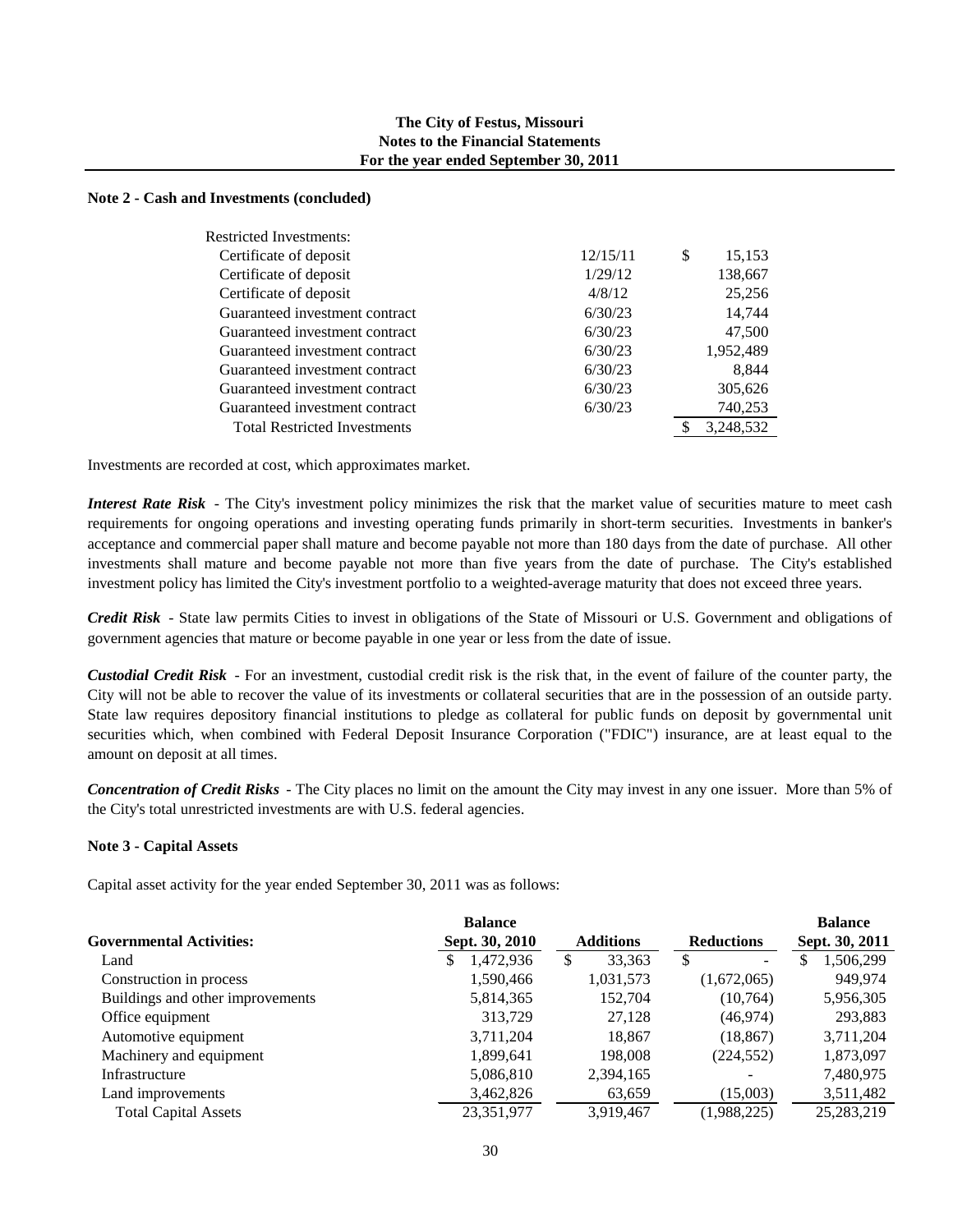**The City of Festus, Missouri**
**Notes to the Financial Statements**
**For the year ended September 30, 2011**

**Note 2 - Cash and Investments (concluded)**

| Restricted Investments: | | |
|---|---|---|
| Certificate of deposit | 12/15/11 | $ 15,153 |
| Certificate of deposit | 1/29/12 | 138,667 |
| Certificate of deposit | 4/8/12 | 25,256 |
| Guaranteed investment contract | 6/30/23 | 14,744 |
| Guaranteed investment contract | 6/30/23 | 47,500 |
| Guaranteed investment contract | 6/30/23 | 1,952,489 |
| Guaranteed investment contract | 6/30/23 | 8,844 |
| Guaranteed investment contract | 6/30/23 | 305,626 |
| Guaranteed investment contract | 6/30/23 | 740,253 |
| Total Restricted Investments | | $ 3,248,532 |

Investments are recorded at cost, which approximates market.

***Interest Rate Risk*** - The City's investment policy minimizes the risk that the market value of securities mature to meet cash requirements for ongoing operations and investing operating funds primarily in short-term securities. Investments in banker's acceptance and commercial paper shall mature and become payable not more than 180 days from the date of purchase. All other investments shall mature and become payable not more than five years from the date of purchase. The City's established investment policy has limited the City's investment portfolio to a weighted-average maturity that does not exceed three years.

***Credit Risk*** - State law permits Cities to invest in obligations of the State of Missouri or U.S. Government and obligations of government agencies that mature or become payable in one year or less from the date of issue.

***Custodial Credit Risk*** - For an investment, custodial credit risk is the risk that, in the event of failure of the counter party, the City will not be able to recover the value of its investments or collateral securities that are in the possession of an outside party. State law requires depository financial institutions to pledge as collateral for public funds on deposit by governmental unit securities which, when combined with Federal Deposit Insurance Corporation ("FDIC") insurance, are at least equal to the amount on deposit at all times.

***Concentration of Credit Risks*** - The City places no limit on the amount the City may invest in any one issuer. More than 5% of the City's total unrestricted investments are with U.S. federal agencies.

**Note 3 - Capital Assets**

Capital asset activity for the year ended September 30, 2011 was as follows:

| **Governmental Activities:** | **Balance Sept. 30, 2010** | **Additions** | **Reductions** | **Balance Sept. 30, 2011** |
|---|---|---|---|---|
| Land | $ 1,472,936 | $ 33,363 | $ - | $ 1,506,299 |
| Construction in process | 1,590,466 | 1,031,573 | (1,672,065) | 949,974 |
| Buildings and other improvements | 5,814,365 | 152,704 | (10,764) | 5,956,305 |
| Office equipment | 313,729 | 27,128 | (46,974) | 293,883 |
| Automotive equipment | 3,711,204 | 18,867 | (18,867) | 3,711,204 |
| Machinery and equipment | 1,899,641 | 198,008 | (224,552) | 1,873,097 |
| Infrastructure | 5,086,810 | 2,394,165 | - | 7,480,975 |
| Land improvements | 3,462,826 | 63,659 | (15,003) | 3,511,482 |
| Total Capital Assets | 23,351,977 | 3,919,467 | (1,988,225) | 25,283,219 |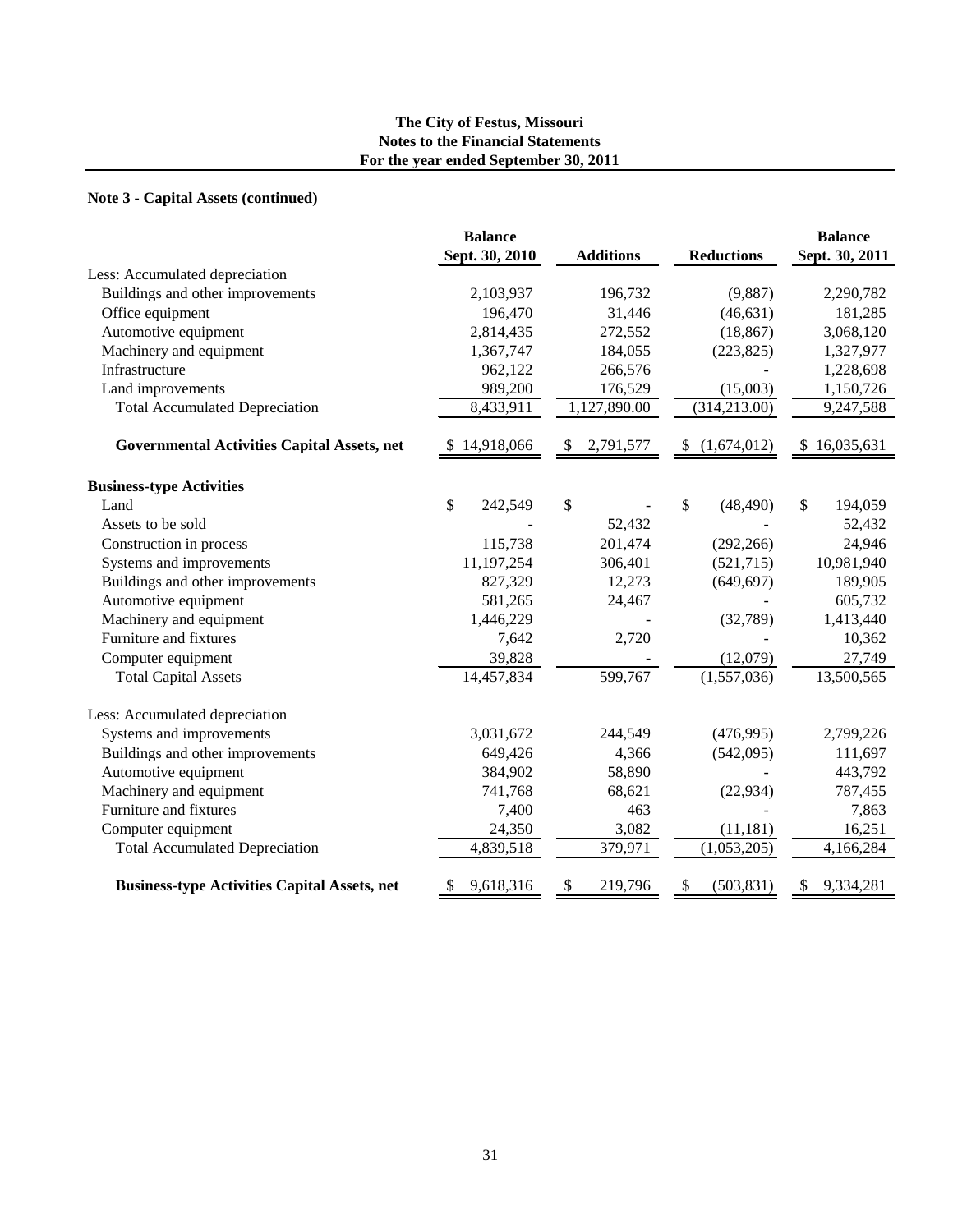**The City of Festus, Missouri**
**Notes to the Financial Statements**
**For the year ended September 30, 2011**

**Note 3 - Capital Assets (continued)**

| | Balance Sept. 30, 2010 | Additions | Reductions | Balance Sept. 30, 2011 |
|---|---|---|---|---|
| Less: Accumulated depreciation | | | | |
| Buildings and other improvements | 2,103,937 | 196,732 | (9,887) | 2,290,782 |
| Office equipment | 196,470 | 31,446 | (46,631) | 181,285 |
| Automotive equipment | 2,814,435 | 272,552 | (18,867) | 3,068,120 |
| Machinery and equipment | 1,367,747 | 184,055 | (223,825) | 1,327,977 |
| Infrastructure | 962,122 | 266,576 | - | 1,228,698 |
| Land improvements | 989,200 | 176,529 | (15,003) | 1,150,726 |
| Total Accumulated Depreciation | 8,433,911 | 1,127,890.00 | (314,213.00) | 9,247,588 |
| **Governmental Activities Capital Assets, net** | $ 14,918,066 | $ 2,791,577 | $ (1,674,012) | $ 16,035,631 |
| **Business-type Activities** | | | | |
| Land | $ 242,549 | $ - | $ (48,490) | $ 194,059 |
| Assets to be sold | - | 52,432 | - | 52,432 |
| Construction in process | 115,738 | 201,474 | (292,266) | 24,946 |
| Systems and improvements | 11,197,254 | 306,401 | (521,715) | 10,981,940 |
| Buildings and other improvements | 827,329 | 12,273 | (649,697) | 189,905 |
| Automotive equipment | 581,265 | 24,467 | - | 605,732 |
| Machinery and equipment | 1,446,229 | - | (32,789) | 1,413,440 |
| Furniture and fixtures | 7,642 | 2,720 | - | 10,362 |
| Computer equipment | 39,828 | - | (12,079) | 27,749 |
| Total Capital Assets | 14,457,834 | 599,767 | (1,557,036) | 13,500,565 |
| Less: Accumulated depreciation | | | | |
| Systems and improvements | 3,031,672 | 244,549 | (476,995) | 2,799,226 |
| Buildings and other improvements | 649,426 | 4,366 | (542,095) | 111,697 |
| Automotive equipment | 384,902 | 58,890 | - | 443,792 |
| Machinery and equipment | 741,768 | 68,621 | (22,934) | 787,455 |
| Furniture and fixtures | 7,400 | 463 | - | 7,863 |
| Computer equipment | 24,350 | 3,082 | (11,181) | 16,251 |
| Total Accumulated Depreciation | 4,839,518 | 379,971 | (1,053,205) | 4,166,284 |
| **Business-type Activities Capital Assets, net** | $ 9,618,316 | $ 219,796 | $ (503,831) | $ 9,334,281 |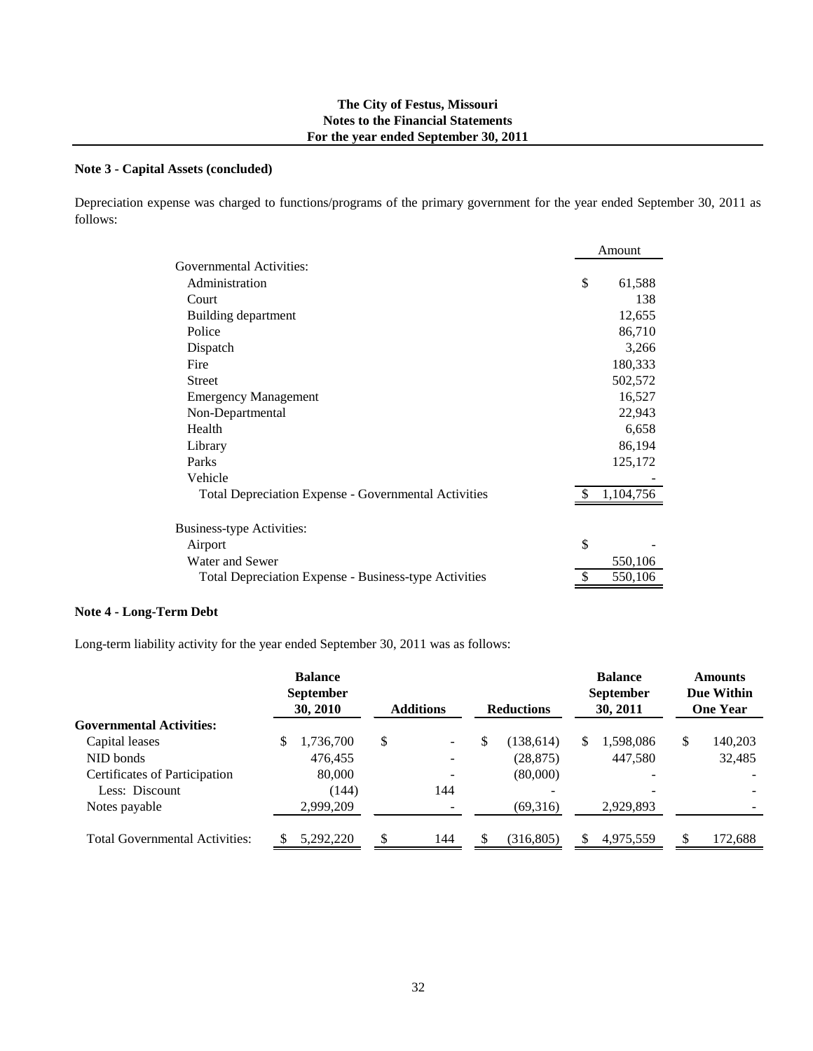## Note 3 - Capital Assets (concluded)

Depreciation expense was charged to functions/programs of the primary government for the year ended September 30, 2011 as follows:

| | Amount |
|---|---|
| Governmental Activities: | |
| Administration | $ 61,588 |
| Court | 138 |
| Building department | 12,655 |
| Police | 86,710 |
| Dispatch | 3,266 |
| Fire | 180,333 |
| Street | 502,572 |
| Emergency Management | 16,527 |
| Non-Departmental | 22,943 |
| Health | 6,658 |
| Library | 86,194 |
| Parks | 125,172 |
| Vehicle | - |
| Total Depreciation Expense - Governmental Activities | $ 1,104,756 |
| | |
| Business-type Activities: | |
| Airport | $ - |
| Water and Sewer | 550,106 |
| Total Depreciation Expense - Business-type Activities | $ 550,106 |

## Note 4 - Long-Term Debt

Long-term liability activity for the year ended September 30, 2011 was as follows:

| | Balance September 30, 2010 | Additions | Reductions | Balance September 30, 2011 | Amounts Due Within One Year |
|---|---|---|---|---|---|
| **Governmental Activities:** | | | | | |
| Capital leases | $ 1,736,700 | $ - | $ (138,614) | $ 1,598,086 | $ 140,203 |
| NID bonds | 476,455 | - | (28,875) | 447,580 | 32,485 |
| Certificates of Participation | 80,000 | - | (80,000) | - | - |
| Less: Discount | (144) | 144 | - | - | - |
| Notes payable | 2,999,209 | - | (69,316) | 2,929,893 | - |
| Total Governmental Activities: | $ 5,292,220 | $ 144 | $ (316,805) | $ 4,975,559 | $ 172,688 |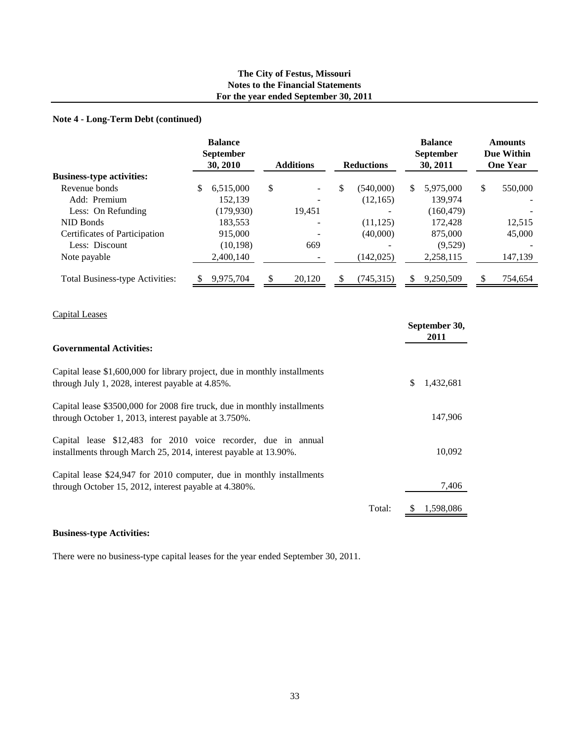**The City of Festus, Missouri**
**Notes to the Financial Statements**
**For the year ended September 30, 2011**

**Note 4 - Long-Term Debt (continued)**

| | Balance September 30, 2010 | Additions | Reductions | Balance September 30, 2011 | Amounts Due Within One Year |
|---|---|---|---|---|---|
| **Business-type activities:** | | | | | |
| Revenue bonds | $ 6,515,000 | $ - | $ (540,000) | $ 5,975,000 | $ 550,000 |
| Add: Premium | 152,139 | - | (12,165) | 139,974 | - |
| Less: On Refunding | (179,930) | 19,451 | - | (160,479) | - |
| NID Bonds | 183,553 | - | (11,125) | 172,428 | 12,515 |
| Certificates of Participation | 915,000 | - | (40,000) | 875,000 | 45,000 |
| Less: Discount | (10,198) | 669 | - | (9,529) | - |
| Note payable | 2,400,140 | - | (142,025) | 2,258,115 | 147,139 |
| Total Business-type Activities: | $ 9,975,704 | $ 20,120 | $ (745,315) | $ 9,250,509 | $ 754,654 |

Capital Leases

| | September 30, 2011 |
|---|---|
| **Governmental Activities:** | |
| Capital lease $1,600,000 for library project, due in monthly installments through July 1, 2028, interest payable at 4.85%. | $ 1,432,681 |
| Capital lease $3500,000 for 2008 fire truck, due in monthly installments through October 1, 2013, interest payable at 3.750%. | 147,906 |
| Capital lease $12,483 for 2010 voice recorder, due in annual installments through March 25, 2014, interest payable at 13.90%. | 10,092 |
| Capital lease $24,947 for 2010 computer, due in monthly installments through October 15, 2012, interest payable at 4.380%. | 7,406 |
| Total: | $ 1,598,086 |

**Business-type Activities:**

There were no business-type capital leases for the year ended September 30, 2011.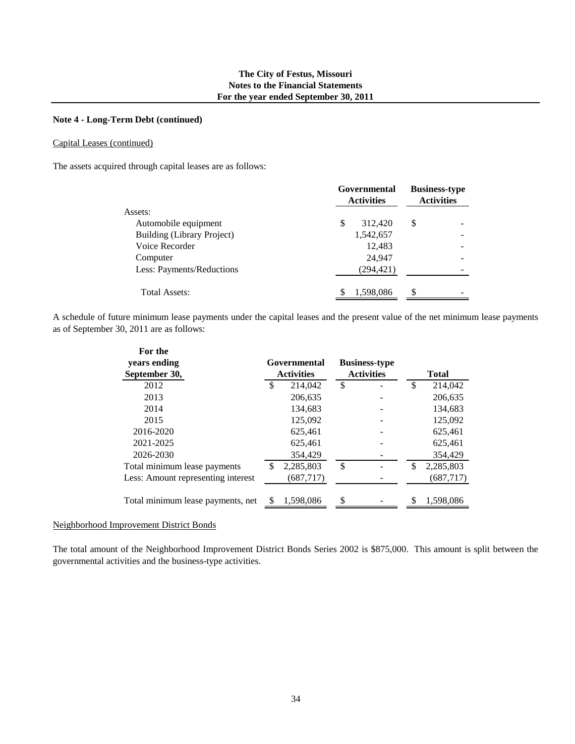## Note 4 - Long-Term Debt (continued)

Capital Leases (continued)

The assets acquired through capital leases are as follows:

| | Governmental Activities | Business-type Activities |
|---|---|---|
| Assets: | | |
| Automobile equipment | $ 312,420 | $ - |
| Building (Library Project) | 1,542,657 | - |
| Voice Recorder | 12,483 | - |
| Computer | 24,947 | - |
| Less: Payments/Reductions | (294,421) | - |
| Total Assets: | $ 1,598,086 | $ - |

A schedule of future minimum lease payments under the capital leases and the present value of the net minimum lease payments as of September 30, 2011 are as follows:

| For the years ending September 30, | Governmental Activities | Business-type Activities | Total |
|---|---|---|---|
| 2012 | $ 214,042 | $ - | $ 214,042 |
| 2013 | 206,635 | - | 206,635 |
| 2014 | 134,683 | - | 134,683 |
| 2015 | 125,092 | - | 125,092 |
| 2016-2020 | 625,461 | - | 625,461 |
| 2021-2025 | 625,461 | - | 625,461 |
| 2026-2030 | 354,429 | - | 354,429 |
| Total minimum lease payments | $ 2,285,803 | $ - | $ 2,285,803 |
| Less: Amount representing interest | (687,717) | - | (687,717) |
| Total minimum lease payments, net | $ 1,598,086 | $ - | $ 1,598,086 |

Neighborhood Improvement District Bonds

The total amount of the Neighborhood Improvement District Bonds Series 2002 is $875,000. This amount is split between the governmental activities and the business-type activities.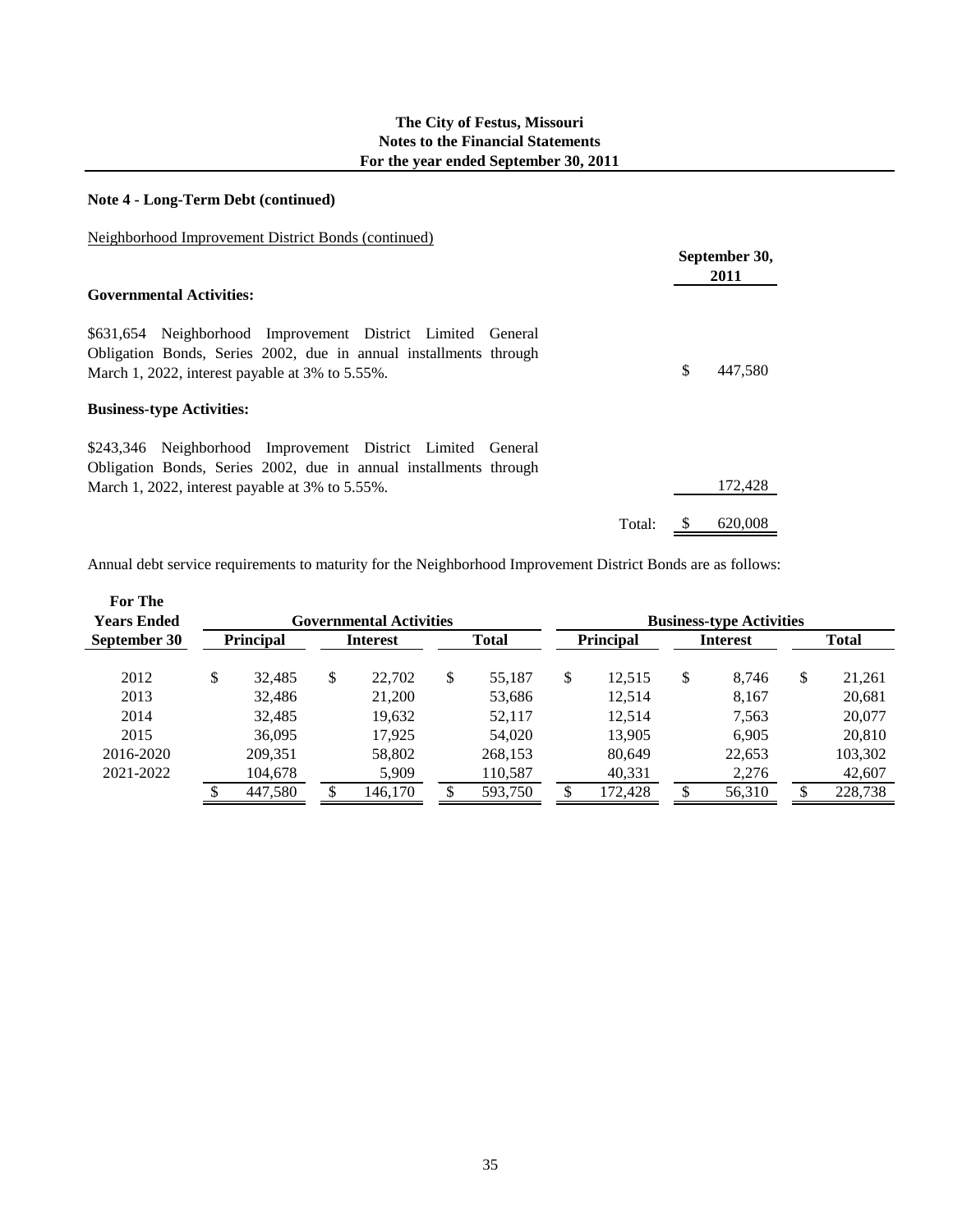**The City of Festus, Missouri**
**Notes to the Financial Statements**
**For the year ended September 30, 2011**

## Note 4 - Long-Term Debt (continued)

Neighborhood Improvement District Bonds (continued)

| | | September 30, 2011 |
|---|---|---|
| **Governmental Activities:** | | |
| $631,654 Neighborhood Improvement District Limited General Obligation Bonds, Series 2002, due in annual installments through March 1, 2022, interest payable at 3% to 5.55%. | | $ 447,580 |
| **Business-type Activities:** | | |
| $243,346 Neighborhood Improvement District Limited General Obligation Bonds, Series 2002, due in annual installments through March 1, 2022, interest payable at 3% to 5.55%. | | 172,428 |
| | Total: | $ 620,008 |

Annual debt service requirements to maturity for the Neighborhood Improvement District Bonds are as follows:

| For The Years Ended | Governmental Activities | | | Business-type Activities | | |
|---|---|---|---|---|---|---|
| September 30 | Principal | Interest | Total | Principal | Interest | Total |
| 2012 | $ 32,485 | $ 22,702 | $ 55,187 | $ 12,515 | $ 8,746 | $ 21,261 |
| 2013 | 32,486 | 21,200 | 53,686 | 12,514 | 8,167 | 20,681 |
| 2014 | 32,485 | 19,632 | 52,117 | 12,514 | 7,563 | 20,077 |
| 2015 | 36,095 | 17,925 | 54,020 | 13,905 | 6,905 | 20,810 |
| 2016-2020 | 209,351 | 58,802 | 268,153 | 80,649 | 22,653 | 103,302 |
| 2021-2022 | 104,678 | 5,909 | 110,587 | 40,331 | 2,276 | 42,607 |
| | $ 447,580 | $ 146,170 | $ 593,750 | $ 172,428 | $ 56,310 | $ 228,738 |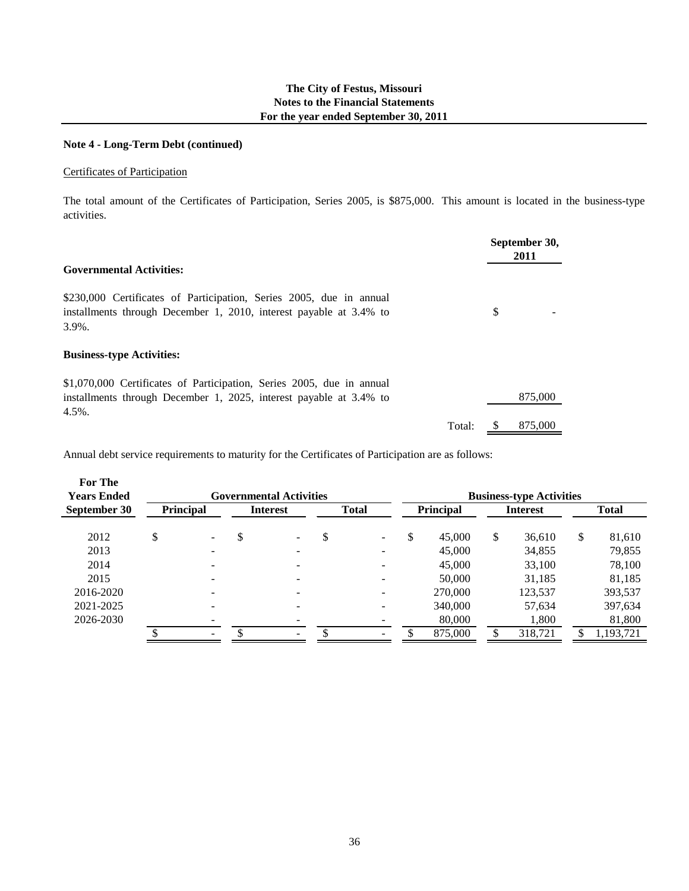**The City of Festus, Missouri**
**Notes to the Financial Statements**
**For the year ended September 30, 2011**

## Note 4 - Long-Term Debt (continued)

Certificates of Participation

The total amount of the Certificates of Participation, Series 2005, is \$875,000. This amount is located in the business-type activities.

| | | September 30, 2011 |
|---|---|---|
| **Governmental Activities:** | | |
| \$230,000 Certificates of Participation, Series 2005, due in annual installments through December 1, 2010, interest payable at 3.4% to 3.9%. | | \$ - |
| **Business-type Activities:** | | |
| \$1,070,000 Certificates of Participation, Series 2005, due in annual installments through December 1, 2025, interest payable at 3.4% to 4.5%. | | 875,000 |
| | Total: | \$ 875,000 |

Annual debt service requirements to maturity for the Certificates of Participation are as follows:

| For The Years Ended September 30 | Governmental Activities | | | Business-type Activities | | |
|---|---|---|---|---|---|---|
| | Principal | Interest | Total | Principal | Interest | Total |
| 2012 | \$ - | \$ - | \$ - | \$ 45,000 | \$ 36,610 | \$ 81,610 |
| 2013 | - | - | - | 45,000 | 34,855 | 79,855 |
| 2014 | - | - | - | 45,000 | 33,100 | 78,100 |
| 2015 | - | - | - | 50,000 | 31,185 | 81,185 |
| 2016-2020 | - | - | - | 270,000 | 123,537 | 393,537 |
| 2021-2025 | - | - | - | 340,000 | 57,634 | 397,634 |
| 2026-2030 | - | - | - | 80,000 | 1,800 | 81,800 |
| | \$ - | \$ - | \$ - | \$ 875,000 | \$ 318,721 | \$ 1,193,721 |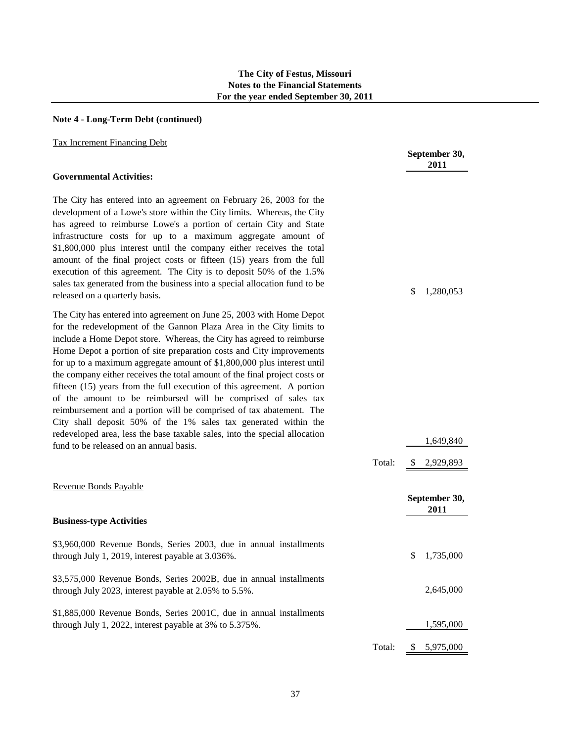**The City of Festus, Missouri**
**Notes to the Financial Statements**
**For the year ended September 30, 2011**

**Note 4 - Long-Term Debt (continued)**

Tax Increment Financing Debt

| **Governmental Activities:** | | **September 30, 2011** |
|---|---|---|
| The City has entered into an agreement on February 26, 2003 for the development of a Lowe's store within the City limits. Whereas, the City has agreed to reimburse Lowe's a portion of certain City and State infrastructure costs for up to a maximum aggregate amount of $1,800,000 plus interest until the company either receives the total amount of the final project costs or fifteen (15) years from the full execution of this agreement. The City is to deposit 50% of the 1.5% sales tax generated from the business into a special allocation fund to be released on a quarterly basis. | | $ 1,280,053 |
| The City has entered into agreement on June 25, 2003 with Home Depot for the redevelopment of the Gannon Plaza Area in the City limits to include a Home Depot store. Whereas, the City has agreed to reimburse Home Depot a portion of site preparation costs and City improvements for up to a maximum aggregate amount of $1,800,000 plus interest until the company either receives the total amount of the final project costs or fifteen (15) years from the full execution of this agreement. A portion of the amount to be reimbursed will be comprised of sales tax reimbursement and a portion will be comprised of tax abatement. The City shall deposit 50% of the 1% sales tax generated within the redeveloped area, less the base taxable sales, into the special allocation fund to be released on an annual basis. | | 1,649,840 |
| | Total: | $ 2,929,893 |

Revenue Bonds Payable

| **Business-type Activities** | | **September 30, 2011** |
|---|---|---|
| $3,960,000 Revenue Bonds, Series 2003, due in annual installments through July 1, 2019, interest payable at 3.036%. | | $ 1,735,000 |
| $3,575,000 Revenue Bonds, Series 2002B, due in annual installments through July 2023, interest payable at 2.05% to 5.5%. | | 2,645,000 |
| $1,885,000 Revenue Bonds, Series 2001C, due in annual installments through July 1, 2022, interest payable at 3% to 5.375%. | | 1,595,000 |
| | Total: | $ 5,975,000 |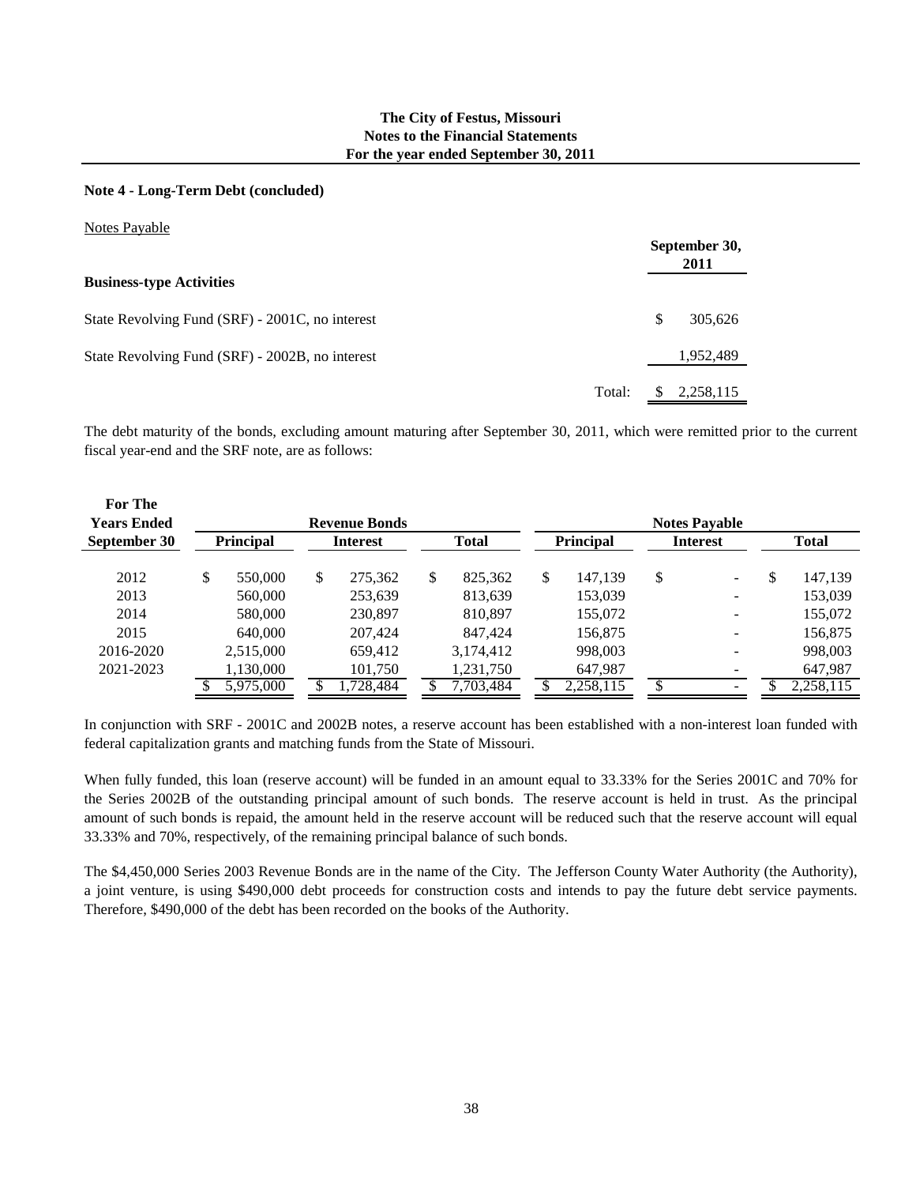## Note 4 - Long-Term Debt (concluded)

Notes Payable

| Business-type Activities | | September 30, 2011 |
|---|---|---|
| State Revolving Fund (SRF) - 2001C, no interest | | $ 305,626 |
| State Revolving Fund (SRF) - 2002B, no interest | | 1,952,489 |
| | Total: | $ 2,258,115 |

The debt maturity of the bonds, excluding amount maturing after September 30, 2011, which were remitted prior to the current fiscal year-end and the SRF note, are as follows:

| For The Years Ended September 30 | Revenue Bonds | | | Notes Payable | | |
|---|---|---|---|---|---|---|
| | Principal | Interest | Total | Principal | Interest | Total |
| 2012 | $ 550,000 | $ 275,362 | $ 825,362 | $ 147,139 | $ - | $ 147,139 |
| 2013 | 560,000 | 253,639 | 813,639 | 153,039 | - | 153,039 |
| 2014 | 580,000 | 230,897 | 810,897 | 155,072 | - | 155,072 |
| 2015 | 640,000 | 207,424 | 847,424 | 156,875 | - | 156,875 |
| 2016-2020 | 2,515,000 | 659,412 | 3,174,412 | 998,003 | - | 998,003 |
| 2021-2023 | 1,130,000 | 101,750 | 1,231,750 | 647,987 | - | 647,987 |
| | $ 5,975,000 | $ 1,728,484 | $ 7,703,484 | $ 2,258,115 | $ - | $ 2,258,115 |

In conjunction with SRF - 2001C and 2002B notes, a reserve account has been established with a non-interest loan funded with federal capitalization grants and matching funds from the State of Missouri.

When fully funded, this loan (reserve account) will be funded in an amount equal to 33.33% for the Series 2001C and 70% for the Series 2002B of the outstanding principal amount of such bonds. The reserve account is held in trust. As the principal amount of such bonds is repaid, the amount held in the reserve account will be reduced such that the reserve account will equal 33.33% and 70%, respectively, of the remaining principal balance of such bonds.

The $4,450,000 Series 2003 Revenue Bonds are in the name of the City. The Jefferson County Water Authority (the Authority), a joint venture, is using $490,000 debt proceeds for construction costs and intends to pay the future debt service payments. Therefore, $490,000 of the debt has been recorded on the books of the Authority.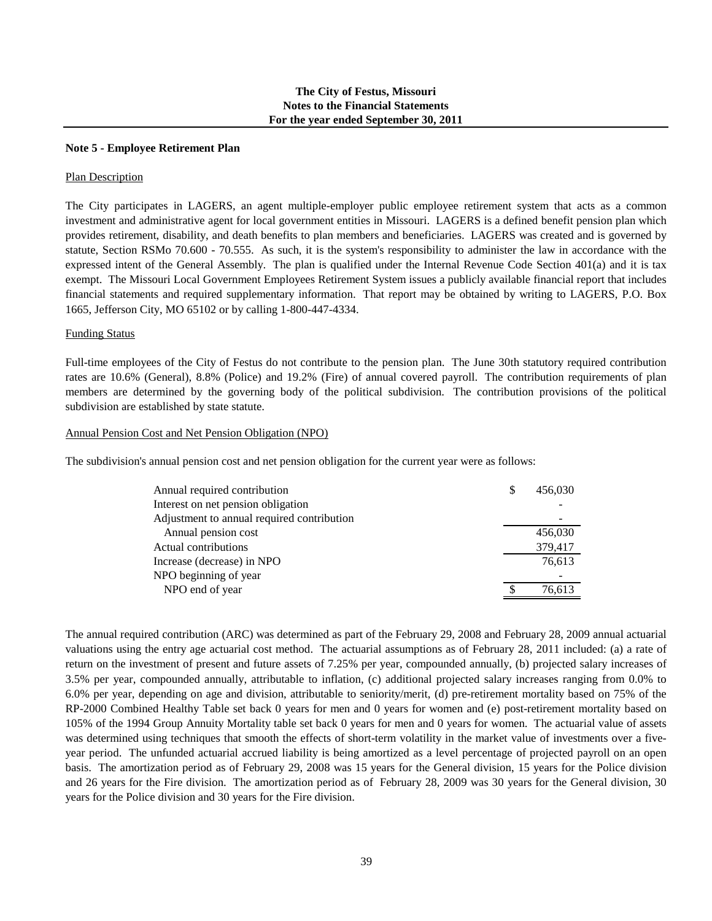**The City of Festus, Missouri**
**Notes to the Financial Statements**
**For the year ended September 30, 2011**

## Note 5 - Employee Retirement Plan

### Plan Description

The City participates in LAGERS, an agent multiple-employer public employee retirement system that acts as a common investment and administrative agent for local government entities in Missouri. LAGERS is a defined benefit pension plan which provides retirement, disability, and death benefits to plan members and beneficiaries. LAGERS was created and is governed by statute, Section RSMo 70.600 - 70.555. As such, it is the system's responsibility to administer the law in accordance with the expressed intent of the General Assembly. The plan is qualified under the Internal Revenue Code Section 401(a) and it is tax exempt. The Missouri Local Government Employees Retirement System issues a publicly available financial report that includes financial statements and required supplementary information. That report may be obtained by writing to LAGERS, P.O. Box 1665, Jefferson City, MO 65102 or by calling 1-800-447-4334.

### Funding Status

Full-time employees of the City of Festus do not contribute to the pension plan. The June 30th statutory required contribution rates are 10.6% (General), 8.8% (Police) and 19.2% (Fire) of annual covered payroll. The contribution requirements of plan members are determined by the governing body of the political subdivision. The contribution provisions of the political subdivision are established by state statute.

### Annual Pension Cost and Net Pension Obligation (NPO)

The subdivision's annual pension cost and net pension obligation for the current year were as follows:

| | |
|---|---|
| Annual required contribution | $ 456,030 |
| Interest on net pension obligation | - |
| Adjustment to annual required contribution | - |
| Annual pension cost | 456,030 |
| Actual contributions | 379,417 |
| Increase (decrease) in NPO | 76,613 |
| NPO beginning of year | - |
| NPO end of year | $ 76,613 |

The annual required contribution (ARC) was determined as part of the February 29, 2008 and February 28, 2009 annual actuarial valuations using the entry age actuarial cost method. The actuarial assumptions as of February 28, 2011 included: (a) a rate of return on the investment of present and future assets of 7.25% per year, compounded annually, (b) projected salary increases of 3.5% per year, compounded annually, attributable to inflation, (c) additional projected salary increases ranging from 0.0% to 6.0% per year, depending on age and division, attributable to seniority/merit, (d) pre-retirement mortality based on 75% of the RP-2000 Combined Healthy Table set back 0 years for men and 0 years for women and (e) post-retirement mortality based on 105% of the 1994 Group Annuity Mortality table set back 0 years for men and 0 years for women. The actuarial value of assets was determined using techniques that smooth the effects of short-term volatility in the market value of investments over a five-year period. The unfunded actuarial accrued liability is being amortized as a level percentage of projected payroll on an open basis. The amortization period as of February 29, 2008 was 15 years for the General division, 15 years for the Police division and 26 years for the Fire division. The amortization period as of February 28, 2009 was 30 years for the General division, 30 years for the Police division and 30 years for the Fire division.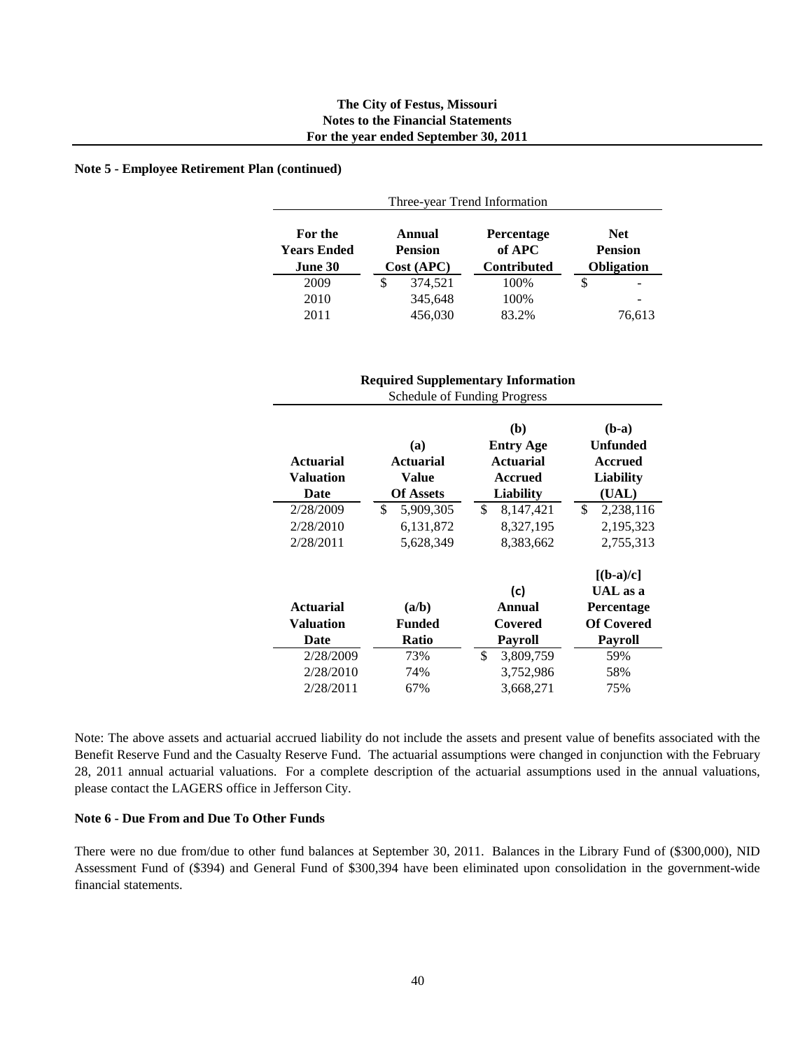**Note 5 - Employee Retirement Plan (continued)**

Three-year Trend Information

| For the Years Ended June 30 | Annual Pension Cost (APC) | Percentage of APC Contributed | Net Pension Obligation |
|---|---|---|---|
| 2009 | $ 374,521 | 100% | $ - |
| 2010 | 345,648 | 100% | - |
| 2011 | 456,030 | 83.2% | 76,613 |

**Required Supplementary Information**

Schedule of Funding Progress

| Actuarial Valuation Date | (a) Actuarial Value Of Assets | (b) Entry Age Actuarial Accrued Liability | (b-a) Unfunded Accrued Liability (UAL) |
|---|---|---|---|
| 2/28/2009 | $ 5,909,305 | $ 8,147,421 | $ 2,238,116 |
| 2/28/2010 | 6,131,872 | 8,327,195 | 2,195,323 |
| 2/28/2011 | 5,628,349 | 8,383,662 | 2,755,313 |

| Actuarial Valuation Date | (a/b) Funded Ratio | (c) Annual Covered Payroll | [(b-a)/c] UAL as a Percentage Of Covered Payroll |
|---|---|---|---|
| 2/28/2009 | 73% | $ 3,809,759 | 59% |
| 2/28/2010 | 74% | 3,752,986 | 58% |
| 2/28/2011 | 67% | 3,668,271 | 75% |

Note: The above assets and actuarial accrued liability do not include the assets and present value of benefits associated with the Benefit Reserve Fund and the Casualty Reserve Fund. The actuarial assumptions were changed in conjunction with the February 28, 2011 annual actuarial valuations. For a complete description of the actuarial assumptions used in the annual valuations, please contact the LAGERS office in Jefferson City.

**Note 6 - Due From and Due To Other Funds**

There were no due from/due to other fund balances at September 30, 2011. Balances in the Library Fund of ($300,000), NID Assessment Fund of ($394) and General Fund of $300,394 have been eliminated upon consolidation in the government-wide financial statements.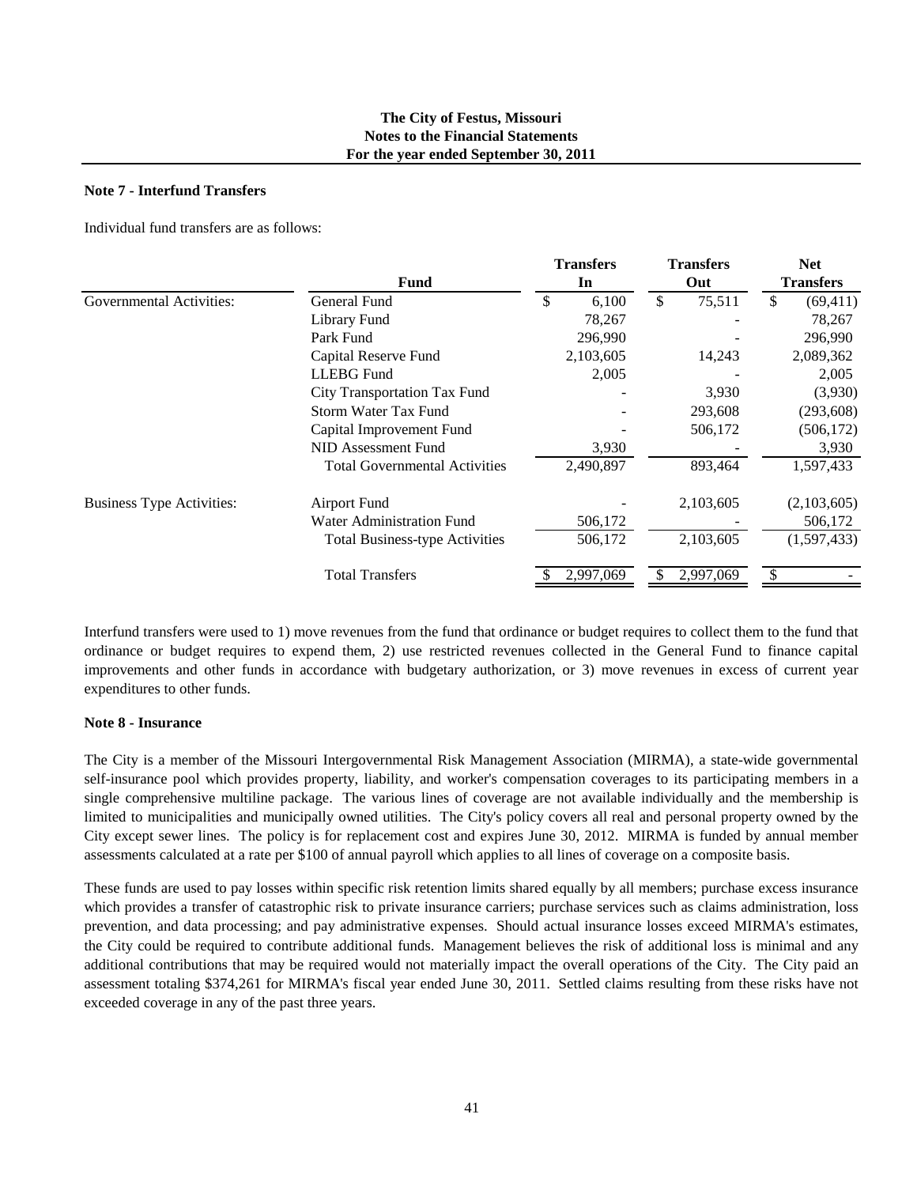### Note 7 - Interfund Transfers

Individual fund transfers are as follows:

| | Fund | Transfers In | Transfers Out | Net Transfers |
|---|---|---|---|---|
| Governmental Activities: | General Fund | $ 6,100 | $ 75,511 | $ (69,411) |
| | Library Fund | 78,267 | - | 78,267 |
| | Park Fund | 296,990 | - | 296,990 |
| | Capital Reserve Fund | 2,103,605 | 14,243 | 2,089,362 |
| | LLEBG Fund | 2,005 | - | 2,005 |
| | City Transportation Tax Fund | - | 3,930 | (3,930) |
| | Storm Water Tax Fund | - | 293,608 | (293,608) |
| | Capital Improvement Fund | - | 506,172 | (506,172) |
| | NID Assessment Fund | 3,930 | - | 3,930 |
| | Total Governmental Activities | 2,490,897 | 893,464 | 1,597,433 |
| Business Type Activities: | Airport Fund | - | 2,103,605 | (2,103,605) |
| | Water Administration Fund | 506,172 | - | 506,172 |
| | Total Business-type Activities | 506,172 | 2,103,605 | (1,597,433) |
| | Total Transfers | $ 2,997,069 | $ 2,997,069 | $ - |

Interfund transfers were used to 1) move revenues from the fund that ordinance or budget requires to collect them to the fund that ordinance or budget requires to expend them, 2) use restricted revenues collected in the General Fund to finance capital improvements and other funds in accordance with budgetary authorization, or 3) move revenues in excess of current year expenditures to other funds.

### Note 8 - Insurance

The City is a member of the Missouri Intergovernmental Risk Management Association (MIRMA), a state-wide governmental self-insurance pool which provides property, liability, and worker's compensation coverages to its participating members in a single comprehensive multiline package. The various lines of coverage are not available individually and the membership is limited to municipalities and municipally owned utilities. The City's policy covers all real and personal property owned by the City except sewer lines. The policy is for replacement cost and expires June 30, 2012. MIRMA is funded by annual member assessments calculated at a rate per $100 of annual payroll which applies to all lines of coverage on a composite basis.

These funds are used to pay losses within specific risk retention limits shared equally by all members; purchase excess insurance which provides a transfer of catastrophic risk to private insurance carriers; purchase services such as claims administration, loss prevention, and data processing; and pay administrative expenses. Should actual insurance losses exceed MIRMA's estimates, the City could be required to contribute additional funds. Management believes the risk of additional loss is minimal and any additional contributions that may be required would not materially impact the overall operations of the City. The City paid an assessment totaling $374,261 for MIRMA's fiscal year ended June 30, 2011. Settled claims resulting from these risks have not exceeded coverage in any of the past three years.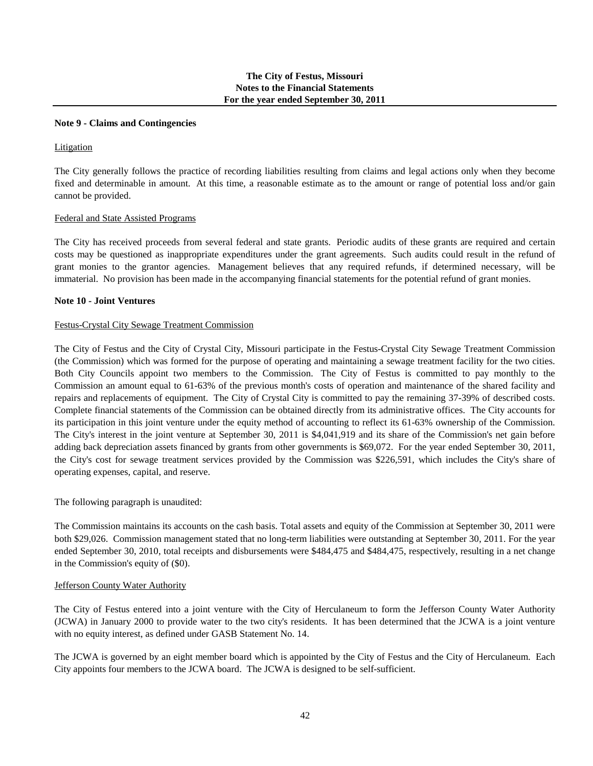## Note 9 - Claims and Contingencies

Litigation

The City generally follows the practice of recording liabilities resulting from claims and legal actions only when they become fixed and determinable in amount. At this time, a reasonable estimate as to the amount or range of potential loss and/or gain cannot be provided.

Federal and State Assisted Programs

The City has received proceeds from several federal and state grants. Periodic audits of these grants are required and certain costs may be questioned as inappropriate expenditures under the grant agreements. Such audits could result in the refund of grant monies to the grantor agencies. Management believes that any required refunds, if determined necessary, will be immaterial. No provision has been made in the accompanying financial statements for the potential refund of grant monies.

## Note 10 - Joint Ventures

Festus-Crystal City Sewage Treatment Commission

The City of Festus and the City of Crystal City, Missouri participate in the Festus-Crystal City Sewage Treatment Commission (the Commission) which was formed for the purpose of operating and maintaining a sewage treatment facility for the two cities. Both City Councils appoint two members to the Commission. The City of Festus is committed to pay monthly to the Commission an amount equal to 61-63% of the previous month's costs of operation and maintenance of the shared facility and repairs and replacements of equipment. The City of Crystal City is committed to pay the remaining 37-39% of described costs. Complete financial statements of the Commission can be obtained directly from its administrative offices. The City accounts for its participation in this joint venture under the equity method of accounting to reflect its 61-63% ownership of the Commission. The City's interest in the joint venture at September 30, 2011 is $4,041,919 and its share of the Commission's net gain before adding back depreciation assets financed by grants from other governments is $69,072. For the year ended September 30, 2011, the City's cost for sewage treatment services provided by the Commission was $226,591, which includes the City's share of operating expenses, capital, and reserve.

The following paragraph is unaudited:

The Commission maintains its accounts on the cash basis. Total assets and equity of the Commission at September 30, 2011 were both $29,026. Commission management stated that no long-term liabilities were outstanding at September 30, 2011. For the year ended September 30, 2010, total receipts and disbursements were $484,475 and $484,475, respectively, resulting in a net change in the Commission's equity of ($0).

Jefferson County Water Authority

The City of Festus entered into a joint venture with the City of Herculaneum to form the Jefferson County Water Authority (JCWA) in January 2000 to provide water to the two city's residents. It has been determined that the JCWA is a joint venture with no equity interest, as defined under GASB Statement No. 14.

The JCWA is governed by an eight member board which is appointed by the City of Festus and the City of Herculaneum. Each City appoints four members to the JCWA board. The JCWA is designed to be self-sufficient.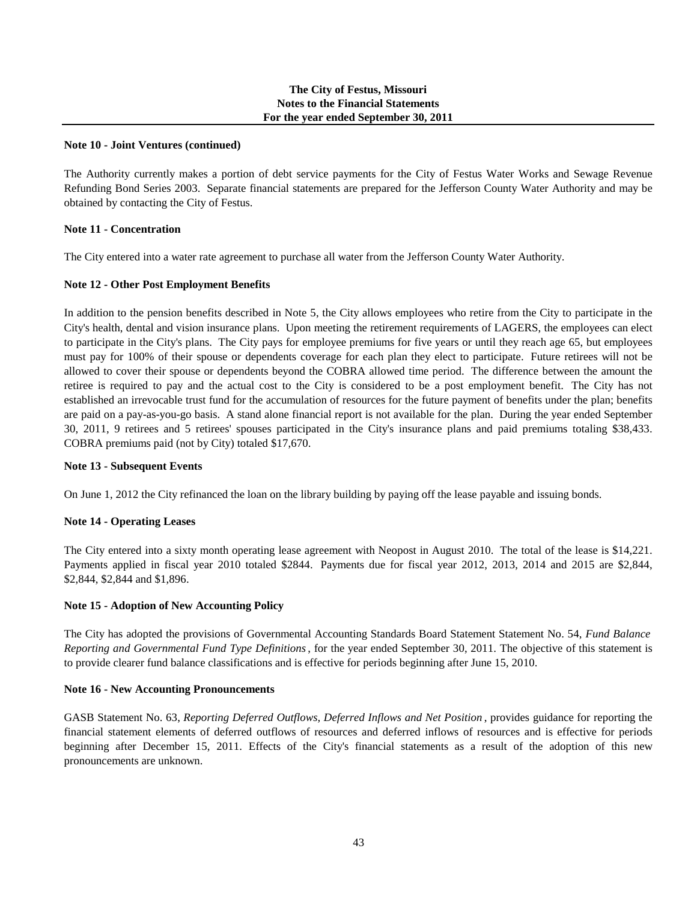**Note 10 - Joint Ventures (continued)**

The Authority currently makes a portion of debt service payments for the City of Festus Water Works and Sewage Revenue Refunding Bond Series 2003. Separate financial statements are prepared for the Jefferson County Water Authority and may be obtained by contacting the City of Festus.

**Note 11 - Concentration**

The City entered into a water rate agreement to purchase all water from the Jefferson County Water Authority.

**Note 12 - Other Post Employment Benefits**

In addition to the pension benefits described in Note 5, the City allows employees who retire from the City to participate in the City's health, dental and vision insurance plans. Upon meeting the retirement requirements of LAGERS, the employees can elect to participate in the City's plans. The City pays for employee premiums for five years or until they reach age 65, but employees must pay for 100% of their spouse or dependents coverage for each plan they elect to participate. Future retirees will not be allowed to cover their spouse or dependents beyond the COBRA allowed time period. The difference between the amount the retiree is required to pay and the actual cost to the City is considered to be a post employment benefit. The City has not established an irrevocable trust fund for the accumulation of resources for the future payment of benefits under the plan; benefits are paid on a pay-as-you-go basis. A stand alone financial report is not available for the plan. During the year ended September 30, 2011, 9 retirees and 5 retirees' spouses participated in the City's insurance plans and paid premiums totaling $38,433. COBRA premiums paid (not by City) totaled $17,670.

**Note 13 - Subsequent Events**

On June 1, 2012 the City refinanced the loan on the library building by paying off the lease payable and issuing bonds.

**Note 14 - Operating Leases**

The City entered into a sixty month operating lease agreement with Neopost in August 2010. The total of the lease is $14,221. Payments applied in fiscal year 2010 totaled $2844. Payments due for fiscal year 2012, 2013, 2014 and 2015 are $2,844, $2,844, $2,844 and $1,896.

**Note 15 - Adoption of New Accounting Policy**

The City has adopted the provisions of Governmental Accounting Standards Board Statement Statement No. 54, *Fund Balance Reporting and Governmental Fund Type Definitions*, for the year ended September 30, 2011. The objective of this statement is to provide clearer fund balance classifications and is effective for periods beginning after June 15, 2010.

**Note 16 - New Accounting Pronouncements**

GASB Statement No. 63, *Reporting Deferred Outflows, Deferred Inflows and Net Position*, provides guidance for reporting the financial statement elements of deferred outflows of resources and deferred inflows of resources and is effective for periods beginning after December 15, 2011. Effects of the City's financial statements as a result of the adoption of this new pronouncements are unknown.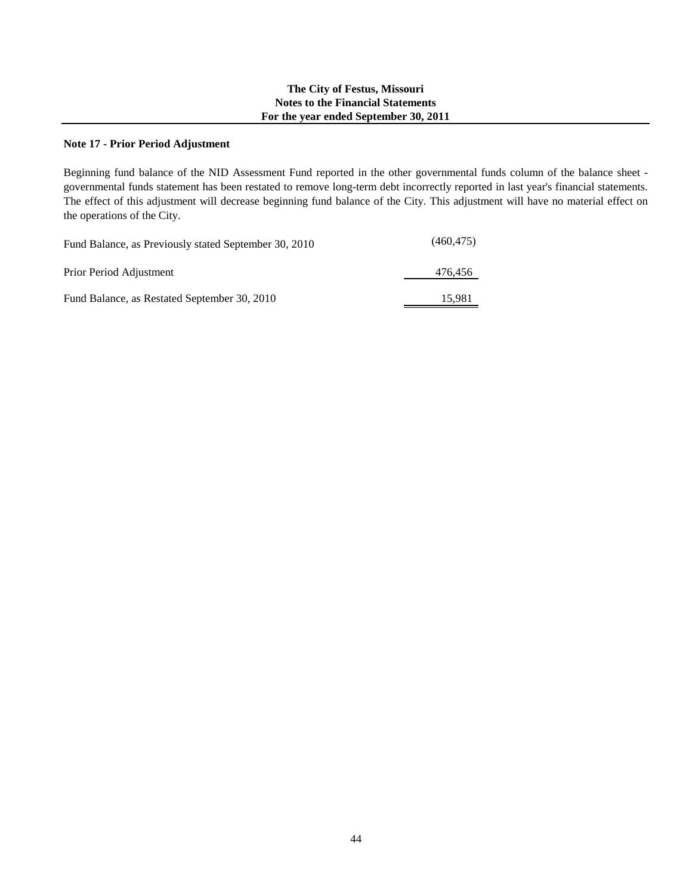**The City of Festus, Missouri**
**Notes to the Financial Statements**
**For the year ended September 30, 2011**

## Note 17 - Prior Period Adjustment

Beginning fund balance of the NID Assessment Fund reported in the other governmental funds column of the balance sheet - governmental funds statement has been restated to remove long-term debt incorrectly reported in last year's financial statements. The effect of this adjustment will decrease beginning fund balance of the City. This adjustment will have no material effect on the operations of the City.

| | |
|---|---|
| Fund Balance, as Previously stated September 30, 2010 | (460,475) |
| Prior Period Adjustment | 476,456 |
| Fund Balance, as Restated September 30, 2010 | 15,981 |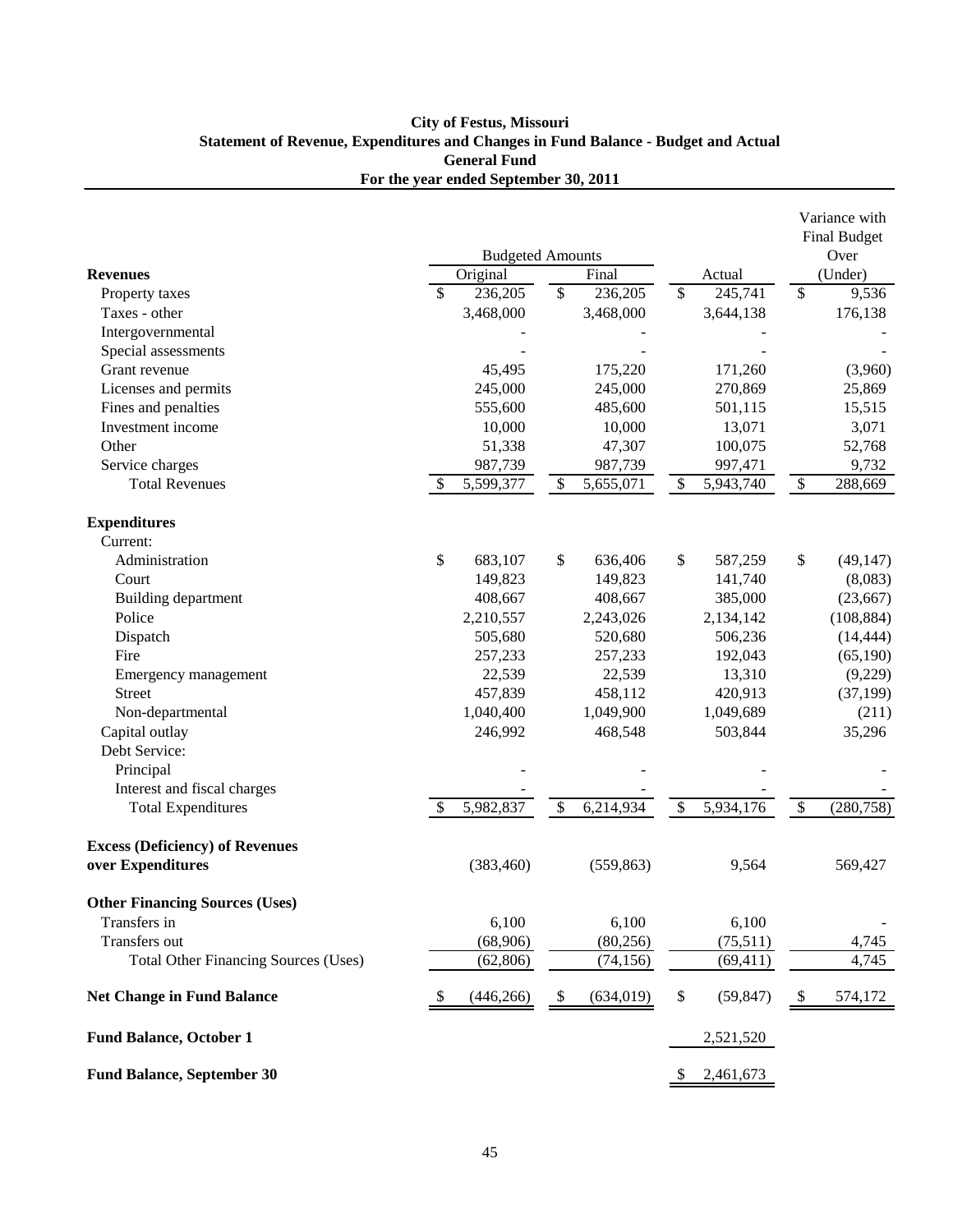**City of Festus, Missouri**
**Statement of Revenue, Expenditures and Changes in Fund Balance - Budget and Actual**
**General Fund**
**For the year ended September 30, 2011**

| | Budgeted Amounts | | | Variance with Final Budget Over |
|---|---|---|---|---|
| **Revenues** | Original | Final | Actual | (Under) |
| Property taxes | $ 236,205 | $ 236,205 | $ 245,741 | $ 9,536 |
| Taxes - other | 3,468,000 | 3,468,000 | 3,644,138 | 176,138 |
| Intergovernmental | - | - | - | - |
| Special assessments | - | - | - | - |
| Grant revenue | 45,495 | 175,220 | 171,260 | (3,960) |
| Licenses and permits | 245,000 | 245,000 | 270,869 | 25,869 |
| Fines and penalties | 555,600 | 485,600 | 501,115 | 15,515 |
| Investment income | 10,000 | 10,000 | 13,071 | 3,071 |
| Other | 51,338 | 47,307 | 100,075 | 52,768 |
| Service charges | 987,739 | 987,739 | 997,471 | 9,732 |
| Total Revenues | $ 5,599,377 | $ 5,655,071 | $ 5,943,740 | $ 288,669 |
| **Expenditures** | | | | |
| Current: | | | | |
| Administration | $ 683,107 | $ 636,406 | $ 587,259 | $ (49,147) |
| Court | 149,823 | 149,823 | 141,740 | (8,083) |
| Building department | 408,667 | 408,667 | 385,000 | (23,667) |
| Police | 2,210,557 | 2,243,026 | 2,134,142 | (108,884) |
| Dispatch | 505,680 | 520,680 | 506,236 | (14,444) |
| Fire | 257,233 | 257,233 | 192,043 | (65,190) |
| Emergency management | 22,539 | 22,539 | 13,310 | (9,229) |
| Street | 457,839 | 458,112 | 420,913 | (37,199) |
| Non-departmental | 1,040,400 | 1,049,900 | 1,049,689 | (211) |
| Capital outlay | 246,992 | 468,548 | 503,844 | 35,296 |
| Debt Service: | | | | |
| Principal | - | - | - | - |
| Interest and fiscal charges | - | - | - | - |
| Total Expenditures | $ 5,982,837 | $ 6,214,934 | $ 5,934,176 | $ (280,758) |
| **Excess (Deficiency) of Revenues over Expenditures** | (383,460) | (559,863) | 9,564 | 569,427 |
| **Other Financing Sources (Uses)** | | | | |
| Transfers in | 6,100 | 6,100 | 6,100 | - |
| Transfers out | (68,906) | (80,256) | (75,511) | 4,745 |
| Total Other Financing Sources (Uses) | (62,806) | (74,156) | (69,411) | 4,745 |
| **Net Change in Fund Balance** | $ (446,266) | $ (634,019) | $ (59,847) | $ 574,172 |
| **Fund Balance, October 1** | | | 2,521,520 | |
| **Fund Balance, September 30** | | | $ 2,461,673 | |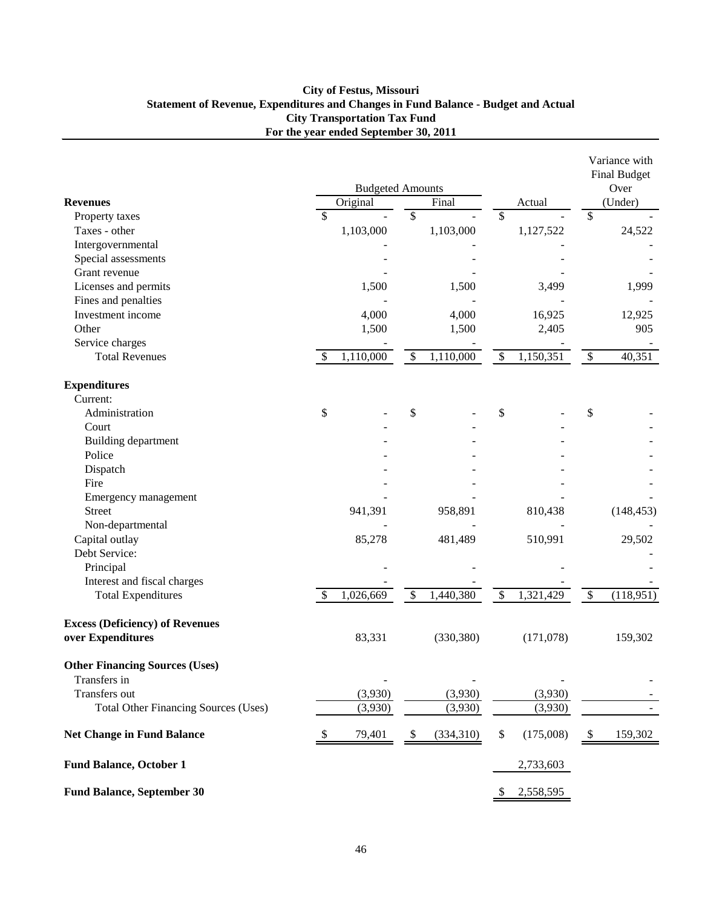**City of Festus, Missouri**
**Statement of Revenue, Expenditures and Changes in Fund Balance - Budget and Actual**
**City Transportation Tax Fund**
**For the year ended September 30, 2011**

| | Budgeted Amounts | | | Variance with Final Budget Over |
|---|---|---|---|---|
| **Revenues** | Original | Final | Actual | (Under) |
| Property taxes | $ - | $ - | $ - | $ - |
| Taxes - other | 1,103,000 | 1,103,000 | 1,127,522 | 24,522 |
| Intergovernmental | - | - | - | - |
| Special assessments | - | - | - | - |
| Grant revenue | - | - | - | - |
| Licenses and permits | 1,500 | 1,500 | 3,499 | 1,999 |
| Fines and penalties | - | - | - | - |
| Investment income | 4,000 | 4,000 | 16,925 | 12,925 |
| Other | 1,500 | 1,500 | 2,405 | 905 |
| Service charges | - | - | - | - |
| Total Revenues | $ 1,110,000 | $ 1,110,000 | $ 1,150,351 | $ 40,351 |
| | | | | |
| **Expenditures** | | | | |
| Current: | | | | |
| Administration | $ - | $ - | $ - | $ - |
| Court | - | - | - | - |
| Building department | - | - | - | - |
| Police | - | - | - | - |
| Dispatch | - | - | - | - |
| Fire | - | - | - | - |
| Emergency management | - | - | - | - |
| Street | 941,391 | 958,891 | 810,438 | (148,453) |
| Non-departmental | - | - | - | - |
| Capital outlay | 85,278 | 481,489 | 510,991 | 29,502 |
| Debt Service: | | | | - |
| Principal | - | - | - | - |
| Interest and fiscal charges | - | - | - | - |
| Total Expenditures | $ 1,026,669 | $ 1,440,380 | $ 1,321,429 | $ (118,951) |
| | | | | |
| **Excess (Deficiency) of Revenues over Expenditures** | 83,331 | (330,380) | (171,078) | 159,302 |
| | | | | |
| **Other Financing Sources (Uses)** | | | | |
| Transfers in | - | - | - | - |
| Transfers out | (3,930) | (3,930) | (3,930) | - |
| Total Other Financing Sources (Uses) | (3,930) | (3,930) | (3,930) | - |
| | | | | |
| **Net Change in Fund Balance** | $ 79,401 | $ (334,310) | $ (175,008) | $ 159,302 |
| | | | | |
| **Fund Balance, October 1** | | | 2,733,603 | |
| | | | | |
| **Fund Balance, September 30** | | | $ 2,558,595 | |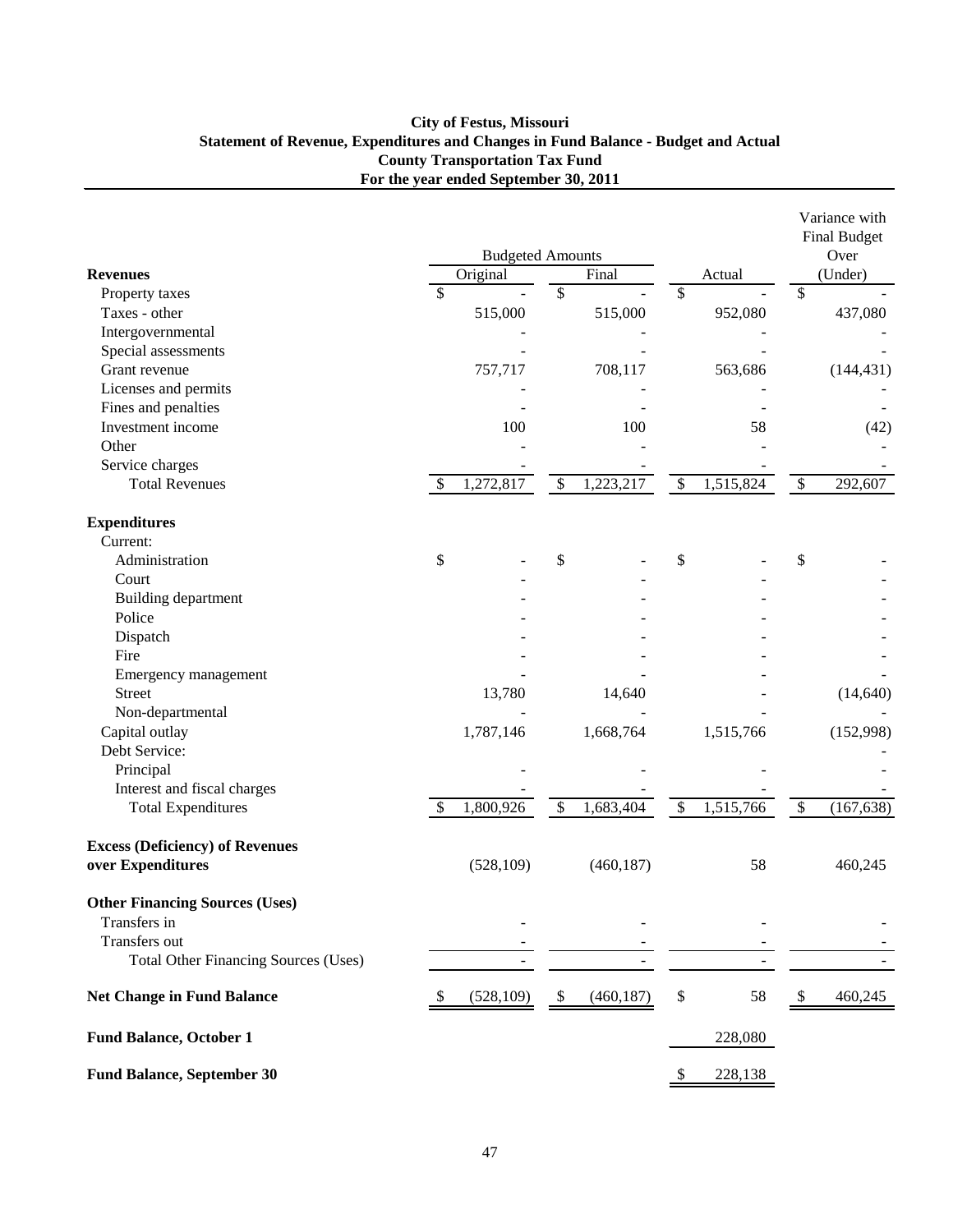**City of Festus, Missouri**
**Statement of Revenue, Expenditures and Changes in Fund Balance - Budget and Actual**
**County Transportation Tax Fund**
**For the year ended September 30, 2011**

| | Budgeted Amounts | | | Variance with Final Budget Over |
|---|---|---|---|---|
| **Revenues** | Original | Final | Actual | (Under) |
| Property taxes | $ - | $ - | $ - | $ - |
| Taxes - other | 515,000 | 515,000 | 952,080 | 437,080 |
| Intergovernmental | - | - | - | - |
| Special assessments | - | - | - | - |
| Grant revenue | 757,717 | 708,117 | 563,686 | (144,431) |
| Licenses and permits | - | - | - | - |
| Fines and penalties | - | - | - | - |
| Investment income | 100 | 100 | 58 | (42) |
| Other | - | - | - | - |
| Service charges | - | - | - | - |
| Total Revenues | $ 1,272,817 | $ 1,223,217 | $ 1,515,824 | $ 292,607 |
| | | | | |
| **Expenditures** | | | | |
| Current: | | | | |
| Administration | $ - | $ - | $ - | $ - |
| Court | - | - | - | - |
| Building department | - | - | - | - |
| Police | - | - | - | - |
| Dispatch | - | - | - | - |
| Fire | - | - | - | - |
| Emergency management | - | - | - | - |
| Street | 13,780 | 14,640 | - | (14,640) |
| Non-departmental | - | - | - | - |
| Capital outlay | 1,787,146 | 1,668,764 | 1,515,766 | (152,998) |
| Debt Service: | | | | - |
| Principal | - | - | - | - |
| Interest and fiscal charges | - | - | - | - |
| Total Expenditures | $ 1,800,926 | $ 1,683,404 | $ 1,515,766 | $ (167,638) |
| | | | | |
| **Excess (Deficiency) of Revenues over Expenditures** | (528,109) | (460,187) | 58 | 460,245 |
| | | | | |
| **Other Financing Sources (Uses)** | | | | |
| Transfers in | - | - | - | - |
| Transfers out | - | - | - | - |
| Total Other Financing Sources (Uses) | - | - | - | - |
| | | | | |
| **Net Change in Fund Balance** | $ (528,109) | $ (460,187) | $ 58 | $ 460,245 |
| | | | | |
| **Fund Balance, October 1** | | | 228,080 | |
| | | | | |
| **Fund Balance, September 30** | | | $ 228,138 | |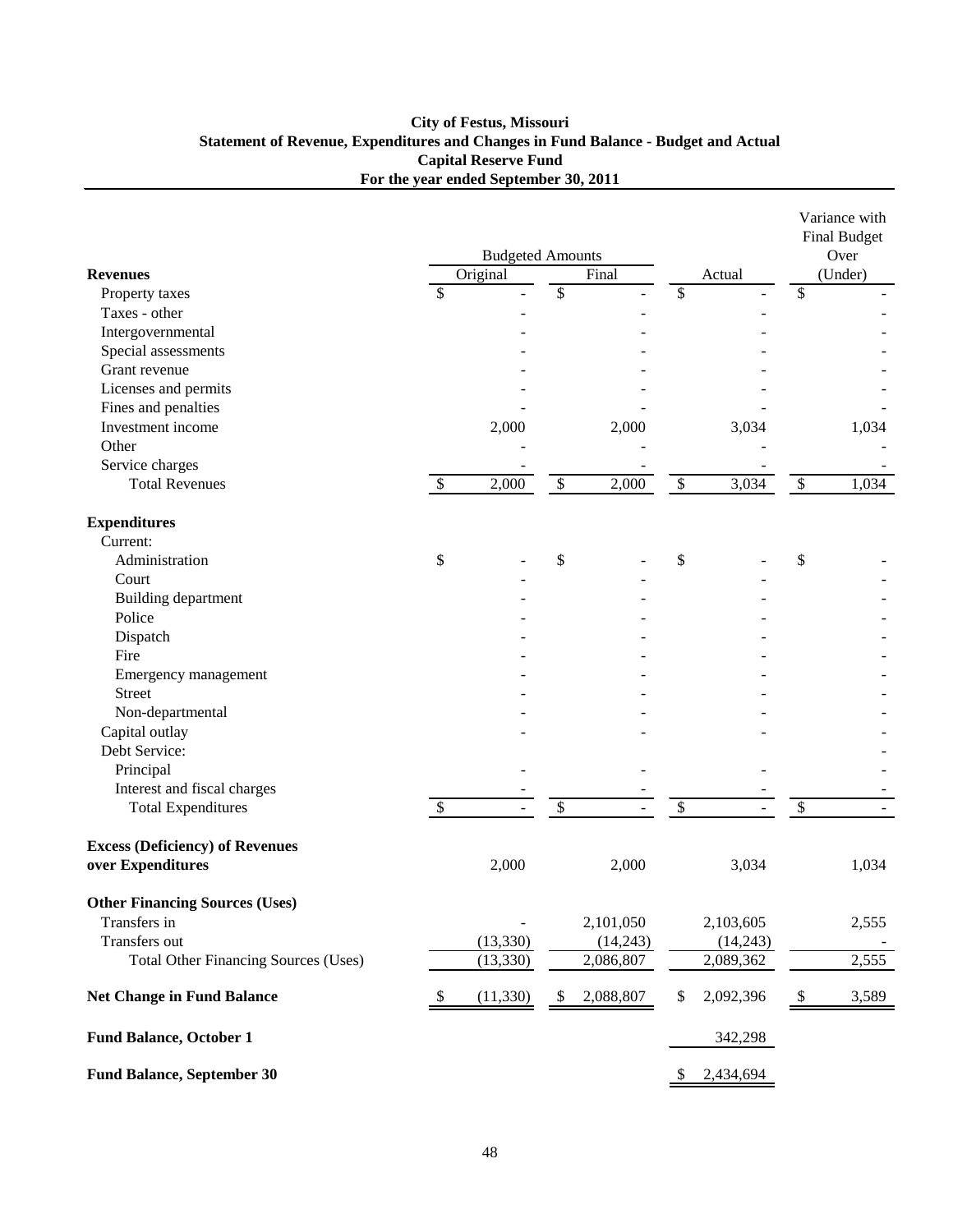**City of Festus, Missouri**
**Statement of Revenue, Expenditures and Changes in Fund Balance - Budget and Actual**
**Capital Reserve Fund**
**For the year ended September 30, 2011**

| | Budgeted Amounts | | | Variance with Final Budget Over |
|---|---|---|---|---|
| **Revenues** | Original | Final | Actual | (Under) |
| Property taxes | $ - | $ - | $ - | $ - |
| Taxes - other | - | - | - | - |
| Intergovernmental | - | - | - | - |
| Special assessments | - | - | - | - |
| Grant revenue | - | - | - | - |
| Licenses and permits | - | - | - | - |
| Fines and penalties | - | - | - | - |
| Investment income | 2,000 | 2,000 | 3,034 | 1,034 |
| Other | - | - | - | - |
| Service charges | - | - | - | - |
| Total Revenues | $ 2,000 | $ 2,000 | $ 3,034 | $ 1,034 |
| **Expenditures** | | | | |
| Current: | | | | |
| Administration | $ - | $ - | $ - | $ - |
| Court | - | - | - | - |
| Building department | - | - | - | - |
| Police | - | - | - | - |
| Dispatch | - | - | - | - |
| Fire | - | - | - | - |
| Emergency management | - | - | - | - |
| Street | - | - | - | - |
| Non-departmental | - | - | - | - |
| Capital outlay | - | - | - | - |
| Debt Service: | | | | - |
| Principal | - | - | - | - |
| Interest and fiscal charges | - | - | - | - |
| Total Expenditures | $ - | $ - | $ - | $ - |
| **Excess (Deficiency) of Revenues over Expenditures** | 2,000 | 2,000 | 3,034 | 1,034 |
| **Other Financing Sources (Uses)** | | | | |
| Transfers in | - | 2,101,050 | 2,103,605 | 2,555 |
| Transfers out | (13,330) | (14,243) | (14,243) | - |
| Total Other Financing Sources (Uses) | (13,330) | 2,086,807 | 2,089,362 | 2,555 |
| **Net Change in Fund Balance** | $ (11,330) | $ 2,088,807 | $ 2,092,396 | $ 3,589 |
| **Fund Balance, October 1** | | | 342,298 | |
| **Fund Balance, September 30** | | | $ 2,434,694 | |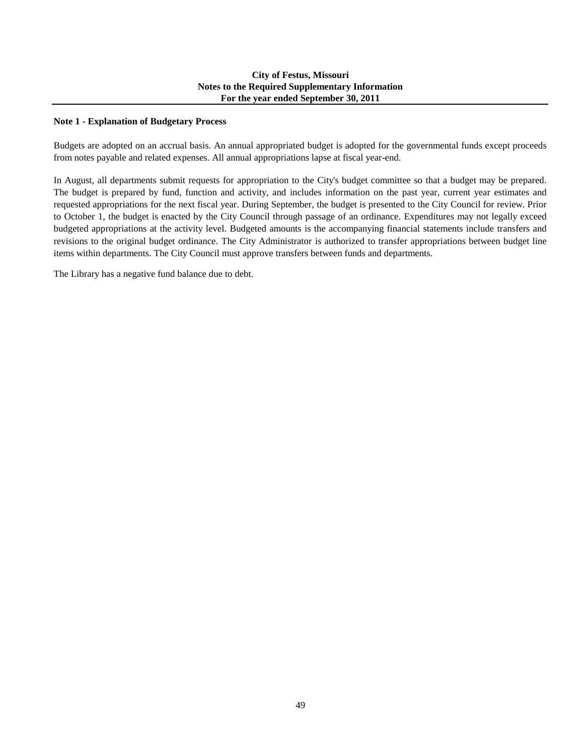# City of Festus, Missouri
## Notes to the Required Supplementary Information
### For the year ended September 30, 2011

**Note 1 - Explanation of Budgetary Process**

Budgets are adopted on an accrual basis. An annual appropriated budget is adopted for the governmental funds except proceeds from notes payable and related expenses. All annual appropriations lapse at fiscal year-end.

In August, all departments submit requests for appropriation to the City's budget committee so that a budget may be prepared. The budget is prepared by fund, function and activity, and includes information on the past year, current year estimates and requested appropriations for the next fiscal year. During September, the budget is presented to the City Council for review. Prior to October 1, the budget is enacted by the City Council through passage of an ordinance. Expenditures may not legally exceed budgeted appropriations at the activity level. Budgeted amounts is the accompanying financial statements include transfers and revisions to the original budget ordinance. The City Administrator is authorized to transfer appropriations between budget line items within departments. The City Council must approve transfers between funds and departments.

The Library has a negative fund balance due to debt.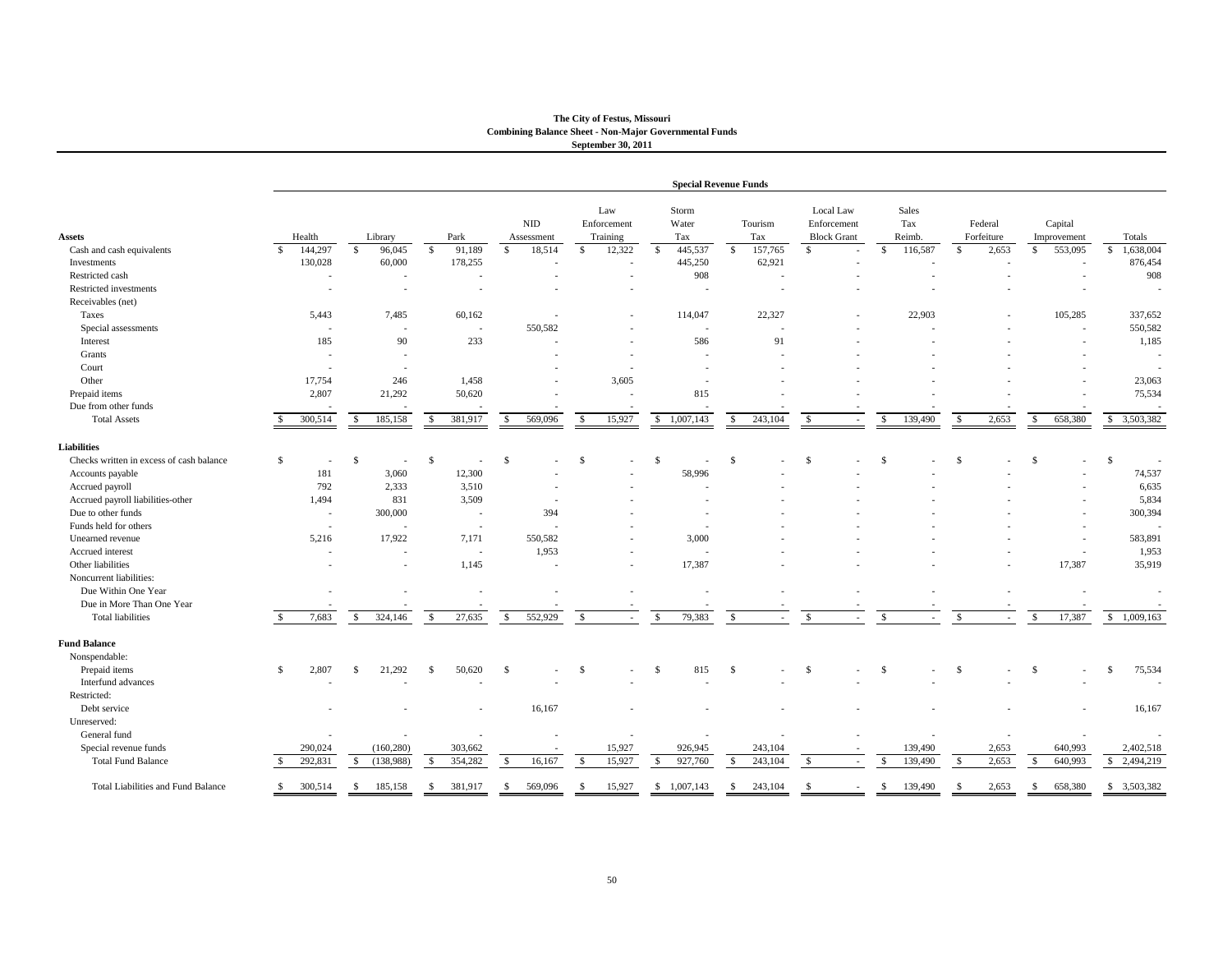**The City of Festus, Missouri**
**Combining Balance Sheet - Non-Major Governmental Funds**
**September 30, 2011**

| | Special Revenue Funds | | | | | | | | | | | |
|---|---|---|---|---|---|---|---|---|---|---|---|---|
| **Assets** | Health | Library | Park | NID Assessment | Law Enforcement Training | Storm Water Tax | Tourism Tax | Local Law Enforcement Block Grant | Sales Tax Reimb. | Federal Forfeiture | Capital Improvement | Totals |
| Cash and cash equivalents | $ 144,297 | $ 96,045 | $ 91,189 | $ 18,514 | $ 12,322 | $ 445,537 | $ 157,765 | $ - | $ 116,587 | $ 2,653 | $ 553,095 | $ 1,638,004 |
| Investments | 130,028 | 60,000 | 178,255 | - | - | 445,250 | 62,921 | - | - | - | - | 876,454 |
| Restricted cash | - | - | - | - | - | 908 | - | - | - | - | - | 908 |
| Restricted investments | - | - | - | - | - | - | - | - | - | - | - | - |
| Receivables (net) | | | | | | | | | | | | |
| Taxes | 5,443 | 7,485 | 60,162 | - | - | 114,047 | 22,327 | - | 22,903 | - | 105,285 | 337,652 |
| Special assessments | - | - | - | 550,582 | - | - | - | - | - | - | - | 550,582 |
| Interest | 185 | 90 | 233 | - | - | 586 | 91 | - | - | - | - | 1,185 |
| Grants | - | - | | - | - | - | - | - | - | - | - | - |
| Court | - | - | | - | - | - | - | - | - | - | - | - |
| Other | 17,754 | 246 | 1,458 | - | 3,605 | - | - | - | - | - | - | 23,063 |
| Prepaid items | 2,807 | 21,292 | 50,620 | - | - | 815 | - | - | - | - | - | 75,534 |
| Due from other funds | - | - | - | - | - | - | - | - | - | - | - | - |
| Total Assets | $ 300,514 | $ 185,158 | $ 381,917 | $ 569,096 | $ 15,927 | $ 1,007,143 | $ 243,104 | $ - | $ 139,490 | $ 2,653 | $ 658,380 | $ 3,503,382 |
| **Liabilities** | | | | | | | | | | | | |
| Checks written in excess of cash balance | $ - | $ - | $ - | $ - | $ - | $ - | $ - | $ - | $ - | $ - | $ - | $ - |
| Accounts payable | 181 | 3,060 | 12,300 | - | - | 58,996 | - | - | - | - | - | 74,537 |
| Accrued payroll | 792 | 2,333 | 3,510 | - | - | - | - | - | - | - | - | 6,635 |
| Accrued payroll liabilities-other | 1,494 | 831 | 3,509 | - | - | - | - | - | - | - | - | 5,834 |
| Due to other funds | - | 300,000 | - | 394 | - | - | - | - | - | - | - | 300,394 |
| Funds held for others | - | - | - | - | - | - | - | - | - | - | - | - |
| Unearned revenue | 5,216 | 17,922 | 7,171 | 550,582 | - | 3,000 | - | - | - | - | - | 583,891 |
| Accrued interest | - | - | - | 1,953 | - | - | - | - | - | - | - | 1,953 |
| Other liabilities | - | - | 1,145 | - | - | 17,387 | - | - | - | - | 17,387 | 35,919 |
| Noncurrent liabilities: | | | | | | | | | | | | |
| Due Within One Year | - | - | - | - | - | - | - | - | - | - | - | - |
| Due in More Than One Year | - | - | - | - | - | - | - | - | - | - | - | - |
| Total liabilities | $ 7,683 | $ 324,146 | $ 27,635 | $ 552,929 | $ - | $ 79,383 | $ - | $ - | $ - | $ - | $ 17,387 | $ 1,009,163 |
| **Fund Balance** | | | | | | | | | | | | |
| Nonspendable: | | | | | | | | | | | | |
| Prepaid items | $ 2,807 | $ 21,292 | $ 50,620 | $ - | $ - | $ 815 | $ - | $ - | $ - | $ - | $ - | $ 75,534 |
| Interfund advances | - | - | - | - | - | - | - | - | - | - | - | - |
| Restricted: | | | | | | | | | | | | |
| Debt service | - | - | - | 16,167 | - | - | - | - | - | - | - | 16,167 |
| Unreserved: | | | | | | | | | | | | |
| General fund | - | - | - | - | - | - | - | - | - | - | - | - |
| Special revenue funds | 290,024 | (160,280) | 303,662 | - | 15,927 | 926,945 | 243,104 | - | 139,490 | 2,653 | 640,993 | 2,402,518 |
| Total Fund Balance | $ 292,831 | $ (138,988) | $ 354,282 | $ 16,167 | $ 15,927 | $ 927,760 | $ 243,104 | $ - | $ 139,490 | $ 2,653 | $ 640,993 | $ 2,494,219 |
| Total Liabilities and Fund Balance | $ 300,514 | $ 185,158 | $ 381,917 | $ 569,096 | $ 15,927 | $ 1,007,143 | $ 243,104 | $ - | $ 139,490 | $ 2,653 | $ 658,380 | $ 3,503,382 |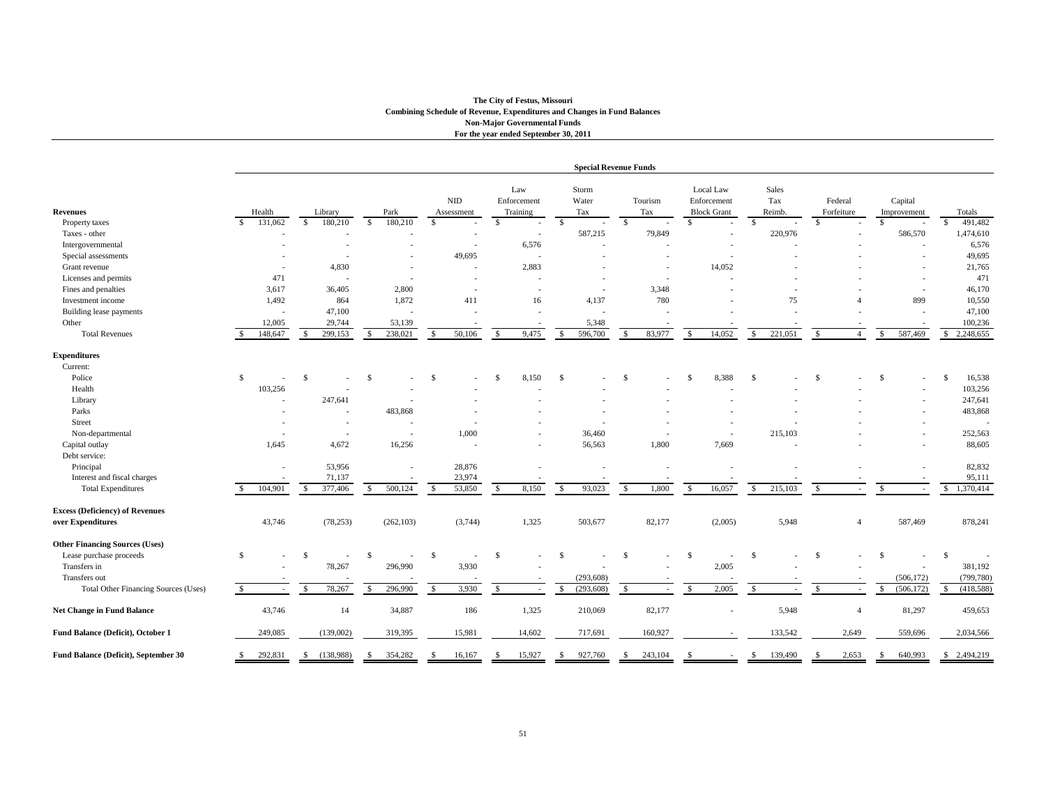**The City of Festus, Missouri**
**Combining Schedule of Revenue, Expenditures and Changes in Fund Balances**
**Non-Major Governmental Funds**
**For the year ended September 30, 2011**

| | Special Revenue Funds | | | | | | | | | | | |
|---|---|---|---|---|---|---|---|---|---|---|---|---|
| **Revenues** | Health | Library | Park | NID Assessment | Law Enforcement Training | Storm Water Tax | Tourism Tax | Local Law Enforcement Block Grant | Sales Tax Reimb. | Federal Forfeiture | Capital Improvement | Totals |
| Property taxes | $ 131,062 | $ 180,210 | $ 180,210 | $ - | $ - | $ - | $ - | $ - | $ - | $ - | $ - | $ 491,482 |
| Taxes - other | - | - | - | - | - | 587,215 | 79,849 | - | 220,976 | - | 586,570 | 1,474,610 |
| Intergovernmental | - | - | - | - | 6,576 | - | - | - | - | - | - | 6,576 |
| Special assessments | - | - | - | 49,695 | - | - | - | - | - | - | - | 49,695 |
| Grant revenue | - | 4,830 | - | - | 2,883 | - | - | 14,052 | - | - | - | 21,765 |
| Licenses and permits | 471 | - | - | - | - | - | - | - | - | - | - | 471 |
| Fines and penalties | 3,617 | 36,405 | 2,800 | - | - | - | 3,348 | - | - | - | - | 46,170 |
| Investment income | 1,492 | 864 | 1,872 | 411 | 16 | 4,137 | 780 | - | 75 | 4 | 899 | 10,550 |
| Building lease payments | - | 47,100 | - | - | - | - | - | - | - | - | - | 47,100 |
| Other | 12,005 | 29,744 | 53,139 | - | - | 5,348 | - | - | - | - | - | 100,236 |
| Total Revenues | $ 148,647 | $ 299,153 | $ 238,021 | $ 50,106 | $ 9,475 | $ 596,700 | $ 83,977 | $ 14,052 | $ 221,051 | $ 4 | $ 587,469 | $ 2,248,655 |
| **Expenditures** | | | | | | | | | | | | |
| Current: | | | | | | | | | | | | |
| Police | $ - | $ - | $ - | $ - | $ 8,150 | $ - | $ - | $ 8,388 | $ - | $ - | $ - | $ 16,538 |
| Health | 103,256 | - | - | - | - | - | - | - | - | - | - | 103,256 |
| Library | - | 247,641 | - | - | - | - | - | - | - | - | - | 247,641 |
| Parks | - | - | 483,868 | - | - | - | - | - | - | - | - | 483,868 |
| Street | - | - | - | - | - | - | - | - | - | - | - | - |
| Non-departmental | - | - | - | 1,000 | - | 36,460 | - | - | 215,103 | - | - | 252,563 |
| Capital outlay | 1,645 | 4,672 | 16,256 | - | - | 56,563 | 1,800 | 7,669 | - | - | - | 88,605 |
| Debt service: | | | | | | | | | | | | |
| Principal | - | 53,956 | - | 28,876 | - | - | - | - | - | - | - | 82,832 |
| Interest and fiscal charges | - | 71,137 | - | 23,974 | - | - | - | - | - | - | - | 95,111 |
| Total Expenditures | $ 104,901 | $ 377,406 | $ 500,124 | $ 53,850 | $ 8,150 | $ 93,023 | $ 1,800 | $ 16,057 | $ 215,103 | $ - | $ - | $ 1,370,414 |
| **Excess (Deficiency) of Revenues over Expenditures** | 43,746 | (78,253) | (262,103) | (3,744) | 1,325 | 503,677 | 82,177 | (2,005) | 5,948 | 4 | 587,469 | 878,241 |
| **Other Financing Sources (Uses)** | | | | | | | | | | | | |
| Lease purchase proceeds | $ - | $ - | $ - | $ - | $ - | $ - | $ - | $ - | $ - | $ - | $ - | $ - |
| Transfers in | - | 78,267 | 296,990 | 3,930 | - | - | - | 2,005 | - | - | - | 381,192 |
| Transfers out | - | - | - | - | - | (293,608) | - | - | - | - | (506,172) | (799,780) |
| Total Other Financing Sources (Uses) | $ - | $ 78,267 | $ 296,990 | $ 3,930 | $ - | $ (293,608) | $ - | $ 2,005 | $ - | $ - | $ (506,172) | $ (418,588) |
| **Net Change in Fund Balance** | 43,746 | 14 | 34,887 | 186 | 1,325 | 210,069 | 82,177 | - | 5,948 | 4 | 81,297 | 459,653 |
| **Fund Balance (Deficit), October 1** | 249,085 | (139,002) | 319,395 | 15,981 | 14,602 | 717,691 | 160,927 | - | 133,542 | 2,649 | 559,696 | 2,034,566 |
| **Fund Balance (Deficit), September 30** | $ 292,831 | $ (138,988) | $ 354,282 | $ 16,167 | $ 15,927 | $ 927,760 | $ 243,104 | $ - | $ 139,490 | $ 2,653 | $ 640,993 | $ 2,494,219 |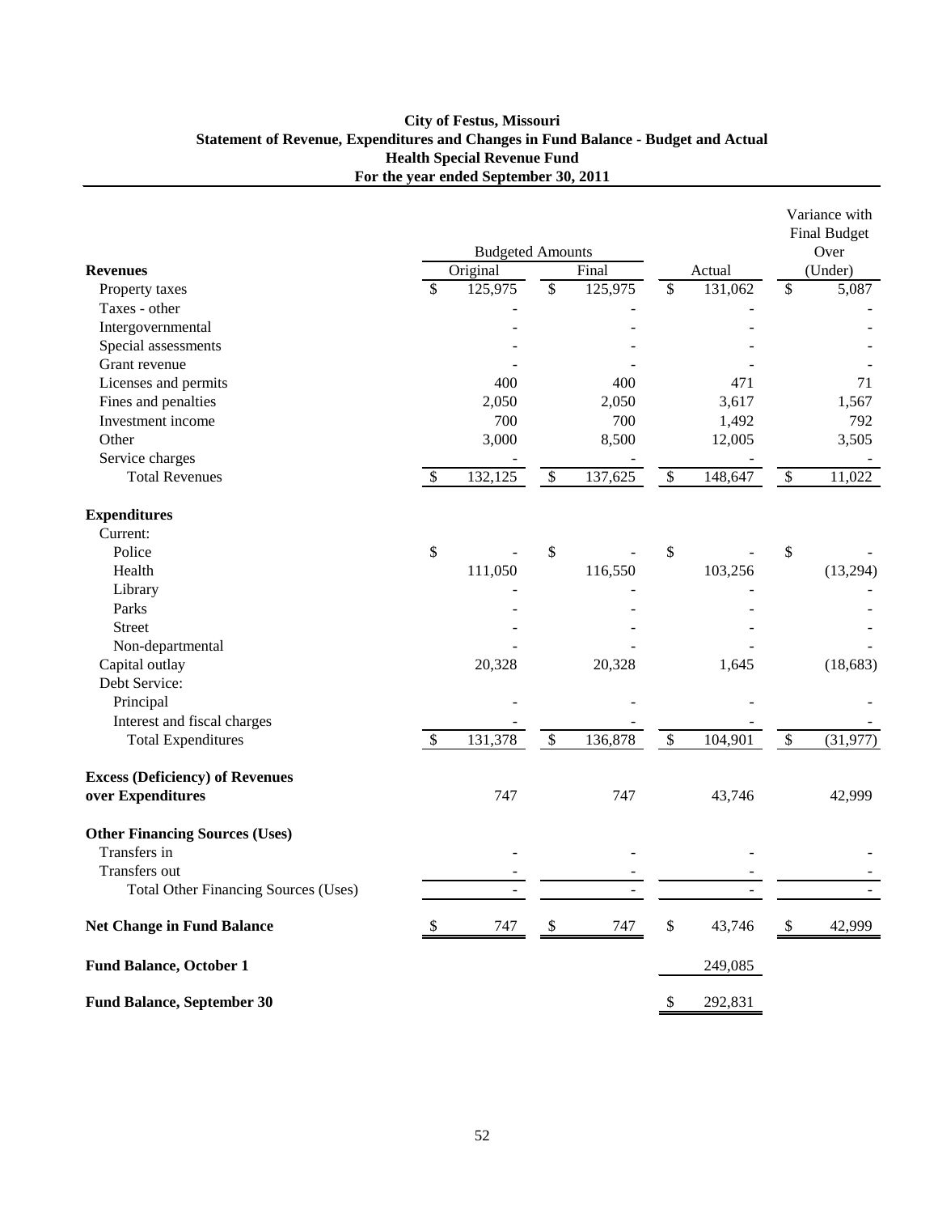**City of Festus, Missouri**
**Statement of Revenue, Expenditures and Changes in Fund Balance - Budget and Actual**
**Health Special Revenue Fund**
**For the year ended September 30, 2011**

| | Budgeted Amounts | | | Variance with Final Budget Over |
|---|---|---|---|---|
| **Revenues** | Original | Final | Actual | (Under) |
| Property taxes | $ 125,975 | $ 125,975 | $ 131,062 | $ 5,087 |
| Taxes - other | - | - | - | - |
| Intergovernmental | - | - | - | - |
| Special assessments | - | - | - | - |
| Grant revenue | - | - | - | - |
| Licenses and permits | 400 | 400 | 471 | 71 |
| Fines and penalties | 2,050 | 2,050 | 3,617 | 1,567 |
| Investment income | 700 | 700 | 1,492 | 792 |
| Other | 3,000 | 8,500 | 12,005 | 3,505 |
| Service charges | - | - | - | - |
| Total Revenues | $ 132,125 | $ 137,625 | $ 148,647 | $ 11,022 |
| **Expenditures** | | | | |
| Current: | | | | |
| Police | $ - | $ - | $ - | $ - |
| Health | 111,050 | 116,550 | 103,256 | (13,294) |
| Library | - | - | - | - |
| Parks | - | - | - | - |
| Street | - | - | - | - |
| Non-departmental | - | - | - | - |
| Capital outlay | 20,328 | 20,328 | 1,645 | (18,683) |
| Debt Service: | | | | |
| Principal | - | - | - | - |
| Interest and fiscal charges | - | - | - | - |
| Total Expenditures | $ 131,378 | $ 136,878 | $ 104,901 | $ (31,977) |
| **Excess (Deficiency) of Revenues over Expenditures** | 747 | 747 | 43,746 | 42,999 |
| **Other Financing Sources (Uses)** | | | | |
| Transfers in | - | - | - | - |
| Transfers out | - | - | - | - |
| Total Other Financing Sources (Uses) | - | - | - | - |
| **Net Change in Fund Balance** | $ 747 | $ 747 | $ 43,746 | $ 42,999 |
| **Fund Balance, October 1** | | | 249,085 | |
| **Fund Balance, September 30** | | | $ 292,831 | |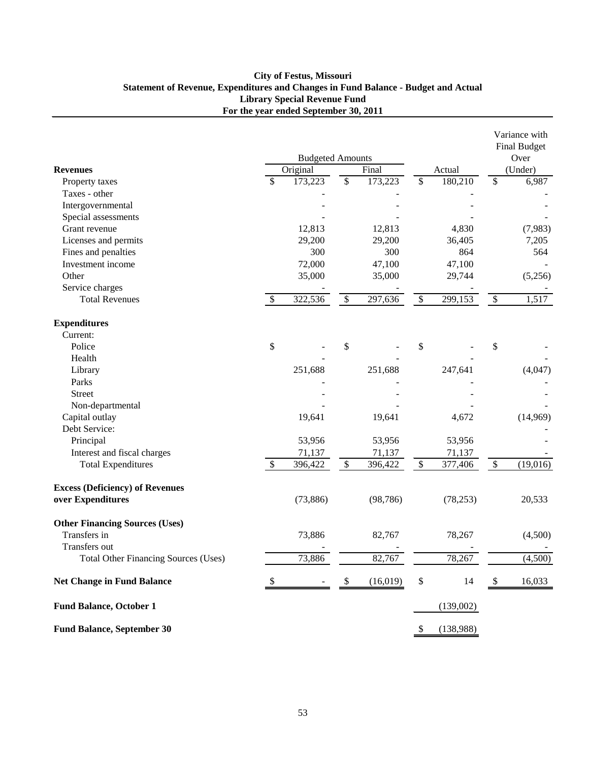**City of Festus, Missouri**
**Statement of Revenue, Expenditures and Changes in Fund Balance - Budget and Actual**
**Library Special Revenue Fund**
**For the year ended September 30, 2011**

| | Budgeted Amounts | | | Variance with Final Budget Over |
|---|---|---|---|---|
| **Revenues** | Original | Final | Actual | (Under) |
| Property taxes | $ 173,223 | $ 173,223 | $ 180,210 | $ 6,987 |
| Taxes - other | - | - | - | - |
| Intergovernmental | - | - | - | - |
| Special assessments | - | - | - | - |
| Grant revenue | 12,813 | 12,813 | 4,830 | (7,983) |
| Licenses and permits | 29,200 | 29,200 | 36,405 | 7,205 |
| Fines and penalties | 300 | 300 | 864 | 564 |
| Investment income | 72,000 | 47,100 | 47,100 | - |
| Other | 35,000 | 35,000 | 29,744 | (5,256) |
| Service charges | - | - | - | - |
| Total Revenues | $ 322,536 | $ 297,636 | $ 299,153 | $ 1,517 |
| **Expenditures** | | | | |
| Current: | | | | |
| Police | $ - | $ - | $ - | $ - |
| Health | - | - | - | - |
| Library | 251,688 | 251,688 | 247,641 | (4,047) |
| Parks | - | - | - | - |
| Street | - | - | - | - |
| Non-departmental | - | - | - | - |
| Capital outlay | 19,641 | 19,641 | 4,672 | (14,969) |
| Debt Service: | | | | - |
| Principal | 53,956 | 53,956 | 53,956 | - |
| Interest and fiscal charges | 71,137 | 71,137 | 71,137 | - |
| Total Expenditures | $ 396,422 | $ 396,422 | $ 377,406 | $ (19,016) |
| **Excess (Deficiency) of Revenues over Expenditures** | (73,886) | (98,786) | (78,253) | 20,533 |
| **Other Financing Sources (Uses)** | | | | |
| Transfers in | 73,886 | 82,767 | 78,267 | (4,500) |
| Transfers out | - | - | - | - |
| Total Other Financing Sources (Uses) | 73,886 | 82,767 | 78,267 | (4,500) |
| **Net Change in Fund Balance** | $ - | $ (16,019) | $ 14 | $ 16,033 |
| **Fund Balance, October 1** | | | (139,002) | |
| **Fund Balance, September 30** | | | $ (138,988) | |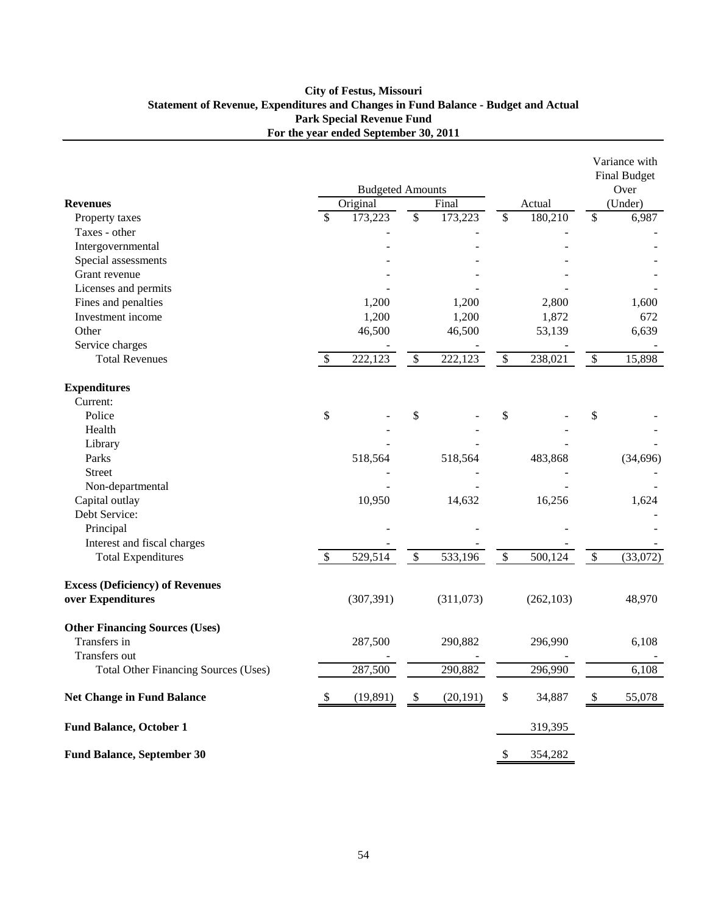**City of Festus, Missouri**
**Statement of Revenue, Expenditures and Changes in Fund Balance - Budget and Actual**
**Park Special Revenue Fund**
**For the year ended September 30, 2011**

| | Budgeted Amounts | | | Variance with Final Budget Over |
|---|---|---|---|---|
| **Revenues** | Original | Final | Actual | (Under) |
| Property taxes | $ 173,223 | $ 173,223 | $ 180,210 | $ 6,987 |
| Taxes - other | - | - | - | - |
| Intergovernmental | - | - | - | - |
| Special assessments | - | - | - | - |
| Grant revenue | - | - | - | - |
| Licenses and permits | - | - | - | - |
| Fines and penalties | 1,200 | 1,200 | 2,800 | 1,600 |
| Investment income | 1,200 | 1,200 | 1,872 | 672 |
| Other | 46,500 | 46,500 | 53,139 | 6,639 |
| Service charges | - | - | - | - |
| Total Revenues | $ 222,123 | $ 222,123 | $ 238,021 | $ 15,898 |
| **Expenditures** | | | | |
| Current: | | | | |
| Police | $ - | $ - | $ - | $ - |
| Health | - | - | - | - |
| Library | - | - | - | - |
| Parks | 518,564 | 518,564 | 483,868 | (34,696) |
| Street | - | - | - | - |
| Non-departmental | - | - | - | - |
| Capital outlay | 10,950 | 14,632 | 16,256 | 1,624 |
| Debt Service: | | | | - |
| Principal | - | - | - | - |
| Interest and fiscal charges | - | - | - | - |
| Total Expenditures | $ 529,514 | $ 533,196 | $ 500,124 | $ (33,072) |
| **Excess (Deficiency) of Revenues over Expenditures** | (307,391) | (311,073) | (262,103) | 48,970 |
| **Other Financing Sources (Uses)** | | | | |
| Transfers in | 287,500 | 290,882 | 296,990 | 6,108 |
| Transfers out | - | - | - | - |
| Total Other Financing Sources (Uses) | 287,500 | 290,882 | 296,990 | 6,108 |
| **Net Change in Fund Balance** | $ (19,891) | $ (20,191) | $ 34,887 | $ 55,078 |
| **Fund Balance, October 1** | | | 319,395 | |
| **Fund Balance, September 30** | | | $ 354,282 | |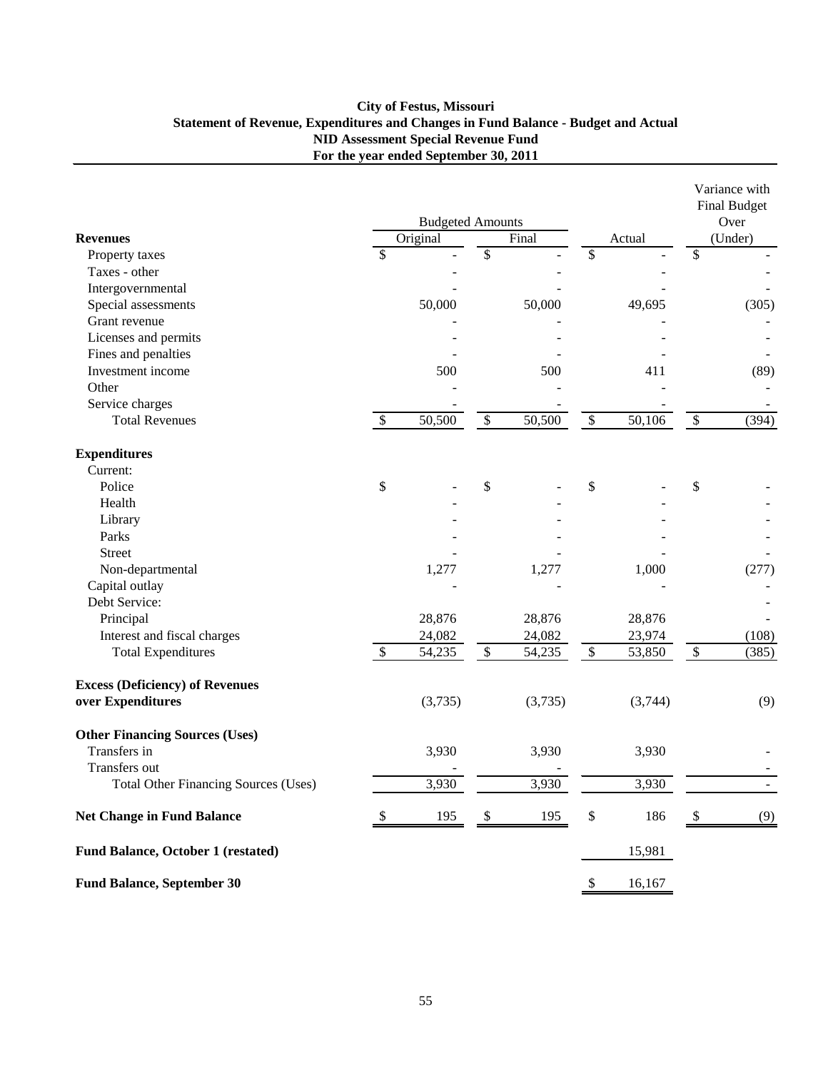**City of Festus, Missouri**
**Statement of Revenue, Expenditures and Changes in Fund Balance - Budget and Actual**
**NID Assessment Special Revenue Fund**
**For the year ended September 30, 2011**

| | Budgeted Amounts | | | Variance with Final Budget |
|---|---|---|---|---|
| **Revenues** | Original | Final | Actual | Over (Under) |
| Property taxes | $ - | $ - | $ - | $ - |
| Taxes - other | - | - | - | - |
| Intergovernmental | - | - | - | - |
| Special assessments | 50,000 | 50,000 | 49,695 | (305) |
| Grant revenue | - | - | - | - |
| Licenses and permits | - | - | - | - |
| Fines and penalties | - | - | - | - |
| Investment income | 500 | 500 | 411 | (89) |
| Other | - | - | - | - |
| Service charges | - | - | - | - |
| Total Revenues | $ 50,500 | $ 50,500 | $ 50,106 | $ (394) |
| **Expenditures** | | | | |
| Current: | | | | |
| Police | $ - | $ - | $ - | $ - |
| Health | - | - | - | - |
| Library | - | - | - | - |
| Parks | - | - | - | - |
| Street | - | - | - | - |
| Non-departmental | 1,277 | 1,277 | 1,000 | (277) |
| Capital outlay | - | - | - | - |
| Debt Service: | | | | - |
| Principal | 28,876 | 28,876 | 28,876 | - |
| Interest and fiscal charges | 24,082 | 24,082 | 23,974 | (108) |
| Total Expenditures | $ 54,235 | $ 54,235 | $ 53,850 | $ (385) |
| **Excess (Deficiency) of Revenues over Expenditures** | (3,735) | (3,735) | (3,744) | (9) |
| **Other Financing Sources (Uses)** | | | | |
| Transfers in | 3,930 | 3,930 | 3,930 | - |
| Transfers out | - | - | | - |
| Total Other Financing Sources (Uses) | 3,930 | 3,930 | 3,930 | - |
| **Net Change in Fund Balance** | $ 195 | $ 195 | $ 186 | $ (9) |
| **Fund Balance, October 1 (restated)** | | | 15,981 | |
| **Fund Balance, September 30** | | | $ 16,167 | |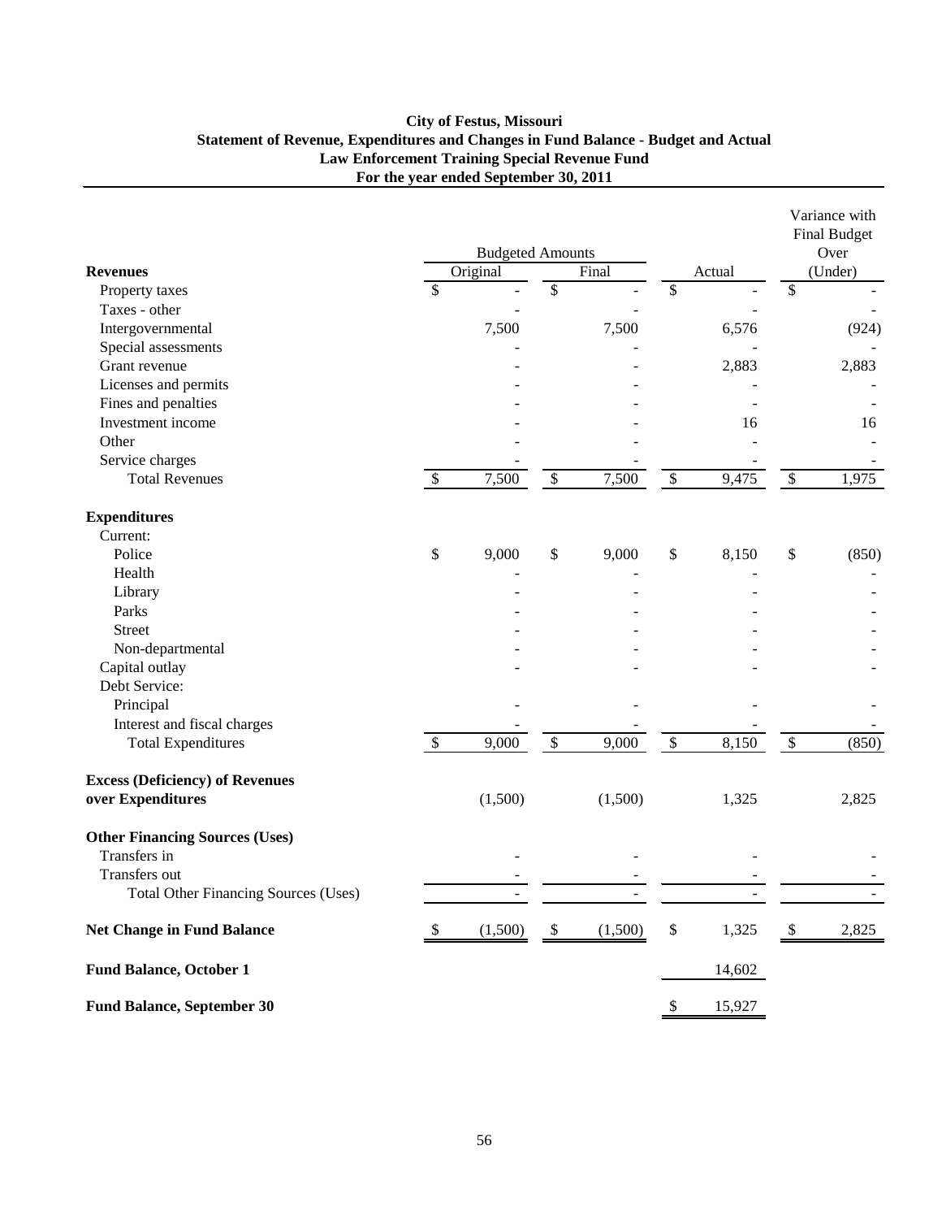**City of Festus, Missouri**
**Statement of Revenue, Expenditures and Changes in Fund Balance - Budget and Actual**
**Law Enforcement Training Special Revenue Fund**
**For the year ended September 30, 2011**

| | Budgeted Amounts | | | Variance with Final Budget Over |
|---|---|---|---|---|
| **Revenues** | Original | Final | Actual | (Under) |
| Property taxes | $ - | $ - | $ - | $ - |
| Taxes - other | - | - | - | - |
| Intergovernmental | 7,500 | 7,500 | 6,576 | (924) |
| Special assessments | - | - | - | - |
| Grant revenue | - | - | 2,883 | 2,883 |
| Licenses and permits | - | - | - | - |
| Fines and penalties | - | - | - | - |
| Investment income | - | - | 16 | 16 |
| Other | - | - | - | - |
| Service charges | - | - | - | - |
| Total Revenues | $ 7,500 | $ 7,500 | $ 9,475 | $ 1,975 |
| **Expenditures** | | | | |
| Current: | | | | |
| Police | $ 9,000 | $ 9,000 | $ 8,150 | $ (850) |
| Health | - | - | - | - |
| Library | - | - | - | - |
| Parks | - | - | - | - |
| Street | - | - | - | - |
| Non-departmental | - | - | - | - |
| Capital outlay | - | - | - | - |
| Debt Service: | | | | |
| Principal | - | - | - | - |
| Interest and fiscal charges | - | - | - | - |
| Total Expenditures | $ 9,000 | $ 9,000 | $ 8,150 | $ (850) |
| **Excess (Deficiency) of Revenues over Expenditures** | (1,500) | (1,500) | 1,325 | 2,825 |
| **Other Financing Sources (Uses)** | | | | |
| Transfers in | - | - | - | - |
| Transfers out | - | - | - | - |
| Total Other Financing Sources (Uses) | - | - | - | - |
| **Net Change in Fund Balance** | $ (1,500) | $ (1,500) | $ 1,325 | $ 2,825 |
| **Fund Balance, October 1** | | | 14,602 | |
| **Fund Balance, September 30** | | | $ 15,927 | |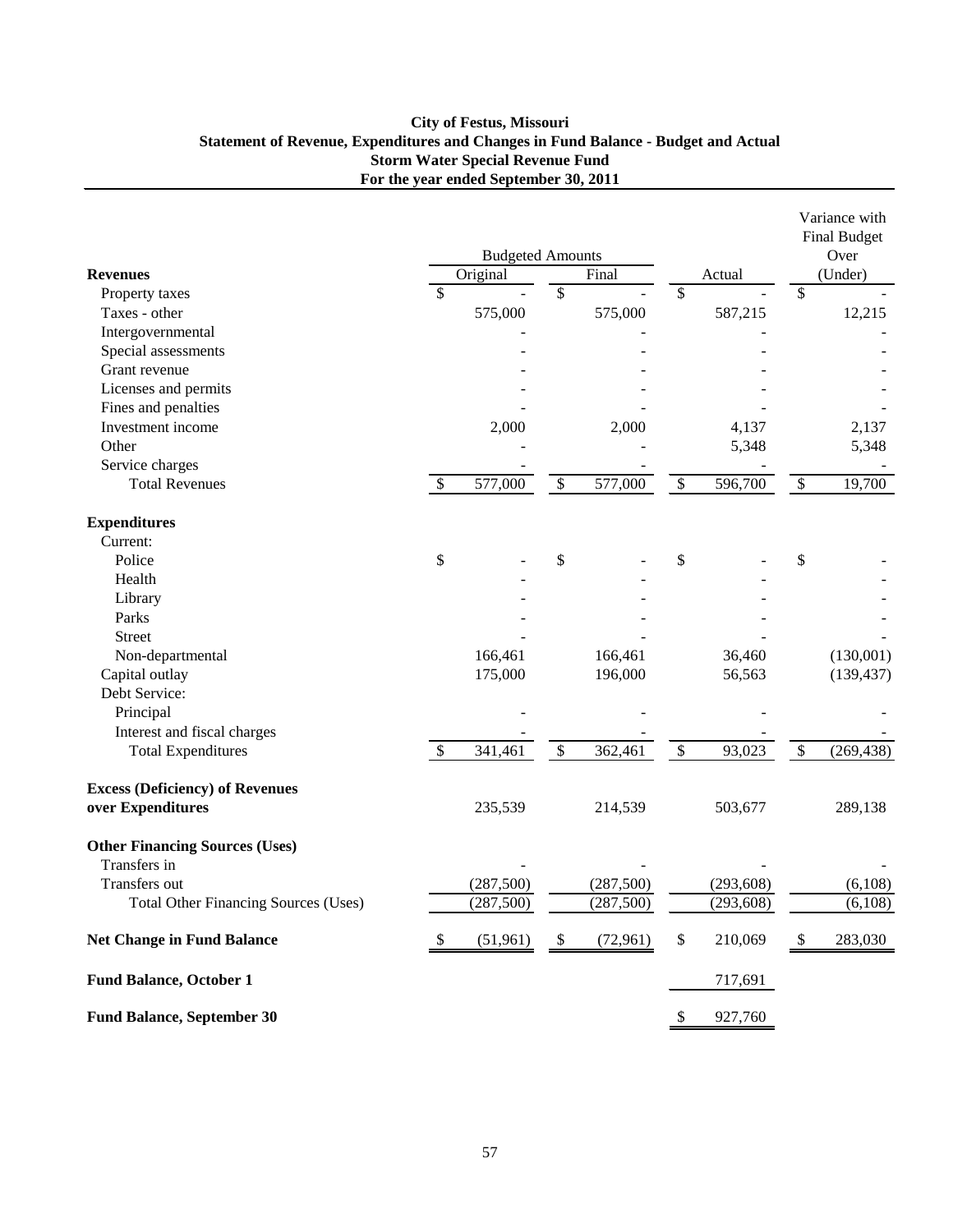**City of Festus, Missouri**
**Statement of Revenue, Expenditures and Changes in Fund Balance - Budget and Actual**
**Storm Water Special Revenue Fund**
**For the year ended September 30, 2011**

| | Budgeted Amounts | | | Variance with Final Budget Over |
|---|---|---|---|---|
| **Revenues** | Original | Final | Actual | (Under) |
| Property taxes | $ - | $ - | $ - | $ - |
| Taxes - other | 575,000 | 575,000 | 587,215 | 12,215 |
| Intergovernmental | - | - | - | - |
| Special assessments | - | - | - | - |
| Grant revenue | - | - | - | - |
| Licenses and permits | - | - | - | - |
| Fines and penalties | - | - | - | - |
| Investment income | 2,000 | 2,000 | 4,137 | 2,137 |
| Other | - | - | 5,348 | 5,348 |
| Service charges | - | - | - | - |
| Total Revenues | $ 577,000 | $ 577,000 | $ 596,700 | $ 19,700 |
| **Expenditures** | | | | |
| Current: | | | | |
| Police | $ - | $ - | $ - | $ - |
| Health | - | - | - | - |
| Library | - | - | - | - |
| Parks | - | - | - | - |
| Street | - | - | - | - |
| Non-departmental | 166,461 | 166,461 | 36,460 | (130,001) |
| Capital outlay | 175,000 | 196,000 | 56,563 | (139,437) |
| Debt Service: | | | | |
| Principal | - | - | - | - |
| Interest and fiscal charges | - | - | - | - |
| Total Expenditures | $ 341,461 | $ 362,461 | $ 93,023 | $ (269,438) |
| **Excess (Deficiency) of Revenues over Expenditures** | 235,539 | 214,539 | 503,677 | 289,138 |
| **Other Financing Sources (Uses)** | | | | |
| Transfers in | - | - | - | - |
| Transfers out | (287,500) | (287,500) | (293,608) | (6,108) |
| Total Other Financing Sources (Uses) | (287,500) | (287,500) | (293,608) | (6,108) |
| **Net Change in Fund Balance** | $ (51,961) | $ (72,961) | $ 210,069 | $ 283,030 |
| **Fund Balance, October 1** | | | 717,691 | |
| **Fund Balance, September 30** | | | $ 927,760 | |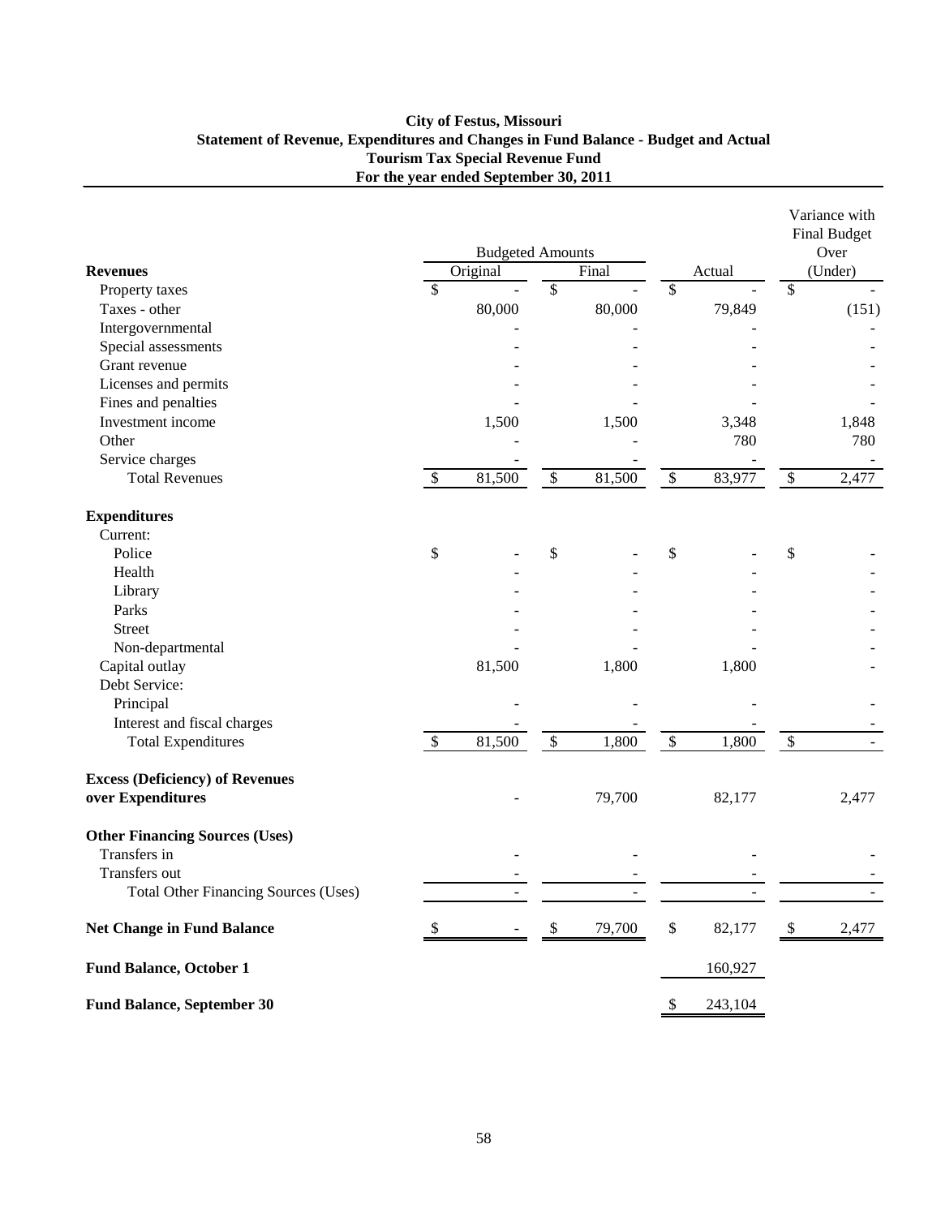**City of Festus, Missouri**
**Statement of Revenue, Expenditures and Changes in Fund Balance - Budget and Actual**
**Tourism Tax Special Revenue Fund**
**For the year ended September 30, 2011**

| | Budgeted Amounts | | | Variance with Final Budget Over |
|---|---|---|---|---|
| **Revenues** | Original | Final | Actual | (Under) |
| Property taxes | $ - | $ - | $ - | $ - |
| Taxes - other | 80,000 | 80,000 | 79,849 | (151) |
| Intergovernmental | - | - | - | - |
| Special assessments | - | - | - | - |
| Grant revenue | - | - | - | - |
| Licenses and permits | - | - | - | - |
| Fines and penalties | - | - | - | - |
| Investment income | 1,500 | 1,500 | 3,348 | 1,848 |
| Other | - | - | 780 | 780 |
| Service charges | - | - | - | - |
| Total Revenues | $ 81,500 | $ 81,500 | $ 83,977 | $ 2,477 |
| **Expenditures** | | | | |
| Current: | | | | |
| Police | $ - | $ - | $ - | $ - |
| Health | - | - | - | - |
| Library | - | - | - | - |
| Parks | - | - | - | - |
| Street | - | - | - | - |
| Non-departmental | - | - | - | - |
| Capital outlay | 81,500 | 1,800 | 1,800 | - |
| Debt Service: | | | | |
| Principal | - | - | - | - |
| Interest and fiscal charges | - | - | - | - |
| Total Expenditures | $ 81,500 | $ 1,800 | $ 1,800 | $ - |
| **Excess (Deficiency) of Revenues over Expenditures** | - | 79,700 | 82,177 | 2,477 |
| **Other Financing Sources (Uses)** | | | | |
| Transfers in | - | - | - | - |
| Transfers out | - | - | - | - |
| Total Other Financing Sources (Uses) | - | - | - | - |
| **Net Change in Fund Balance** | $ - | $ 79,700 | $ 82,177 | $ 2,477 |
| **Fund Balance, October 1** | | | 160,927 | |
| **Fund Balance, September 30** | | | $ 243,104 | |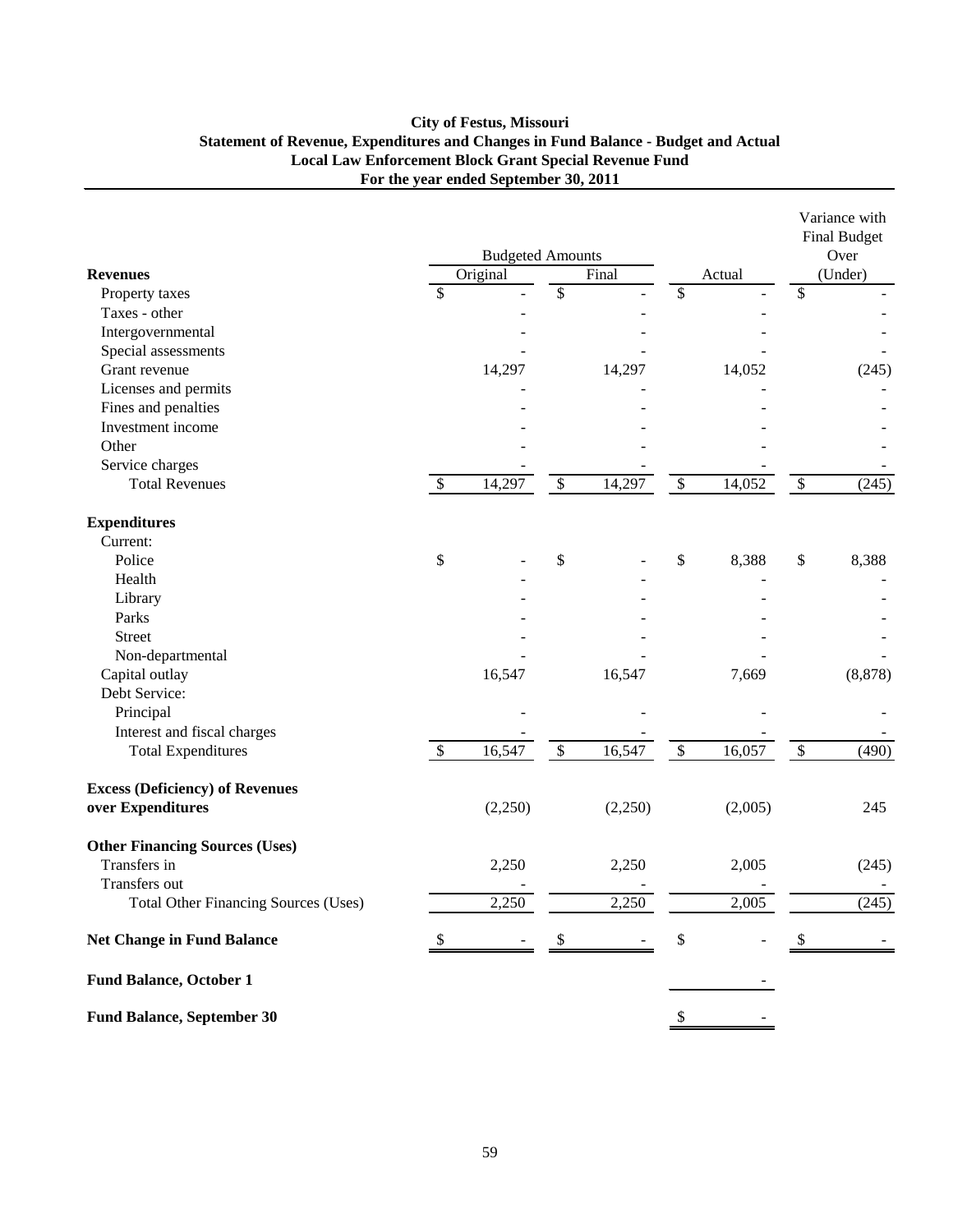**City of Festus, Missouri**
**Statement of Revenue, Expenditures and Changes in Fund Balance - Budget and Actual**
**Local Law Enforcement Block Grant Special Revenue Fund**
**For the year ended September 30, 2011**

| | Budgeted Amounts | | | Variance with Final Budget Over |
|---|---|---|---|---|
| **Revenues** | Original | Final | Actual | (Under) |
| Property taxes | $ - | $ - | $ - | $ - |
| Taxes - other | - | - | - | - |
| Intergovernmental | - | - | - | - |
| Special assessments | - | - | - | - |
| Grant revenue | 14,297 | 14,297 | 14,052 | (245) |
| Licenses and permits | - | - | - | - |
| Fines and penalties | - | - | - | - |
| Investment income | - | - | - | - |
| Other | - | - | - | - |
| Service charges | - | - | - | - |
| Total Revenues | $ 14,297 | $ 14,297 | $ 14,052 | $ (245) |
| **Expenditures** | | | | |
| Current: | | | | |
| Police | $ - | $ - | $ 8,388 | $ 8,388 |
| Health | - | - | - | - |
| Library | - | - | - | - |
| Parks | - | - | - | - |
| Street | - | - | - | - |
| Non-departmental | - | - | - | - |
| Capital outlay | 16,547 | 16,547 | 7,669 | (8,878) |
| Debt Service: | | | | |
| Principal | - | - | - | - |
| Interest and fiscal charges | - | - | - | - |
| Total Expenditures | $ 16,547 | $ 16,547 | $ 16,057 | $ (490) |
| **Excess (Deficiency) of Revenues over Expenditures** | (2,250) | (2,250) | (2,005) | 245 |
| **Other Financing Sources (Uses)** | | | | |
| Transfers in | 2,250 | 2,250 | 2,005 | (245) |
| Transfers out | - | - | - | - |
| Total Other Financing Sources (Uses) | 2,250 | 2,250 | 2,005 | (245) |
| **Net Change in Fund Balance** | $ - | $ - | $ - | $ - |
| **Fund Balance, October 1** | | | - | |
| **Fund Balance, September 30** | | | $ - | |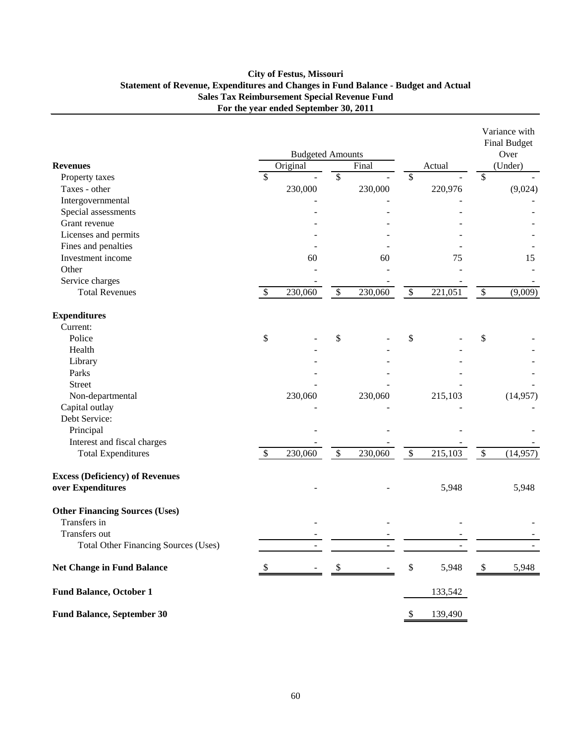**City of Festus, Missouri**
**Statement of Revenue, Expenditures and Changes in Fund Balance - Budget and Actual**
**Sales Tax Reimbursement Special Revenue Fund**
**For the year ended September 30, 2011**

| | Budgeted Amounts | | | Variance with Final Budget Over |
|---|---|---|---|---|
| **Revenues** | Original | Final | Actual | (Under) |
| Property taxes | $ - | $ - | $ - | $ - |
| Taxes - other | 230,000 | 230,000 | 220,976 | (9,024) |
| Intergovernmental | - | - | - | - |
| Special assessments | - | - | - | - |
| Grant revenue | - | - | - | - |
| Licenses and permits | - | - | - | - |
| Fines and penalties | - | - | - | - |
| Investment income | 60 | 60 | 75 | 15 |
| Other | - | - | - | - |
| Service charges | - | - | - | - |
| Total Revenues | $ 230,060 | $ 230,060 | $ 221,051 | $ (9,009) |
| **Expenditures** | | | | |
| Current: | | | | |
| Police | $ - | $ - | $ - | $ - |
| Health | - | - | - | - |
| Library | - | - | - | - |
| Parks | - | - | - | - |
| Street | - | - | - | - |
| Non-departmental | 230,060 | 230,060 | 215,103 | (14,957) |
| Capital outlay | - | - | - | - |
| Debt Service: | | | | |
| Principal | - | - | - | - |
| Interest and fiscal charges | - | - | - | - |
| Total Expenditures | $ 230,060 | $ 230,060 | $ 215,103 | $ (14,957) |
| **Excess (Deficiency) of Revenues over Expenditures** | - | - | 5,948 | 5,948 |
| **Other Financing Sources (Uses)** | | | | |
| Transfers in | - | - | - | - |
| Transfers out | - | - | - | - |
| Total Other Financing Sources (Uses) | - | - | - | - |
| **Net Change in Fund Balance** | $ - | $ - | $ 5,948 | $ 5,948 |
| **Fund Balance, October 1** | | | 133,542 | |
| **Fund Balance, September 30** | | | $ 139,490 | |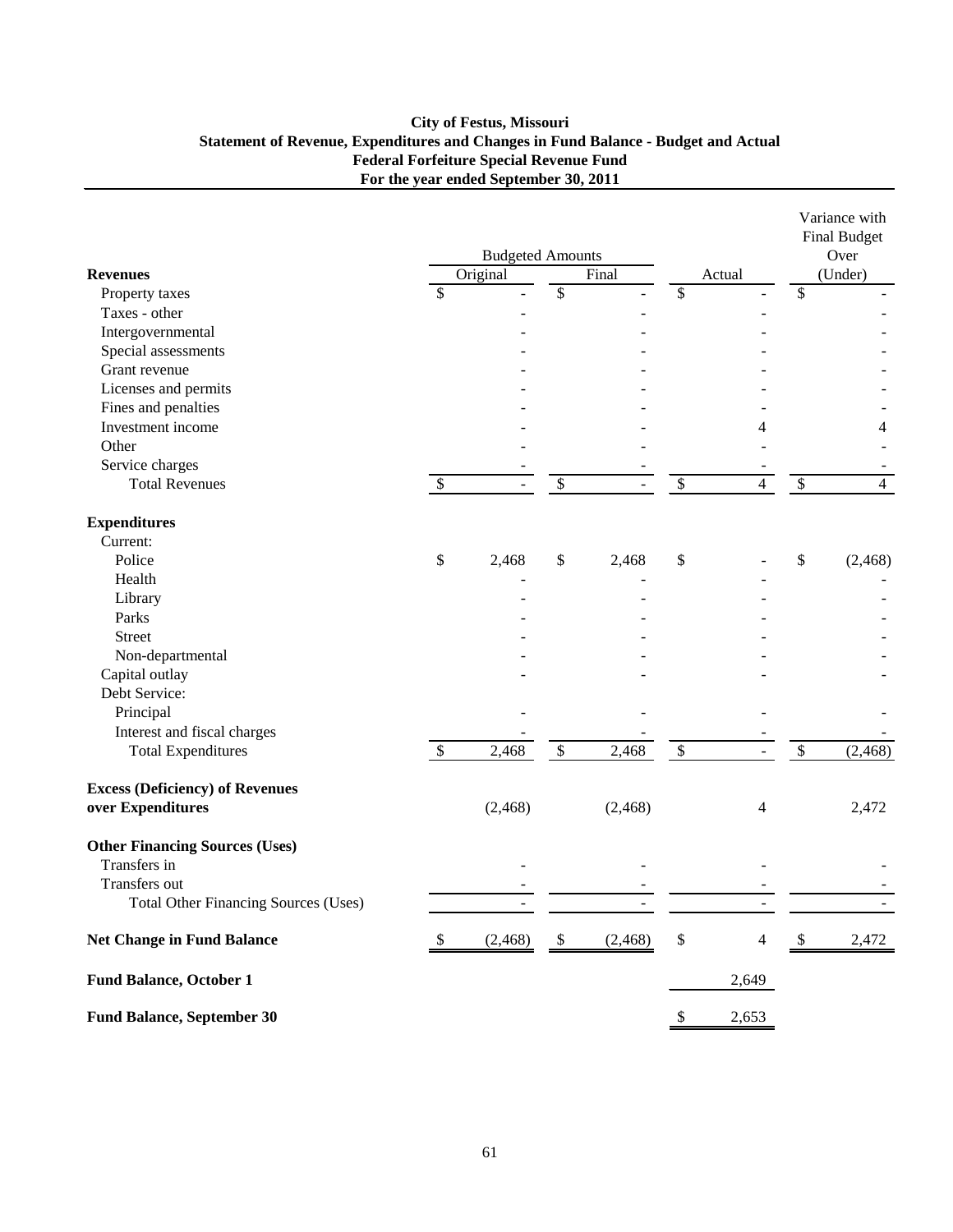# City of Festus, Missouri

## Statement of Revenue, Expenditures and Changes in Fund Balance - Budget and Actual

## Federal Forfeiture Special Revenue Fund

## For the year ended September 30, 2011

| | Budgeted Amounts | | | Variance with Final Budget Over |
|---|---|---|---|---|
| **Revenues** | Original | Final | Actual | (Under) |
| Property taxes | $ - | $ - | $ - | $ - |
| Taxes - other | - | - | - | - |
| Intergovernmental | - | - | - | - |
| Special assessments | - | - | - | - |
| Grant revenue | - | - | - | - |
| Licenses and permits | - | - | - | - |
| Fines and penalties | - | - | - | - |
| Investment income | - | - | 4 | 4 |
| Other | - | - | - | - |
| Service charges | - | - | - | - |
| Total Revenues | $ - | $ - | $ 4 | $ 4 |
| **Expenditures** | | | | |
| Current: | | | | |
| Police | $ 2,468 | $ 2,468 | $ - | $ (2,468) |
| Health | - | - | - | - |
| Library | - | - | - | - |
| Parks | - | - | - | - |
| Street | - | - | - | - |
| Non-departmental | - | - | - | - |
| Capital outlay | - | - | - | - |
| Debt Service: | | | | |
| Principal | - | - | - | - |
| Interest and fiscal charges | - | - | - | - |
| Total Expenditures | $ 2,468 | $ 2,468 | $ - | $ (2,468) |
| **Excess (Deficiency) of Revenues over Expenditures** | (2,468) | (2,468) | 4 | 2,472 |
| **Other Financing Sources (Uses)** | | | | |
| Transfers in | - | - | - | - |
| Transfers out | - | - | - | - |
| Total Other Financing Sources (Uses) | - | - | - | - |
| **Net Change in Fund Balance** | $ (2,468) | $ (2,468) | $ 4 | $ 2,472 |
| **Fund Balance, October 1** | | | 2,649 | |
| **Fund Balance, September 30** | | | $ 2,653 | |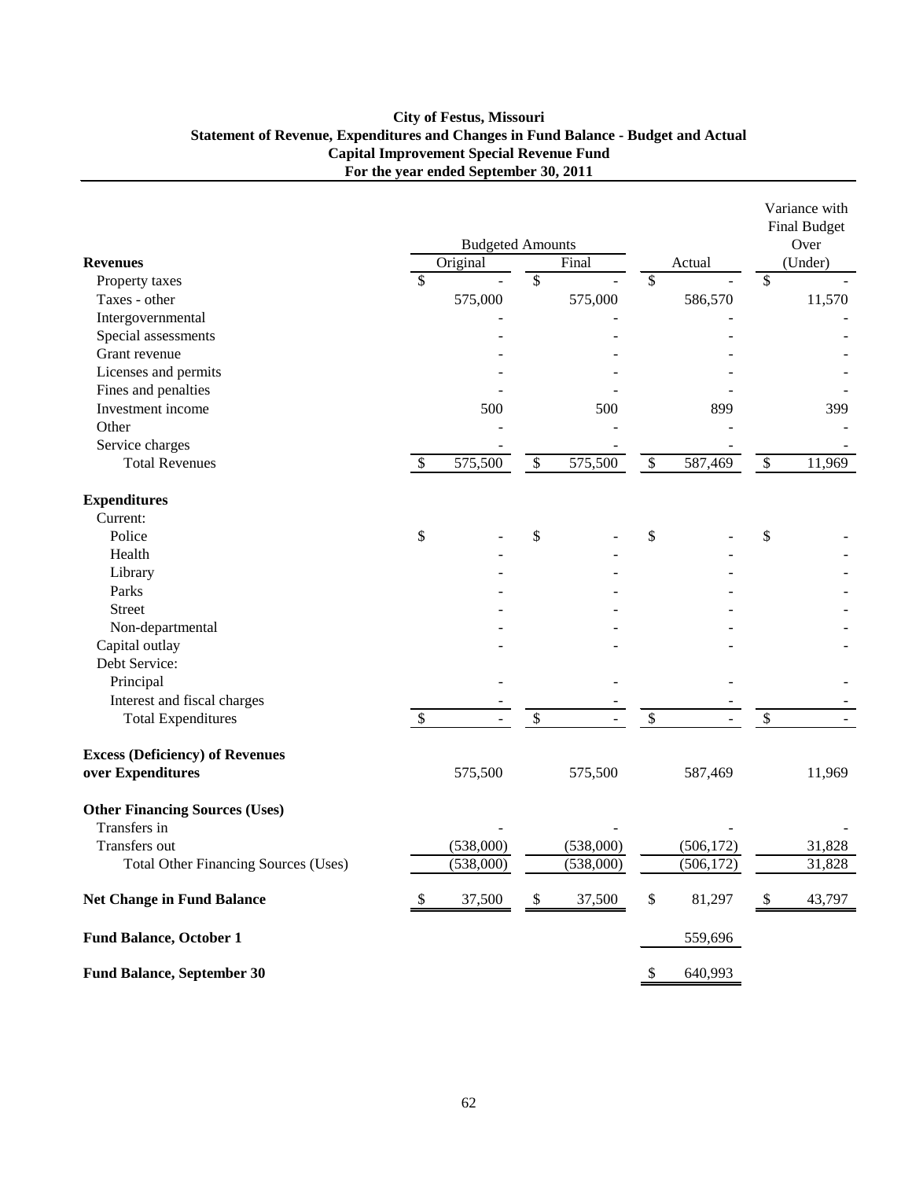**City of Festus, Missouri**
**Statement of Revenue, Expenditures and Changes in Fund Balance - Budget and Actual**
**Capital Improvement Special Revenue Fund**
**For the year ended September 30, 2011**

| | Budgeted Amounts | | | Variance with Final Budget Over |
|---|---|---|---|---|
| **Revenues** | Original | Final | Actual | (Under) |
| Property taxes | $ - | $ - | $ - | $ - |
| Taxes - other | 575,000 | 575,000 | 586,570 | 11,570 |
| Intergovernmental | - | - | - | - |
| Special assessments | - | - | - | - |
| Grant revenue | - | - | - | - |
| Licenses and permits | - | - | - | - |
| Fines and penalties | - | - | - | - |
| Investment income | 500 | 500 | 899 | 399 |
| Other | - | - | - | - |
| Service charges | - | - | - | - |
| Total Revenues | $ 575,500 | $ 575,500 | $ 587,469 | $ 11,969 |
| **Expenditures** | | | | |
| Current: | | | | |
| Police | $ - | $ - | $ - | $ - |
| Health | - | - | - | - |
| Library | - | - | - | - |
| Parks | - | - | - | - |
| Street | - | - | - | - |
| Non-departmental | - | - | - | - |
| Capital outlay | - | - | - | - |
| Debt Service: | | | | |
| Principal | - | - | - | - |
| Interest and fiscal charges | - | - | - | - |
| Total Expenditures | $ - | $ - | $ - | $ - |
| **Excess (Deficiency) of Revenues over Expenditures** | 575,500 | 575,500 | 587,469 | 11,969 |
| **Other Financing Sources (Uses)** | | | | |
| Transfers in | - | - | - | - |
| Transfers out | (538,000) | (538,000) | (506,172) | 31,828 |
| Total Other Financing Sources (Uses) | (538,000) | (538,000) | (506,172) | 31,828 |
| **Net Change in Fund Balance** | $ 37,500 | $ 37,500 | $ 81,297 | $ 43,797 |
| **Fund Balance, October 1** | | | 559,696 | |
| **Fund Balance, September 30** | | | $ 640,993 | |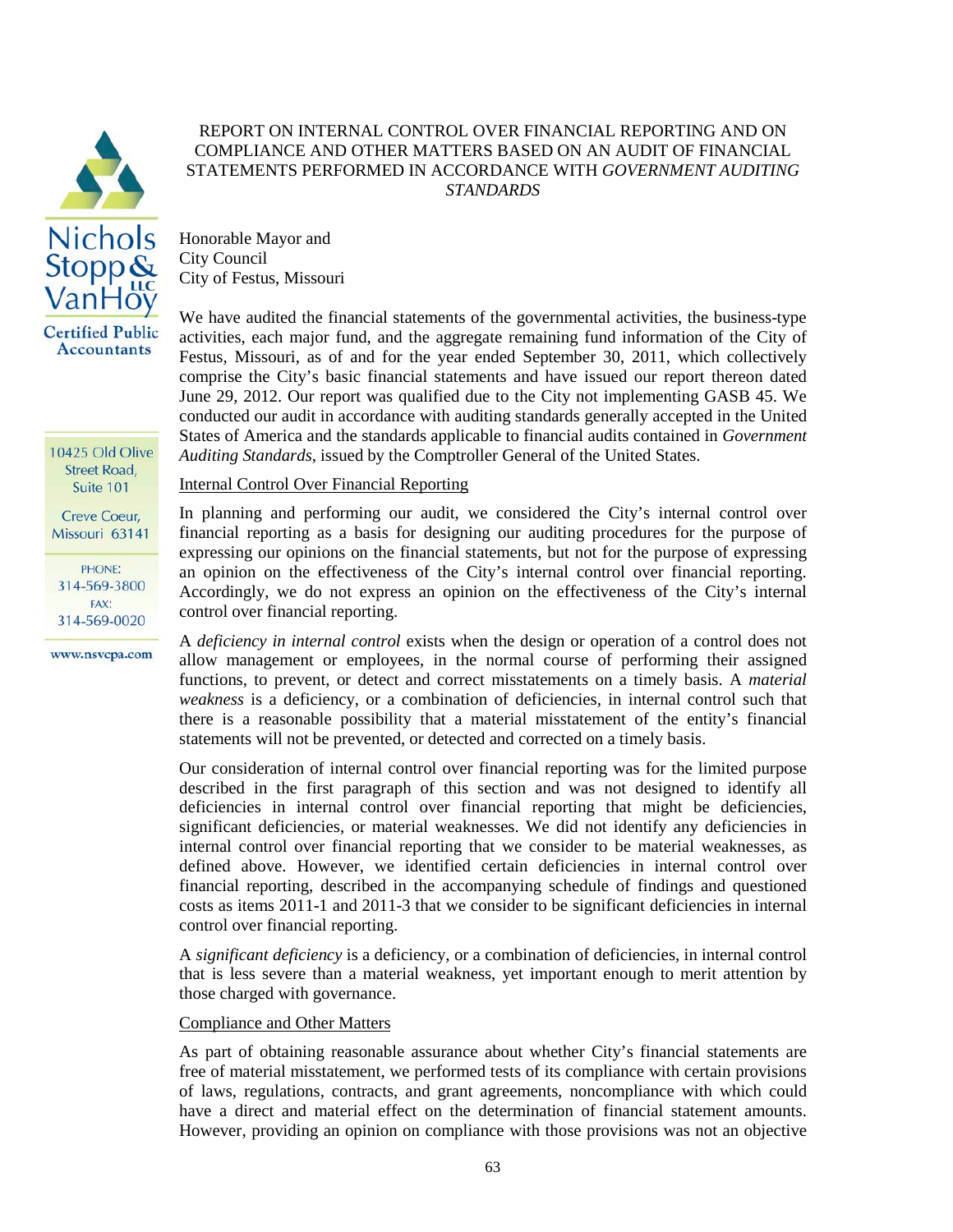Nichols Stopp & VanHoy LLC
Certified Public Accountants

10425 Old Olive Street Road, Suite 101
Creve Coeur, Missouri 63141
PHONE: 314-569-3800
FAX: 314-569-0020
www.nsvcpa.com

# REPORT ON INTERNAL CONTROL OVER FINANCIAL REPORTING AND ON COMPLIANCE AND OTHER MATTERS BASED ON AN AUDIT OF FINANCIAL STATEMENTS PERFORMED IN ACCORDANCE WITH *GOVERNMENT AUDITING STANDARDS*

Honorable Mayor and
City Council
City of Festus, Missouri

We have audited the financial statements of the governmental activities, the business-type activities, each major fund, and the aggregate remaining fund information of the City of Festus, Missouri, as of and for the year ended September 30, 2011, which collectively comprise the City's basic financial statements and have issued our report thereon dated June 29, 2012. Our report was qualified due to the City not implementing GASB 45. We conducted our audit in accordance with auditing standards generally accepted in the United States of America and the standards applicable to financial audits contained in *Government Auditing Standards*, issued by the Comptroller General of the United States.

Internal Control Over Financial Reporting

In planning and performing our audit, we considered the City's internal control over financial reporting as a basis for designing our auditing procedures for the purpose of expressing our opinions on the financial statements, but not for the purpose of expressing an opinion on the effectiveness of the City's internal control over financial reporting. Accordingly, we do not express an opinion on the effectiveness of the City's internal control over financial reporting.

A *deficiency in internal control* exists when the design or operation of a control does not allow management or employees, in the normal course of performing their assigned functions, to prevent, or detect and correct misstatements on a timely basis. A *material weakness* is a deficiency, or a combination of deficiencies, in internal control such that there is a reasonable possibility that a material misstatement of the entity's financial statements will not be prevented, or detected and corrected on a timely basis.

Our consideration of internal control over financial reporting was for the limited purpose described in the first paragraph of this section and was not designed to identify all deficiencies in internal control over financial reporting that might be deficiencies, significant deficiencies, or material weaknesses. We did not identify any deficiencies in internal control over financial reporting that we consider to be material weaknesses, as defined above. However, we identified certain deficiencies in internal control over financial reporting, described in the accompanying schedule of findings and questioned costs as items 2011-1 and 2011-3 that we consider to be significant deficiencies in internal control over financial reporting.

A *significant deficiency* is a deficiency, or a combination of deficiencies, in internal control that is less severe than a material weakness, yet important enough to merit attention by those charged with governance.

Compliance and Other Matters

As part of obtaining reasonable assurance about whether City's financial statements are free of material misstatement, we performed tests of its compliance with certain provisions of laws, regulations, contracts, and grant agreements, noncompliance with which could have a direct and material effect on the determination of financial statement amounts. However, providing an opinion on compliance with those provisions was not an objective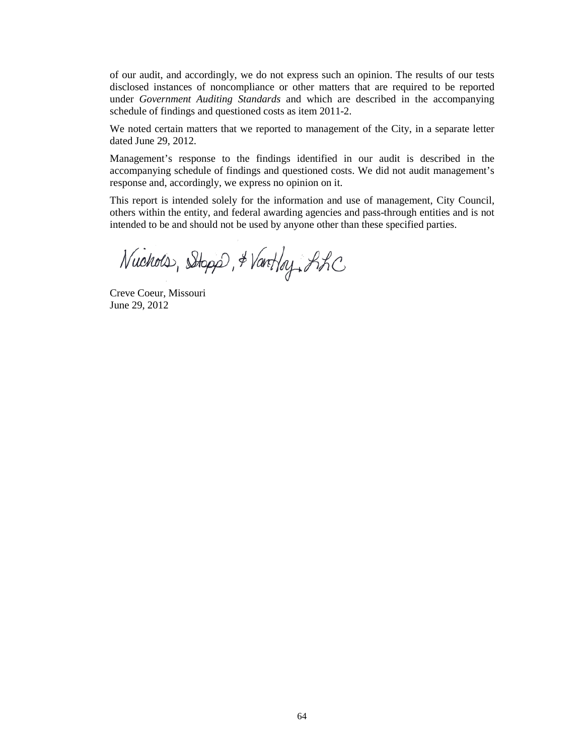of our audit, and accordingly, we do not express such an opinion. The results of our tests disclosed instances of noncompliance or other matters that are required to be reported under *Government Auditing Standards* and which are described in the accompanying schedule of findings and questioned costs as item 2011-2.

We noted certain matters that we reported to management of the City, in a separate letter dated June 29, 2012.

Management's response to the findings identified in our audit is described in the accompanying schedule of findings and questioned costs. We did not audit management's response and, accordingly, we express no opinion on it.

This report is intended solely for the information and use of management, City Council, others within the entity, and federal awarding agencies and pass-through entities and is not intended to be and should not be used by anyone other than these specified parties.

Nichols, Stopp, & VanHoy, LLC

Creve Coeur, Missouri
June 29, 2012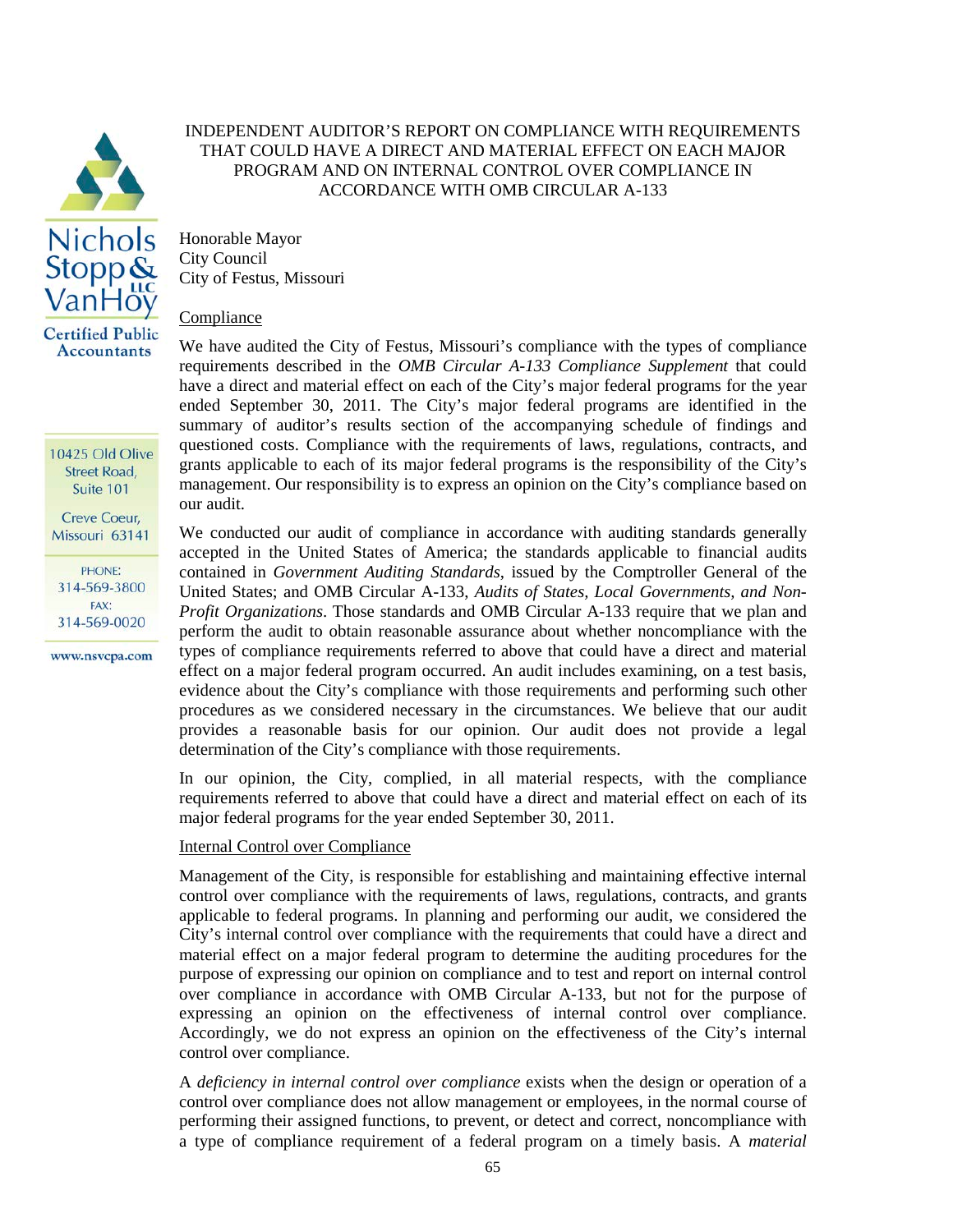Nichols Stopp & VanHoy LLC
Certified Public Accountants

10425 Old Olive Street Road, Suite 101

Creve Coeur, Missouri 63141

PHONE: 314-569-3800
FAX: 314-569-0020

www.nsvcpa.com

# INDEPENDENT AUDITOR'S REPORT ON COMPLIANCE WITH REQUIREMENTS THAT COULD HAVE A DIRECT AND MATERIAL EFFECT ON EACH MAJOR PROGRAM AND ON INTERNAL CONTROL OVER COMPLIANCE IN ACCORDANCE WITH OMB CIRCULAR A-133

Honorable Mayor
City Council
City of Festus, Missouri

## Compliance

We have audited the City of Festus, Missouri's compliance with the types of compliance requirements described in the *OMB Circular A-133 Compliance Supplement* that could have a direct and material effect on each of the City's major federal programs for the year ended September 30, 2011. The City's major federal programs are identified in the summary of auditor's results section of the accompanying schedule of findings and questioned costs. Compliance with the requirements of laws, regulations, contracts, and grants applicable to each of its major federal programs is the responsibility of the City's management. Our responsibility is to express an opinion on the City's compliance based on our audit.

We conducted our audit of compliance in accordance with auditing standards generally accepted in the United States of America; the standards applicable to financial audits contained in *Government Auditing Standards*, issued by the Comptroller General of the United States; and OMB Circular A-133, *Audits of States, Local Governments, and Non-Profit Organizations*. Those standards and OMB Circular A-133 require that we plan and perform the audit to obtain reasonable assurance about whether noncompliance with the types of compliance requirements referred to above that could have a direct and material effect on a major federal program occurred. An audit includes examining, on a test basis, evidence about the City's compliance with those requirements and performing such other procedures as we considered necessary in the circumstances. We believe that our audit provides a reasonable basis for our opinion. Our audit does not provide a legal determination of the City's compliance with those requirements.

In our opinion, the City, complied, in all material respects, with the compliance requirements referred to above that could have a direct and material effect on each of its major federal programs for the year ended September 30, 2011.

## Internal Control over Compliance

Management of the City, is responsible for establishing and maintaining effective internal control over compliance with the requirements of laws, regulations, contracts, and grants applicable to federal programs. In planning and performing our audit, we considered the City's internal control over compliance with the requirements that could have a direct and material effect on a major federal program to determine the auditing procedures for the purpose of expressing our opinion on compliance and to test and report on internal control over compliance in accordance with OMB Circular A-133, but not for the purpose of expressing an opinion on the effectiveness of internal control over compliance. Accordingly, we do not express an opinion on the effectiveness of the City's internal control over compliance.

A *deficiency in internal control over compliance* exists when the design or operation of a control over compliance does not allow management or employees, in the normal course of performing their assigned functions, to prevent, or detect and correct, noncompliance with a type of compliance requirement of a federal program on a timely basis. A *material*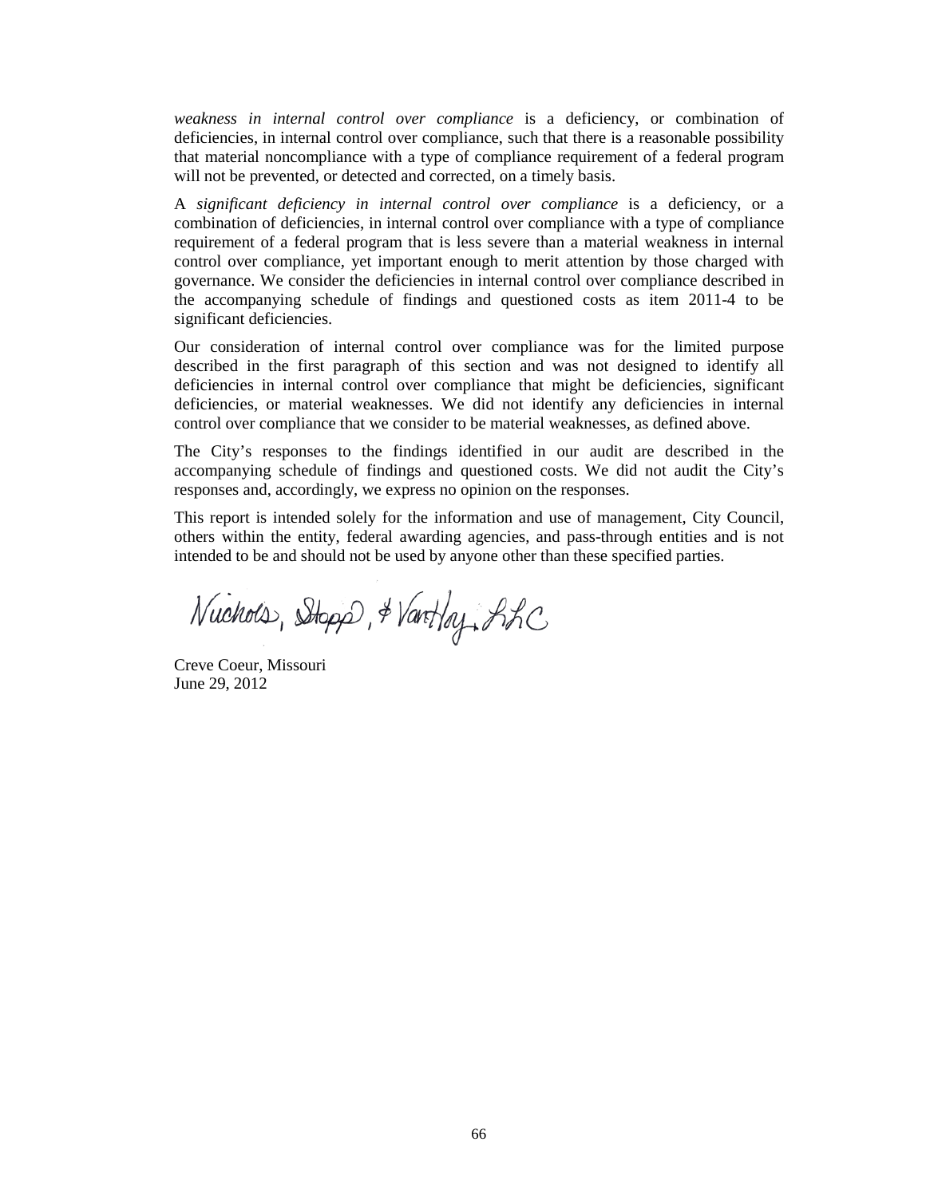*weakness in internal control over compliance* is a deficiency, or combination of deficiencies, in internal control over compliance, such that there is a reasonable possibility that material noncompliance with a type of compliance requirement of a federal program will not be prevented, or detected and corrected, on a timely basis.

A *significant deficiency in internal control over compliance* is a deficiency, or a combination of deficiencies, in internal control over compliance with a type of compliance requirement of a federal program that is less severe than a material weakness in internal control over compliance, yet important enough to merit attention by those charged with governance. We consider the deficiencies in internal control over compliance described in the accompanying schedule of findings and questioned costs as item 2011-4 to be significant deficiencies.

Our consideration of internal control over compliance was for the limited purpose described in the first paragraph of this section and was not designed to identify all deficiencies in internal control over compliance that might be deficiencies, significant deficiencies, or material weaknesses. We did not identify any deficiencies in internal control over compliance that we consider to be material weaknesses, as defined above.

The City's responses to the findings identified in our audit are described in the accompanying schedule of findings and questioned costs. We did not audit the City's responses and, accordingly, we express no opinion on the responses.

This report is intended solely for the information and use of management, City Council, others within the entity, federal awarding agencies, and pass-through entities and is not intended to be and should not be used by anyone other than these specified parties.

Nichols, Stopp, & VanHoy, LLC

Creve Coeur, Missouri
June 29, 2012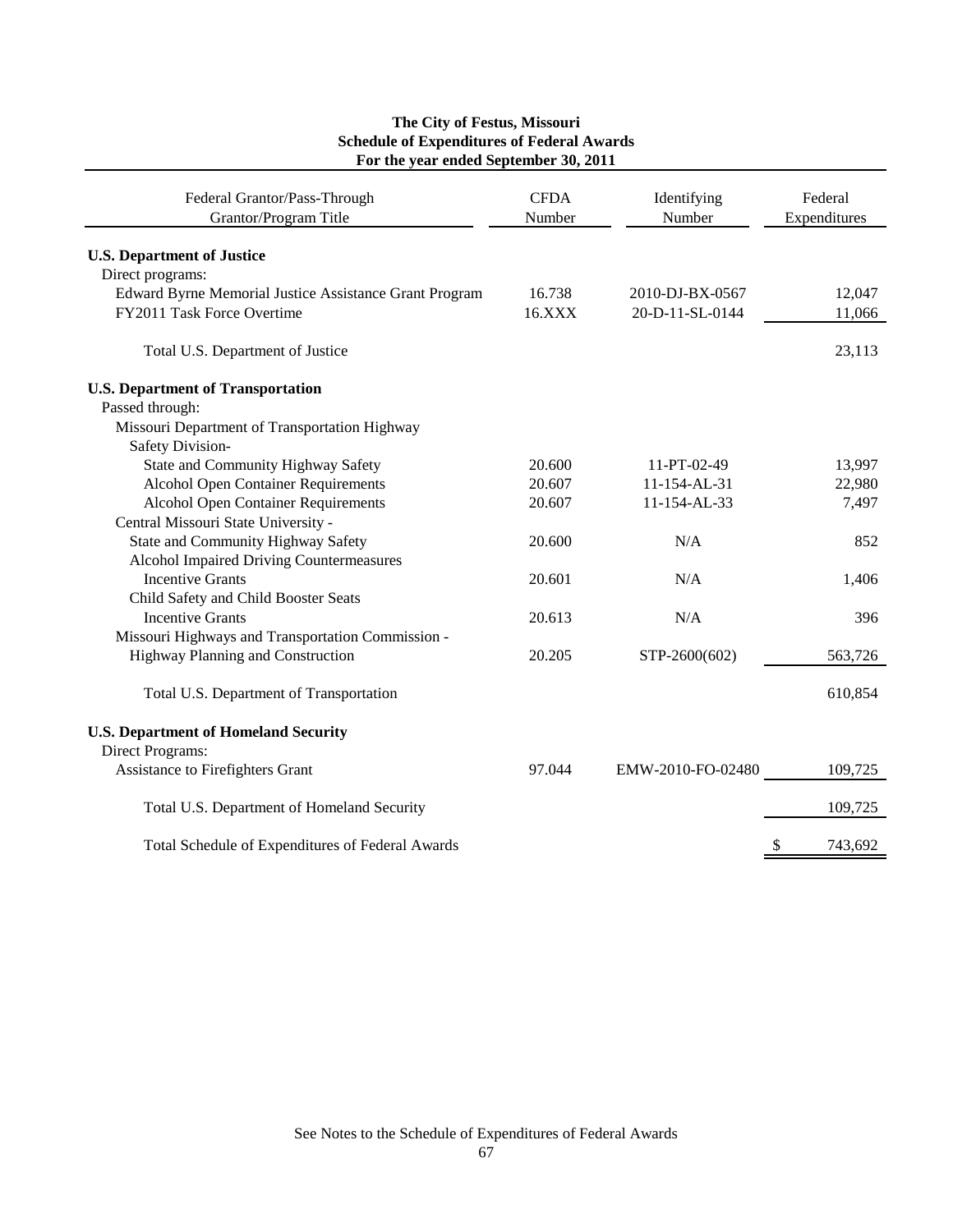**The City of Festus, Missouri**
**Schedule of Expenditures of Federal Awards**
**For the year ended September 30, 2011**

| Federal Grantor/Pass-Through Grantor/Program Title | CFDA Number | Identifying Number | Federal Expenditures |
|---|---|---|---|
| **U.S. Department of Justice** | | | |
| Direct programs: | | | |
| Edward Byrne Memorial Justice Assistance Grant Program | 16.738 | 2010-DJ-BX-0567 | 12,047 |
| FY2011 Task Force Overtime | 16.XXX | 20-D-11-SL-0144 | 11,066 |
| Total U.S. Department of Justice | | | 23,113 |
| **U.S. Department of Transportation** | | | |
| Passed through: | | | |
| Missouri Department of Transportation Highway Safety Division- | | | |
| State and Community Highway Safety | 20.600 | 11-PT-02-49 | 13,997 |
| Alcohol Open Container Requirements | 20.607 | 11-154-AL-31 | 22,980 |
| Alcohol Open Container Requirements | 20.607 | 11-154-AL-33 | 7,497 |
| Central Missouri State University - | | | |
| State and Community Highway Safety | 20.600 | N/A | 852 |
| Alcohol Impaired Driving Countermeasures Incentive Grants | 20.601 | N/A | 1,406 |
| Child Safety and Child Booster Seats Incentive Grants | 20.613 | N/A | 396 |
| Missouri Highways and Transportation Commission - | | | |
| Highway Planning and Construction | 20.205 | STP-2600(602) | 563,726 |
| Total U.S. Department of Transportation | | | 610,854 |
| **U.S. Department of Homeland Security** | | | |
| Direct Programs: | | | |
| Assistance to Firefighters Grant | 97.044 | EMW-2010-FO-02480 | 109,725 |
| Total U.S. Department of Homeland Security | | | 109,725 |
| Total Schedule of Expenditures of Federal Awards | | | $ 743,692 |

See Notes to the Schedule of Expenditures of Federal Awards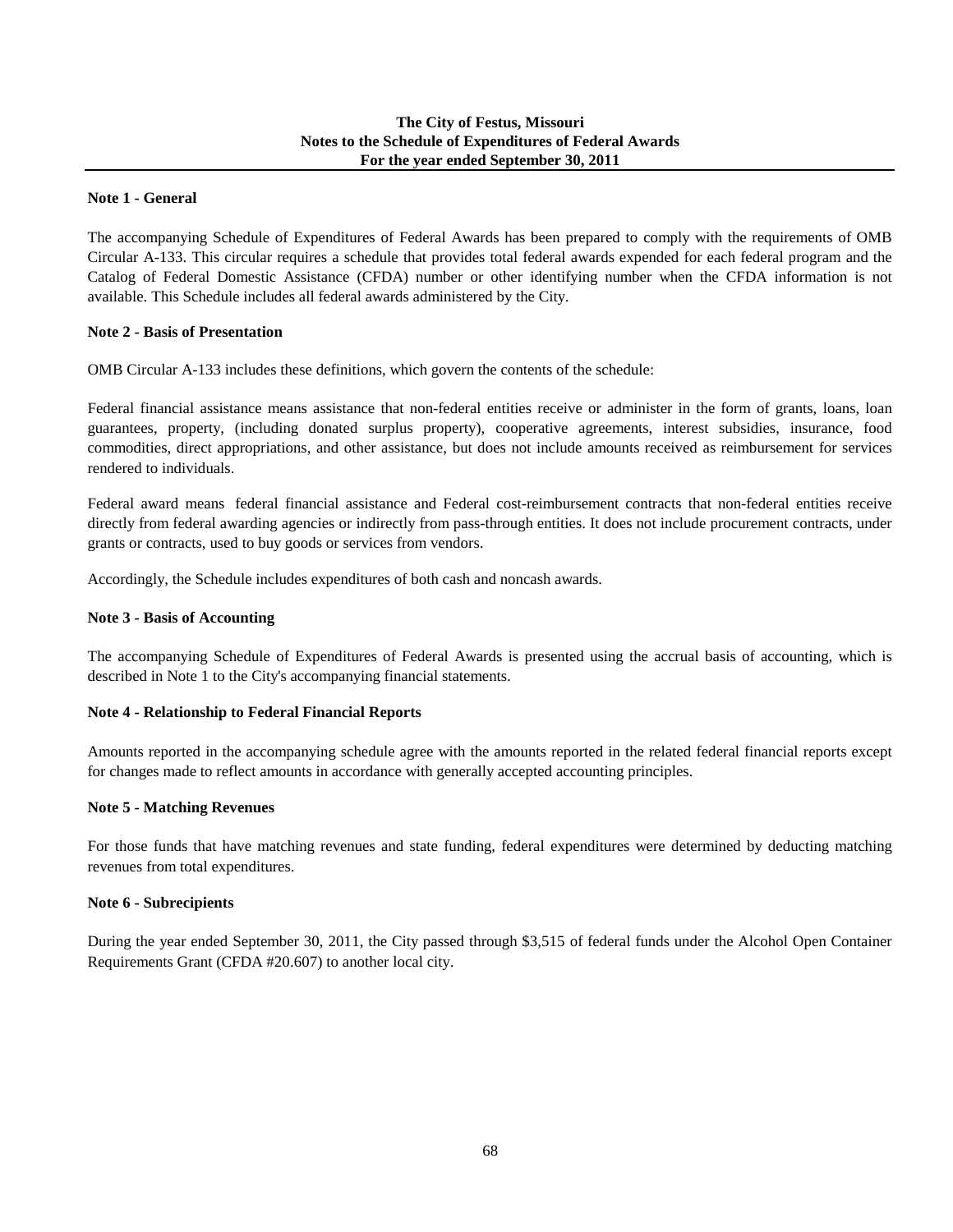# The City of Festus, Missouri
## Notes to the Schedule of Expenditures of Federal Awards
## For the year ended September 30, 2011

**Note 1 - General**

The accompanying Schedule of Expenditures of Federal Awards has been prepared to comply with the requirements of OMB Circular A-133. This circular requires a schedule that provides total federal awards expended for each federal program and the Catalog of Federal Domestic Assistance (CFDA) number or other identifying number when the CFDA information is not available. This Schedule includes all federal awards administered by the City.

**Note 2 - Basis of Presentation**

OMB Circular A-133 includes these definitions, which govern the contents of the schedule:

Federal financial assistance means assistance that non-federal entities receive or administer in the form of grants, loans, loan guarantees, property, (including donated surplus property), cooperative agreements, interest subsidies, insurance, food commodities, direct appropriations, and other assistance, but does not include amounts received as reimbursement for services rendered to individuals.

Federal award means federal financial assistance and Federal cost-reimbursement contracts that non-federal entities receive directly from federal awarding agencies or indirectly from pass-through entities. It does not include procurement contracts, under grants or contracts, used to buy goods or services from vendors.

Accordingly, the Schedule includes expenditures of both cash and noncash awards.

**Note 3 - Basis of Accounting**

The accompanying Schedule of Expenditures of Federal Awards is presented using the accrual basis of accounting, which is described in Note 1 to the City's accompanying financial statements.

**Note 4 - Relationship to Federal Financial Reports**

Amounts reported in the accompanying schedule agree with the amounts reported in the related federal financial reports except for changes made to reflect amounts in accordance with generally accepted accounting principles.

**Note 5 - Matching Revenues**

For those funds that have matching revenues and state funding, federal expenditures were determined by deducting matching revenues from total expenditures.

**Note 6 - Subrecipients**

During the year ended September 30, 2011, the City passed through $3,515 of federal funds under the Alcohol Open Container Requirements Grant (CFDA #20.607) to another local city.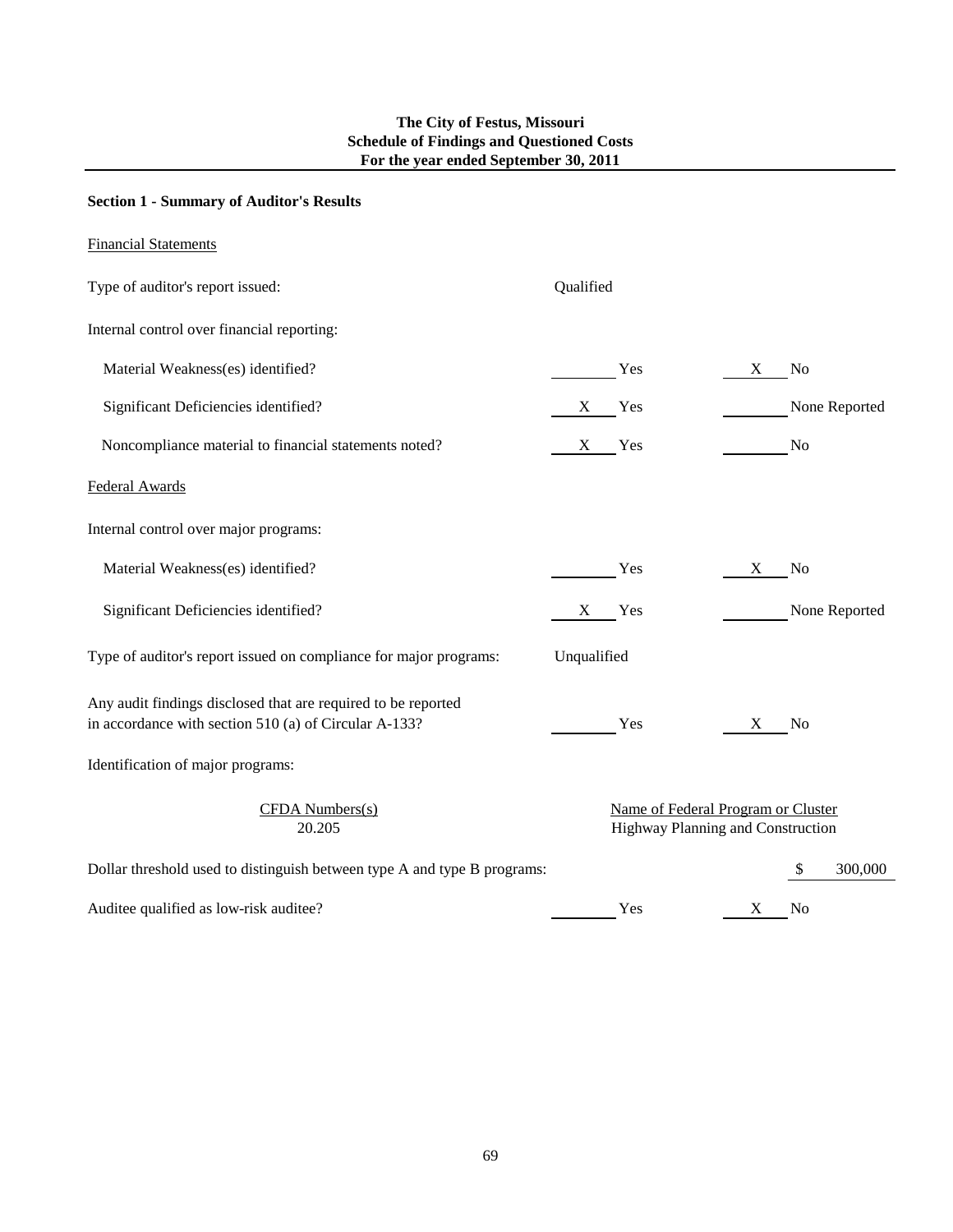**The City of Festus, Missouri**
**Schedule of Findings and Questioned Costs**
**For the year ended September 30, 2011**

**Section 1 - Summary of Auditor's Results**

Financial Statements

| | | |
|---|---|---|
| Type of auditor's report issued: | Qualified | |
| Internal control over financial reporting: | | |
| Material Weakness(es) identified? | ____ Yes | X No |
| Significant Deficiencies identified? | X Yes | ____ None Reported |
| Noncompliance material to financial statements noted? | X Yes | ____ No |

Federal Awards

| | | |
|---|---|---|
| Internal control over major programs: | | |
| Material Weakness(es) identified? | ____ Yes | X No |
| Significant Deficiencies identified? | X Yes | ____ None Reported |
| Type of auditor's report issued on compliance for major programs: | Unqualified | |
| Any audit findings disclosed that are required to be reported in accordance with section 510 (a) of Circular A-133? | ____ Yes | X No |

Identification of major programs:

| CFDA Numbers(s) | Name of Federal Program or Cluster |
|---|---|
| 20.205 | Highway Planning and Construction |

Dollar threshold used to distinguish between type A and type B programs: $ 300,000

Auditee qualified as low-risk auditee? ____ Yes X No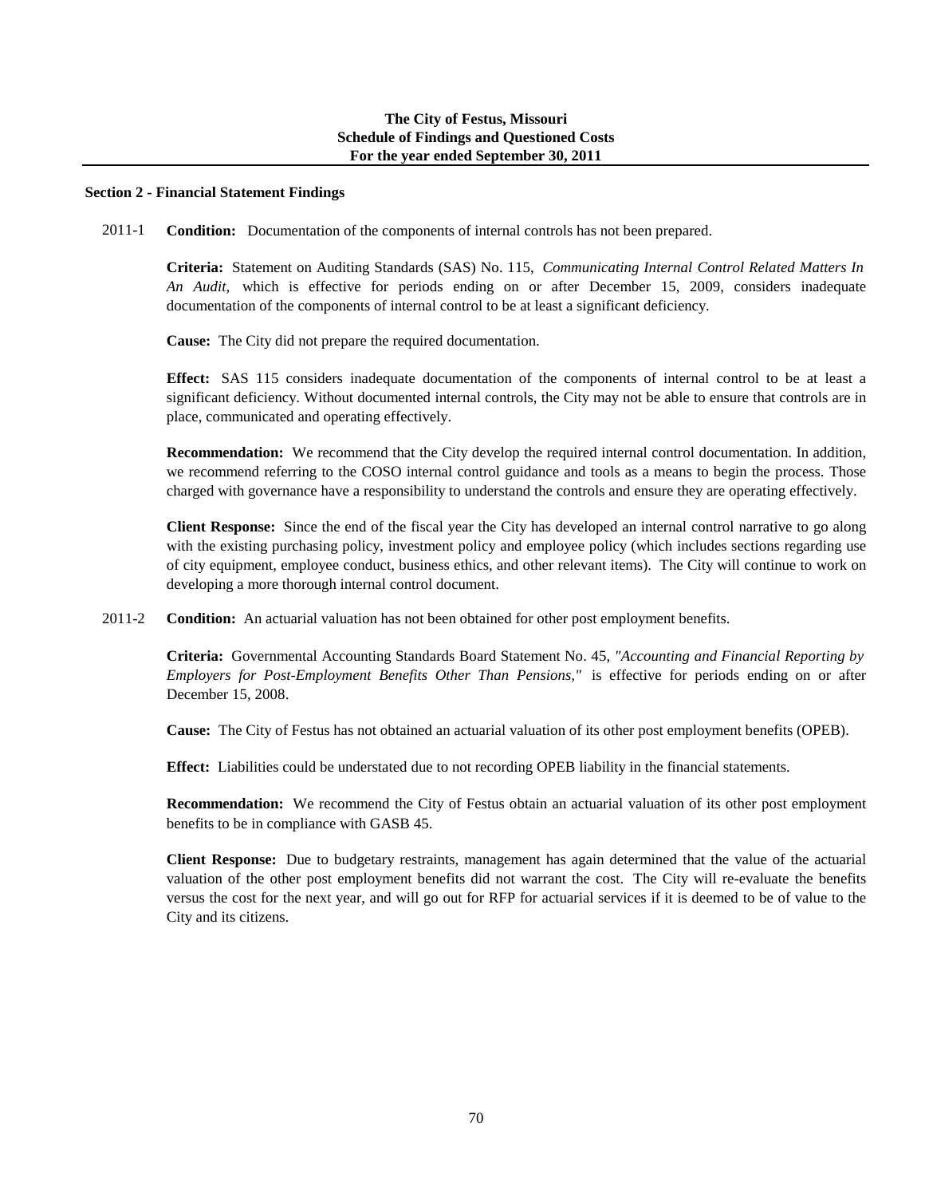**The City of Festus, Missouri**
**Schedule of Findings and Questioned Costs**
**For the year ended September 30, 2011**

## Section 2 - Financial Statement Findings

2011-1 **Condition:** Documentation of the components of internal controls has not been prepared.

**Criteria:** Statement on Auditing Standards (SAS) No. 115, *Communicating Internal Control Related Matters In An Audit,* which is effective for periods ending on or after December 15, 2009, considers inadequate documentation of the components of internal control to be at least a significant deficiency.

**Cause:** The City did not prepare the required documentation.

**Effect:** SAS 115 considers inadequate documentation of the components of internal control to be at least a significant deficiency. Without documented internal controls, the City may not be able to ensure that controls are in place, communicated and operating effectively.

**Recommendation:** We recommend that the City develop the required internal control documentation. In addition, we recommend referring to the COSO internal control guidance and tools as a means to begin the process. Those charged with governance have a responsibility to understand the controls and ensure they are operating effectively.

**Client Response:** Since the end of the fiscal year the City has developed an internal control narrative to go along with the existing purchasing policy, investment policy and employee policy (which includes sections regarding use of city equipment, employee conduct, business ethics, and other relevant items). The City will continue to work on developing a more thorough internal control document.

2011-2 **Condition:** An actuarial valuation has not been obtained for other post employment benefits.

**Criteria:** Governmental Accounting Standards Board Statement No. 45, *"Accounting and Financial Reporting by Employers for Post-Employment Benefits Other Than Pensions,"* is effective for periods ending on or after December 15, 2008.

**Cause:** The City of Festus has not obtained an actuarial valuation of its other post employment benefits (OPEB).

**Effect:** Liabilities could be understated due to not recording OPEB liability in the financial statements.

**Recommendation:** We recommend the City of Festus obtain an actuarial valuation of its other post employment benefits to be in compliance with GASB 45.

**Client Response:** Due to budgetary restraints, management has again determined that the value of the actuarial valuation of the other post employment benefits did not warrant the cost. The City will re-evaluate the benefits versus the cost for the next year, and will go out for RFP for actuarial services if it is deemed to be of value to the City and its citizens.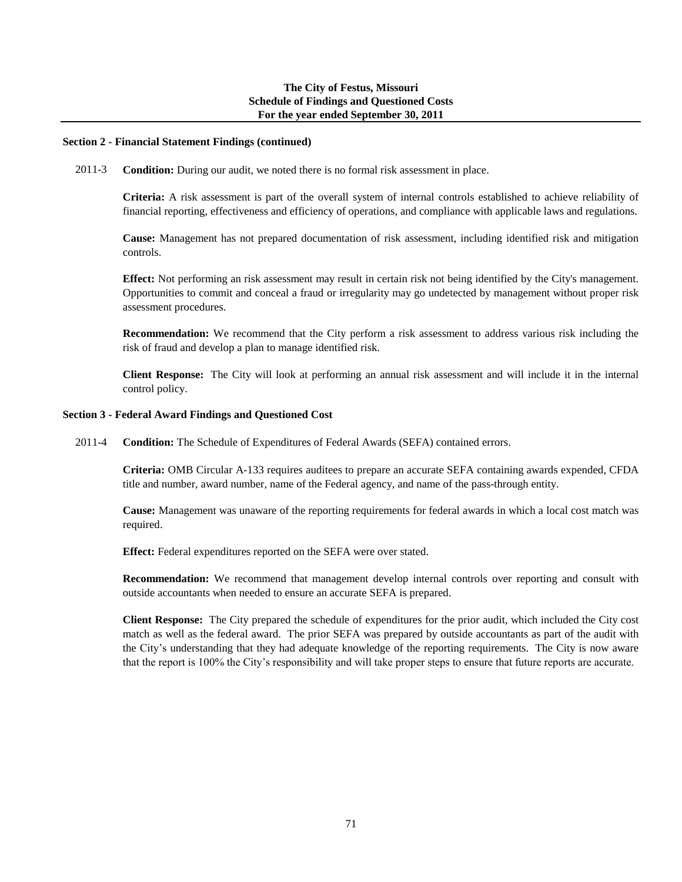## Section 2 - Financial Statement Findings (continued)

2011-3 **Condition:** During our audit, we noted there is no formal risk assessment in place.

**Criteria:** A risk assessment is part of the overall system of internal controls established to achieve reliability of financial reporting, effectiveness and efficiency of operations, and compliance with applicable laws and regulations.

**Cause:** Management has not prepared documentation of risk assessment, including identified risk and mitigation controls.

**Effect:** Not performing an risk assessment may result in certain risk not being identified by the City's management. Opportunities to commit and conceal a fraud or irregularity may go undetected by management without proper risk assessment procedures.

**Recommendation:** We recommend that the City perform a risk assessment to address various risk including the risk of fraud and develop a plan to manage identified risk.

**Client Response:** The City will look at performing an annual risk assessment and will include it in the internal control policy.

## Section 3 - Federal Award Findings and Questioned Cost

2011-4 **Condition:** The Schedule of Expenditures of Federal Awards (SEFA) contained errors.

**Criteria:** OMB Circular A-133 requires auditees to prepare an accurate SEFA containing awards expended, CFDA title and number, award number, name of the Federal agency, and name of the pass-through entity.

**Cause:** Management was unaware of the reporting requirements for federal awards in which a local cost match was required.

**Effect:** Federal expenditures reported on the SEFA were over stated.

**Recommendation:** We recommend that management develop internal controls over reporting and consult with outside accountants when needed to ensure an accurate SEFA is prepared.

**Client Response:** The City prepared the schedule of expenditures for the prior audit, which included the City cost match as well as the federal award. The prior SEFA was prepared by outside accountants as part of the audit with the City's understanding that they had adequate knowledge of the reporting requirements. The City is now aware that the report is 100% the City's responsibility and will take proper steps to ensure that future reports are accurate.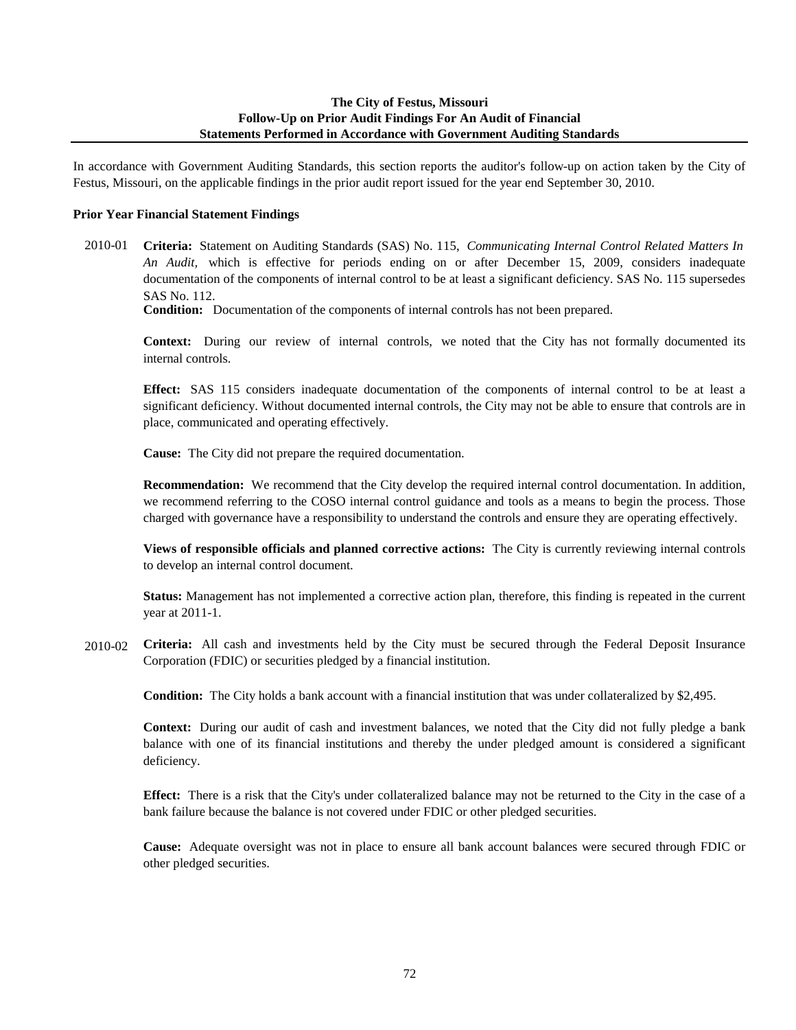**The City of Festus, Missouri**
**Follow-Up on Prior Audit Findings For An Audit of Financial Statements Performed in Accordance with Government Auditing Standards**

In accordance with Government Auditing Standards, this section reports the auditor's follow-up on action taken by the City of Festus, Missouri, on the applicable findings in the prior audit report issued for the year end September 30, 2010.

**Prior Year Financial Statement Findings**

2010-01 **Criteria:** Statement on Auditing Standards (SAS) No. 115, *Communicating Internal Control Related Matters In An Audit,* which is effective for periods ending on or after December 15, 2009, considers inadequate documentation of the components of internal control to be at least a significant deficiency. SAS No. 115 supersedes SAS No. 112.

**Condition:** Documentation of the components of internal controls has not been prepared.

**Context:** During our review of internal controls, we noted that the City has not formally documented its internal controls.

**Effect:** SAS 115 considers inadequate documentation of the components of internal control to be at least a significant deficiency. Without documented internal controls, the City may not be able to ensure that controls are in place, communicated and operating effectively.

**Cause:** The City did not prepare the required documentation.

**Recommendation:** We recommend that the City develop the required internal control documentation. In addition, we recommend referring to the COSO internal control guidance and tools as a means to begin the process. Those charged with governance have a responsibility to understand the controls and ensure they are operating effectively.

**Views of responsible officials and planned corrective actions:** The City is currently reviewing internal controls to develop an internal control document.

**Status:** Management has not implemented a corrective action plan, therefore, this finding is repeated in the current year at 2011-1.

2010-02 **Criteria:** All cash and investments held by the City must be secured through the Federal Deposit Insurance Corporation (FDIC) or securities pledged by a financial institution.

**Condition:** The City holds a bank account with a financial institution that was under collateralized by $2,495.

**Context:** During our audit of cash and investment balances, we noted that the City did not fully pledge a bank balance with one of its financial institutions and thereby the under pledged amount is considered a significant deficiency.

**Effect:** There is a risk that the City's under collateralized balance may not be returned to the City in the case of a bank failure because the balance is not covered under FDIC or other pledged securities.

**Cause:** Adequate oversight was not in place to ensure all bank account balances were secured through FDIC or other pledged securities.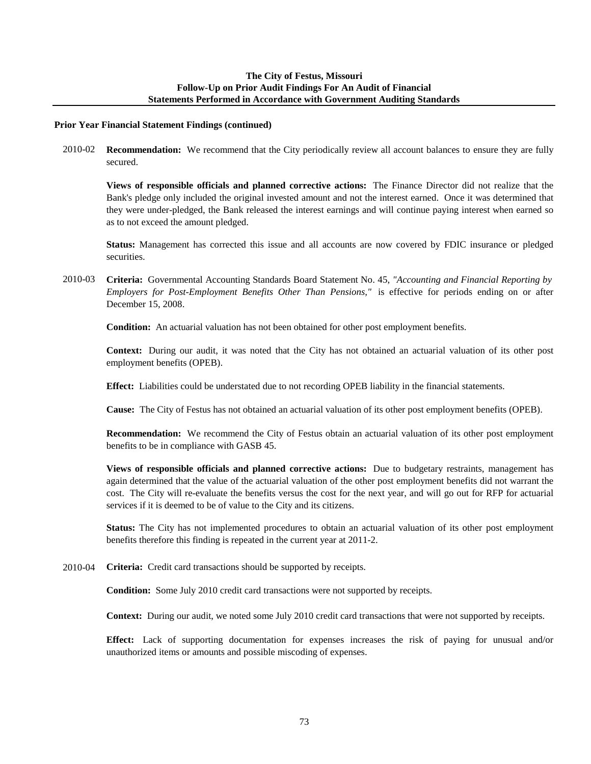**Prior Year Financial Statement Findings (continued)**

2010-02 **Recommendation:** We recommend that the City periodically review all account balances to ensure they are fully secured.

**Views of responsible officials and planned corrective actions:** The Finance Director did not realize that the Bank's pledge only included the original invested amount and not the interest earned. Once it was determined that they were under-pledged, the Bank released the interest earnings and will continue paying interest when earned so as to not exceed the amount pledged.

**Status:** Management has corrected this issue and all accounts are now covered by FDIC insurance or pledged securities.

2010-03 **Criteria:** Governmental Accounting Standards Board Statement No. 45, *"Accounting and Financial Reporting by Employers for Post-Employment Benefits Other Than Pensions,"* is effective for periods ending on or after December 15, 2008.

**Condition:** An actuarial valuation has not been obtained for other post employment benefits.

**Context:** During our audit, it was noted that the City has not obtained an actuarial valuation of its other post employment benefits (OPEB).

**Effect:** Liabilities could be understated due to not recording OPEB liability in the financial statements.

**Cause:** The City of Festus has not obtained an actuarial valuation of its other post employment benefits (OPEB).

**Recommendation:** We recommend the City of Festus obtain an actuarial valuation of its other post employment benefits to be in compliance with GASB 45.

**Views of responsible officials and planned corrective actions:** Due to budgetary restraints, management has again determined that the value of the actuarial valuation of the other post employment benefits did not warrant the cost. The City will re-evaluate the benefits versus the cost for the next year, and will go out for RFP for actuarial services if it is deemed to be of value to the City and its citizens.

**Status:** The City has not implemented procedures to obtain an actuarial valuation of its other post employment benefits therefore this finding is repeated in the current year at 2011-2.

2010-04 **Criteria:** Credit card transactions should be supported by receipts.

**Condition:** Some July 2010 credit card transactions were not supported by receipts.

**Context:** During our audit, we noted some July 2010 credit card transactions that were not supported by receipts.

**Effect:** Lack of supporting documentation for expenses increases the risk of paying for unusual and/or unauthorized items or amounts and possible miscoding of expenses.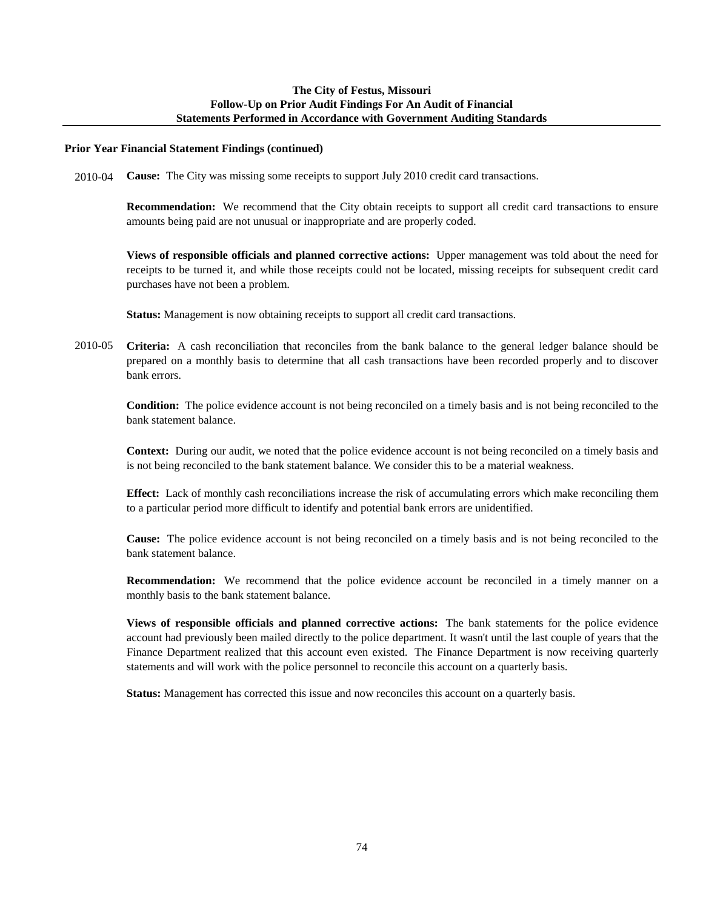**Prior Year Financial Statement Findings (continued)**

2010-04 **Cause:** The City was missing some receipts to support July 2010 credit card transactions.

**Recommendation:** We recommend that the City obtain receipts to support all credit card transactions to ensure amounts being paid are not unusual or inappropriate and are properly coded.

**Views of responsible officials and planned corrective actions:** Upper management was told about the need for receipts to be turned it, and while those receipts could not be located, missing receipts for subsequent credit card purchases have not been a problem.

**Status:** Management is now obtaining receipts to support all credit card transactions.

2010-05 **Criteria:** A cash reconciliation that reconciles from the bank balance to the general ledger balance should be prepared on a monthly basis to determine that all cash transactions have been recorded properly and to discover bank errors.

**Condition:** The police evidence account is not being reconciled on a timely basis and is not being reconciled to the bank statement balance.

**Context:** During our audit, we noted that the police evidence account is not being reconciled on a timely basis and is not being reconciled to the bank statement balance. We consider this to be a material weakness.

**Effect:** Lack of monthly cash reconciliations increase the risk of accumulating errors which make reconciling them to a particular period more difficult to identify and potential bank errors are unidentified.

**Cause:** The police evidence account is not being reconciled on a timely basis and is not being reconciled to the bank statement balance.

**Recommendation:** We recommend that the police evidence account be reconciled in a timely manner on a monthly basis to the bank statement balance.

**Views of responsible officials and planned corrective actions:** The bank statements for the police evidence account had previously been mailed directly to the police department. It wasn't until the last couple of years that the Finance Department realized that this account even existed. The Finance Department is now receiving quarterly statements and will work with the police personnel to reconcile this account on a quarterly basis.

**Status:** Management has corrected this issue and now reconciles this account on a quarterly basis.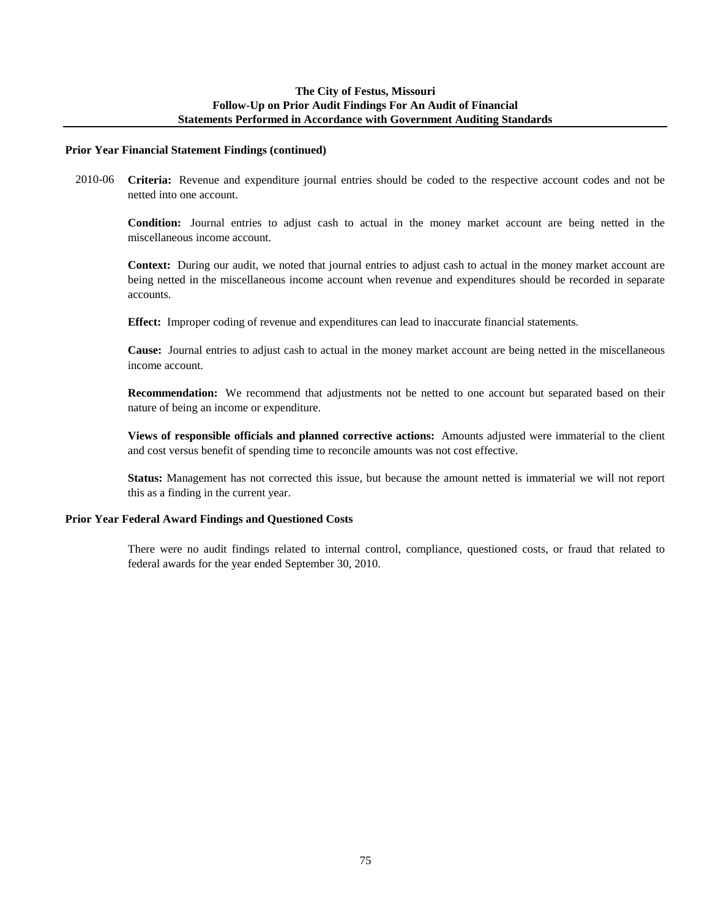## Prior Year Financial Statement Findings (continued)

2010-06 **Criteria:** Revenue and expenditure journal entries should be coded to the respective account codes and not be netted into one account.

**Condition:** Journal entries to adjust cash to actual in the money market account are being netted in the miscellaneous income account.

**Context:** During our audit, we noted that journal entries to adjust cash to actual in the money market account are being netted in the miscellaneous income account when revenue and expenditures should be recorded in separate accounts.

**Effect:** Improper coding of revenue and expenditures can lead to inaccurate financial statements.

**Cause:** Journal entries to adjust cash to actual in the money market account are being netted in the miscellaneous income account.

**Recommendation:** We recommend that adjustments not be netted to one account but separated based on their nature of being an income or expenditure.

**Views of responsible officials and planned corrective actions:** Amounts adjusted were immaterial to the client and cost versus benefit of spending time to reconcile amounts was not cost effective.

**Status:** Management has not corrected this issue, but because the amount netted is immaterial we will not report this as a finding in the current year.

## Prior Year Federal Award Findings and Questioned Costs

There were no audit findings related to internal control, compliance, questioned costs, or fraud that related to federal awards for the year ended September 30, 2010.